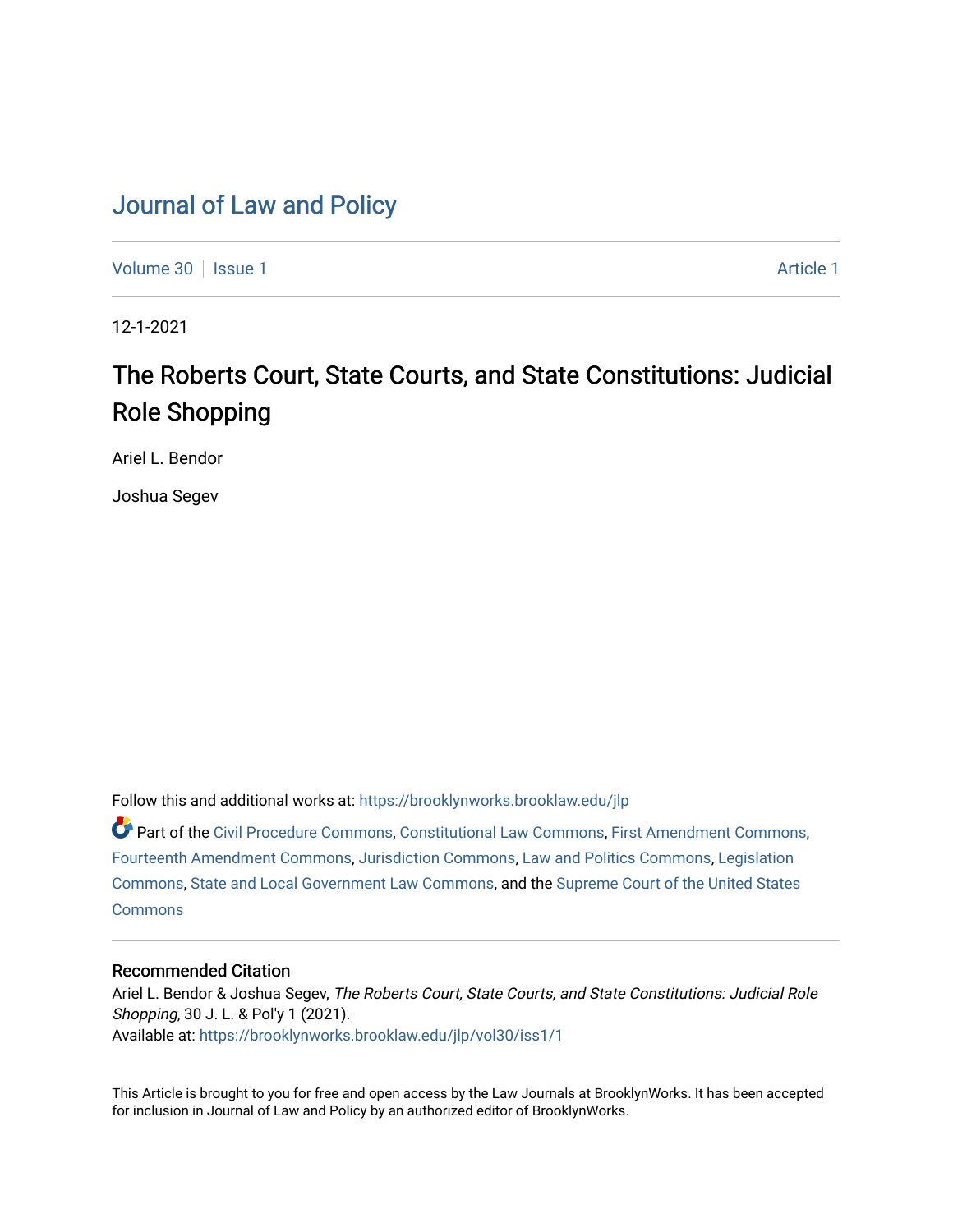# Journal of Law and Policy

Volume 30 | Issue 1 | Article 1

12-1-2021

## The Roberts Court, State Courts, and State Constitutions: Judicial Role Shopping

Ariel L. Bendor

Joshua Segev

Follow this and additional works at: https://brooklynworks.brooklaw.edu/jlp

Part of the Civil Procedure Commons, Constitutional Law Commons, First Amendment Commons, Fourteenth Amendment Commons, Jurisdiction Commons, Law and Politics Commons, Legislation Commons, State and Local Government Law Commons, and the Supreme Court of the United States Commons

### Recommended Citation

Ariel L. Bendor & Joshua Segev, *The Roberts Court, State Courts, and State Constitutions: Judicial Role Shopping*, 30 J. L. & Pol'y 1 (2021).
Available at: https://brooklynworks.brooklaw.edu/jlp/vol30/iss1/1

This Article is brought to you for free and open access by the Law Journals at BrooklynWorks. It has been accepted for inclusion in Journal of Law and Policy by an authorized editor of BrooklynWorks.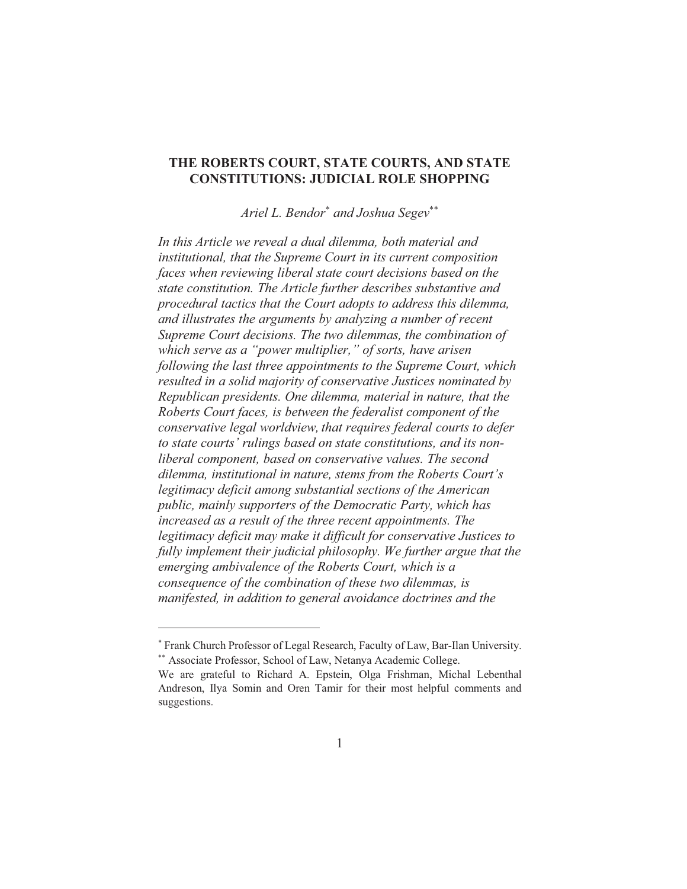## THE ROBERTS COURT, STATE COURTS, AND STATE CONSTITUTIONS: JUDICIAL ROLE SHOPPING

*Ariel L. Bendor*[*] *and Joshua Segev*[**]

*In this Article we reveal a dual dilemma, both material and institutional, that the Supreme Court in its current composition faces when reviewing liberal state court decisions based on the state constitution. The Article further describes substantive and procedural tactics that the Court adopts to address this dilemma, and illustrates the arguments by analyzing a number of recent Supreme Court decisions. The two dilemmas, the combination of which serve as a "power multiplier," of sorts, have arisen following the last three appointments to the Supreme Court, which resulted in a solid majority of conservative Justices nominated by Republican presidents. One dilemma, material in nature, that the Roberts Court faces, is between the federalist component of the conservative legal worldview, that requires federal courts to defer to state courts' rulings based on state constitutions, and its non-liberal component, based on conservative values. The second dilemma, institutional in nature, stems from the Roberts Court's legitimacy deficit among substantial sections of the American public, mainly supporters of the Democratic Party, which has increased as a result of the three recent appointments. The legitimacy deficit may make it difficult for conservative Justices to fully implement their judicial philosophy. We further argue that the emerging ambivalence of the Roberts Court, which is a consequence of the combination of these two dilemmas, is manifested, in addition to general avoidance doctrines and the*

---

[*] Frank Church Professor of Legal Research, Faculty of Law, Bar-Ilan University.

[**] Associate Professor, School of Law, Netanya Academic College.

We are grateful to Richard A. Epstein, Olga Frishman, Michal Lebenthal Andreson, Ilya Somin and Oren Tamir for their most helpful comments and suggestions.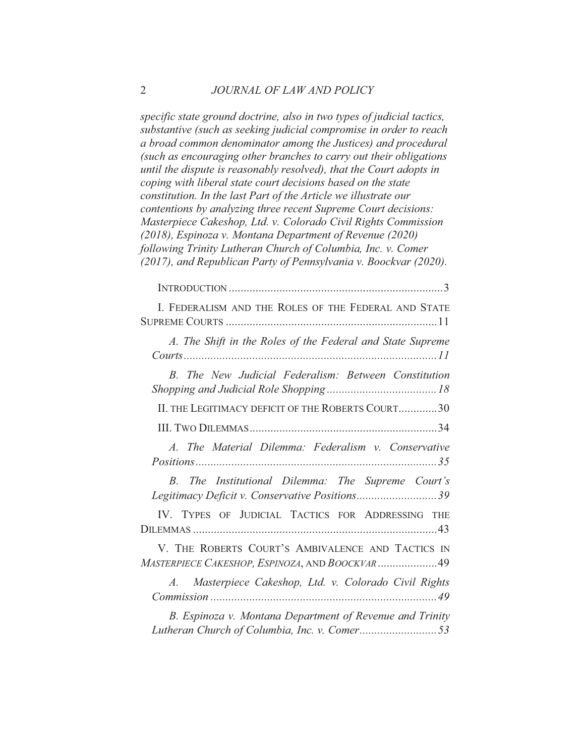*specific state ground doctrine, also in two types of judicial tactics, substantive (such as seeking judicial compromise in order to reach a broad common denominator among the Justices) and procedural (such as encouraging other branches to carry out their obligations until the dispute is reasonably resolved), that the Court adopts in coping with liberal state court decisions based on the state constitution. In the last Part of the Article we illustrate our contentions by analyzing three recent Supreme Court decisions: Masterpiece Cakeshop, Ltd. v. Colorado Civil Rights Commission (2018), Espinoza v. Montana Department of Revenue (2020) following Trinity Lutheran Church of Columbia, Inc. v. Comer (2017), and Republican Party of Pennsylvania v. Boockvar (2020).*

INTRODUCTION ........................................................................ 3

I. FEDERALISM AND THE ROLES OF THE FEDERAL AND STATE SUPREME COURTS ....................................................................... 11

*A. The Shift in the Roles of the Federal and State Supreme Courts* ..................................................................................... 11

*B. The New Judicial Federalism: Between Constitution Shopping and Judicial Role Shopping* ..................................... 18

II. THE LEGITIMACY DEFICIT OF THE ROBERTS COURT ............. 30

III. TWO DILEMMAS ............................................................... 34

*A. The Material Dilemma: Federalism v. Conservative Positions* ................................................................................. 35

*B. The Institutional Dilemma: The Supreme Court's Legitimacy Deficit v. Conservative Positions* ........................... 39

IV. TYPES OF JUDICIAL TACTICS FOR ADDRESSING THE DILEMMAS .................................................................................. 43

V. THE ROBERTS COURT'S AMBIVALENCE AND TACTICS IN *MASTERPIECE CAKESHOP*, *ESPINOZA*, AND *BOOCKVAR* .................... 49

*A. Masterpiece Cakeshop, Ltd. v. Colorado Civil Rights Commission* ............................................................................ 49

*B. Espinoza v. Montana Department of Revenue and Trinity Lutheran Church of Columbia, Inc. v. Comer* .......................... 53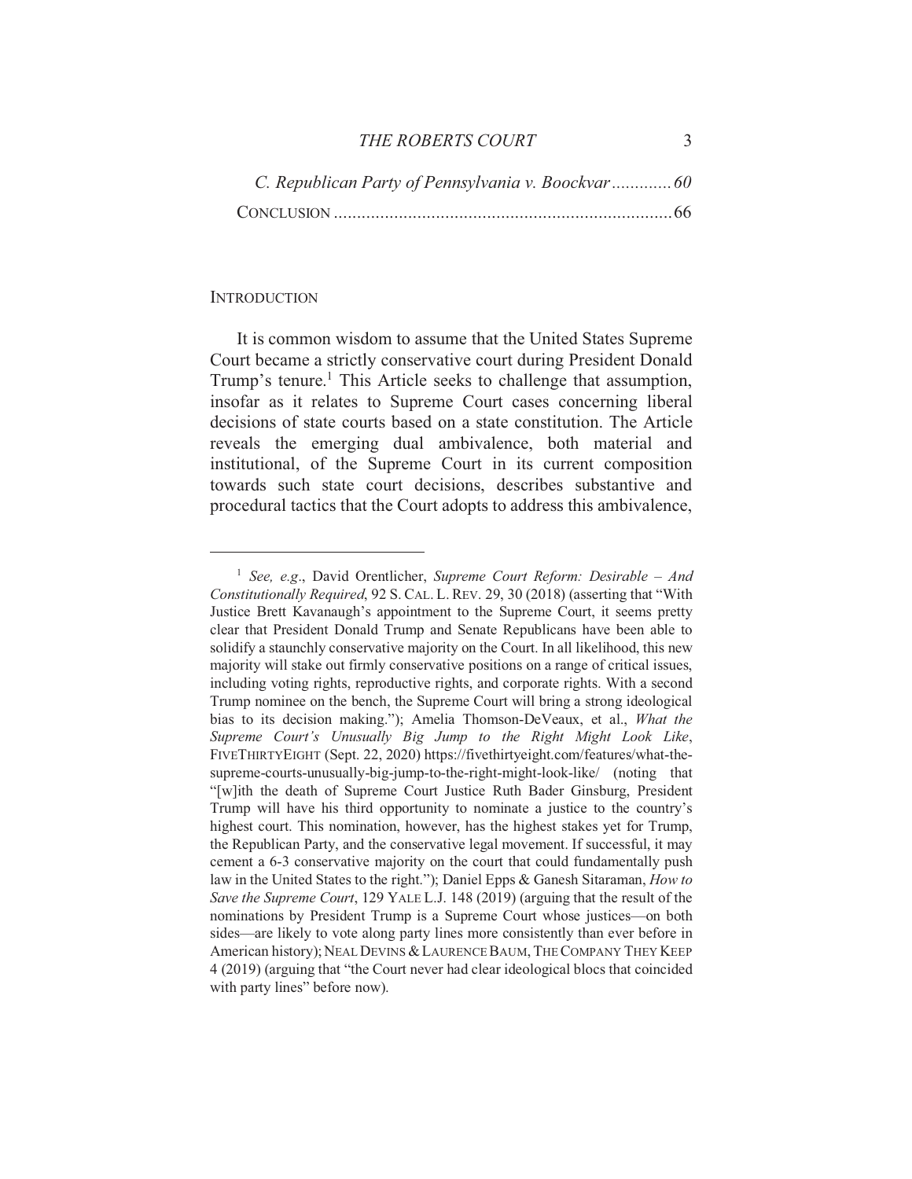*C. Republican Party of Pennsylvania v. Boockvar* .............60

CONCLUSION .......................................................................66

## INTRODUCTION

It is common wisdom to assume that the United States Supreme Court became a strictly conservative court during President Donald Trump's tenure.[1] This Article seeks to challenge that assumption, insofar as it relates to Supreme Court cases concerning liberal decisions of state courts based on a state constitution. The Article reveals the emerging dual ambivalence, both material and institutional, of the Supreme Court in its current composition towards such state court decisions, describes substantive and procedural tactics that the Court adopts to address this ambivalence,

---

[1] *See, e.g*., David Orentlicher, *Supreme Court Reform: Desirable – And Constitutionally Required*, 92 S. CAL. L. REV. 29, 30 (2018) (asserting that "With Justice Brett Kavanaugh's appointment to the Supreme Court, it seems pretty clear that President Donald Trump and Senate Republicans have been able to solidify a staunchly conservative majority on the Court. In all likelihood, this new majority will stake out firmly conservative positions on a range of critical issues, including voting rights, reproductive rights, and corporate rights. With a second Trump nominee on the bench, the Supreme Court will bring a strong ideological bias to its decision making."); Amelia Thomson-DeVeaux, et al., *What the Supreme Court's Unusually Big Jump to the Right Might Look Like*, FIVETHIRTYEIGHT (Sept. 22, 2020) https://fivethirtyeight.com/features/what-the-supreme-courts-unusually-big-jump-to-the-right-might-look-like/ (noting that "[w]ith the death of Supreme Court Justice Ruth Bader Ginsburg, President Trump will have his third opportunity to nominate a justice to the country's highest court. This nomination, however, has the highest stakes yet for Trump, the Republican Party, and the conservative legal movement. If successful, it may cement a 6-3 conservative majority on the court that could fundamentally push law in the United States to the right."); Daniel Epps & Ganesh Sitaraman, *How to Save the Supreme Court*, 129 YALE L.J. 148 (2019) (arguing that the result of the nominations by President Trump is a Supreme Court whose justices—on both sides—are likely to vote along party lines more consistently than ever before in American history); NEAL DEVINS & LAURENCE BAUM, THE COMPANY THEY KEEP 4 (2019) (arguing that "the Court never had clear ideological blocs that coincided with party lines" before now).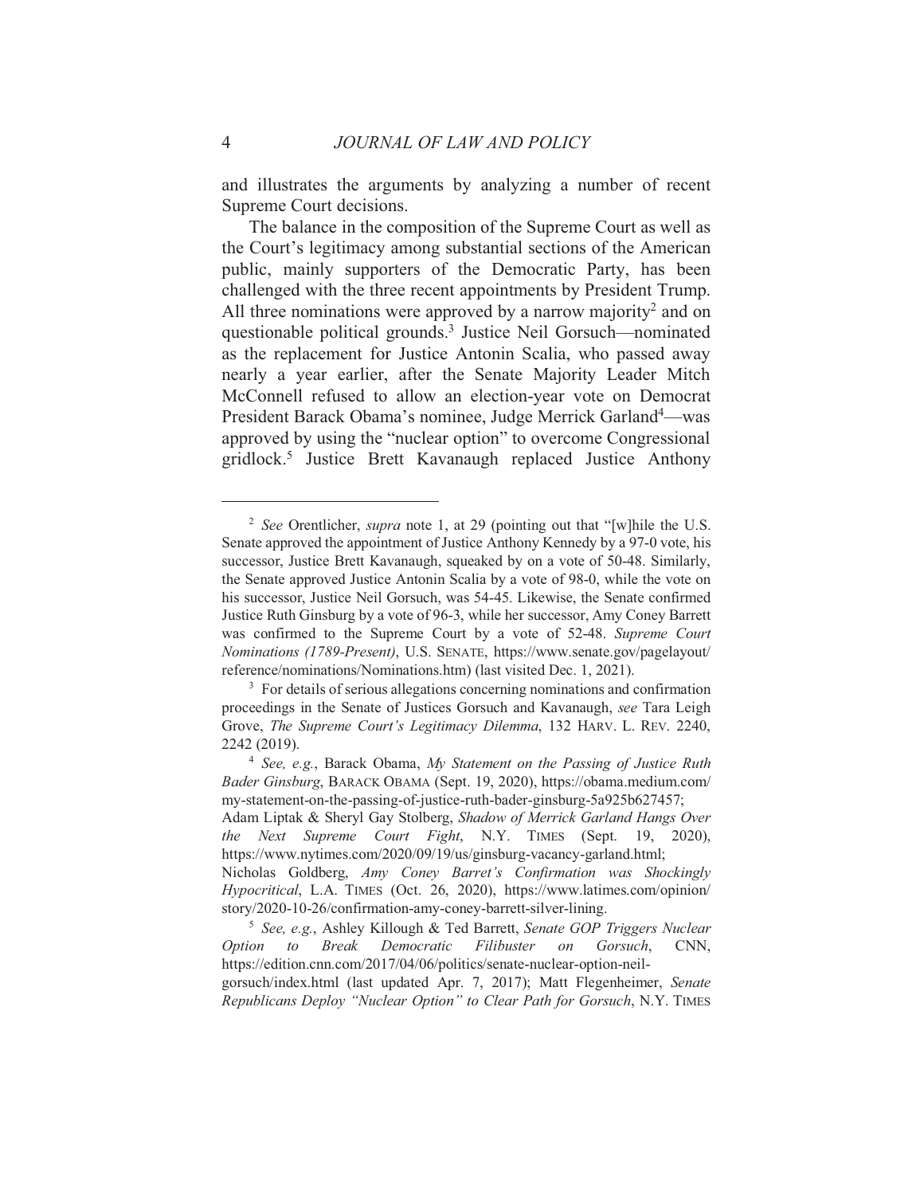and illustrates the arguments by analyzing a number of recent Supreme Court decisions.

The balance in the composition of the Supreme Court as well as the Court's legitimacy among substantial sections of the American public, mainly supporters of the Democratic Party, has been challenged with the three recent appointments by President Trump. All three nominations were approved by a narrow majority[2] and on questionable political grounds.[3] Justice Neil Gorsuch—nominated as the replacement for Justice Antonin Scalia, who passed away nearly a year earlier, after the Senate Majority Leader Mitch McConnell refused to allow an election-year vote on Democrat President Barack Obama's nominee, Judge Merrick Garland[4]—was approved by using the "nuclear option" to overcome Congressional gridlock.[5] Justice Brett Kavanaugh replaced Justice Anthony

---

[2] *See* Orentlicher, *supra* note 1, at 29 (pointing out that "[w]hile the U.S. Senate approved the appointment of Justice Anthony Kennedy by a 97-0 vote, his successor, Justice Brett Kavanaugh, squeaked by on a vote of 50-48. Similarly, the Senate approved Justice Antonin Scalia by a vote of 98-0, while the vote on his successor, Justice Neil Gorsuch, was 54-45. Likewise, the Senate confirmed Justice Ruth Ginsburg by a vote of 96-3, while her successor, Amy Coney Barrett was confirmed to the Supreme Court by a vote of 52-48. *Supreme Court Nominations (1789-Present)*, U.S. SENATE, https://www.senate.gov/pagelayout/reference/nominations/Nominations.htm) (last visited Dec. 1, 2021).

[3] For details of serious allegations concerning nominations and confirmation proceedings in the Senate of Justices Gorsuch and Kavanaugh, *see* Tara Leigh Grove, *The Supreme Court's Legitimacy Dilemma*, 132 HARV. L. REV. 2240, 2242 (2019).

[4] *See, e.g.*, Barack Obama, *My Statement on the Passing of Justice Ruth Bader Ginsburg*, BARACK OBAMA (Sept. 19, 2020), https://obama.medium.com/my-statement-on-the-passing-of-justice-ruth-bader-ginsburg-5a925b627457; Adam Liptak & Sheryl Gay Stolberg, *Shadow of Merrick Garland Hangs Over the Next Supreme Court Fight*, N.Y. TIMES (Sept. 19, 2020), https://www.nytimes.com/2020/09/19/us/ginsburg-vacancy-garland.html; Nicholas Goldberg, *Amy Coney Barret's Confirmation was Shockingly Hypocritical*, L.A. TIMES (Oct. 26, 2020), https://www.latimes.com/opinion/story/2020-10-26/confirmation-amy-coney-barrett-silver-lining.

[5] *See, e.g.*, Ashley Killough & Ted Barrett, *Senate GOP Triggers Nuclear Option to Break Democratic Filibuster on Gorsuch*, CNN, https://edition.cnn.com/2017/04/06/politics/senate-nuclear-option-neil-gorsuch/index.html (last updated Apr. 7, 2017); Matt Flegenheimer, *Senate Republicans Deploy "Nuclear Option" to Clear Path for Gorsuch*, N.Y. TIMES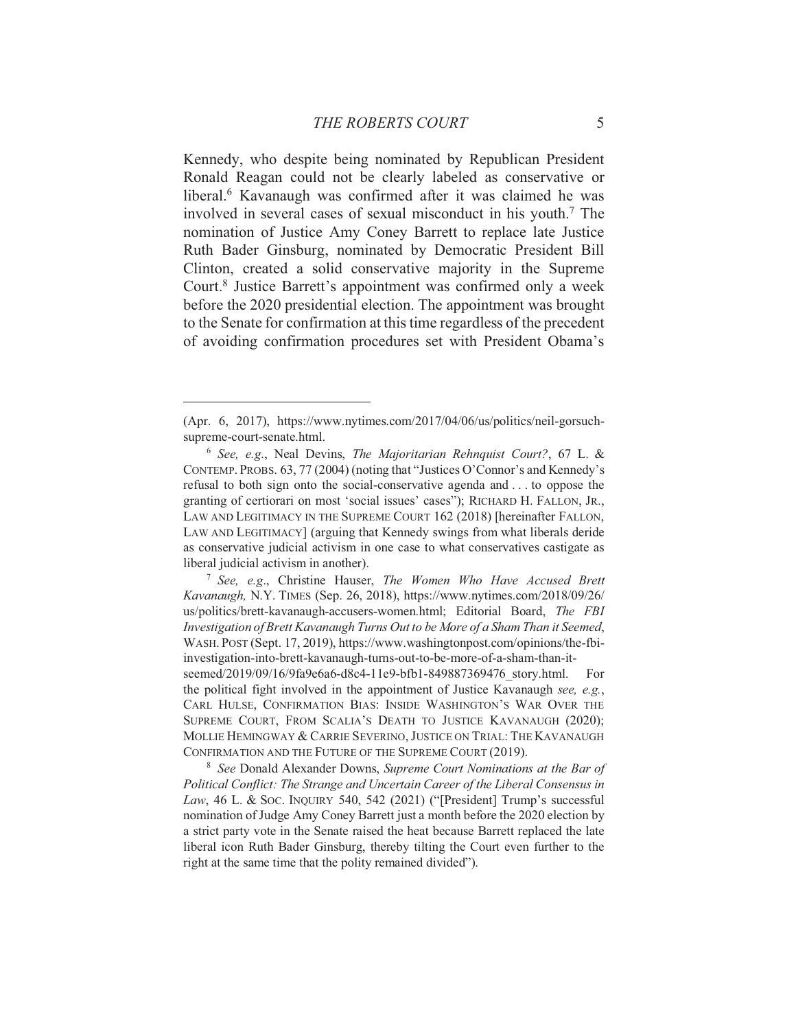Kennedy, who despite being nominated by Republican President Ronald Reagan could not be clearly labeled as conservative or liberal.[6] Kavanaugh was confirmed after it was claimed he was involved in several cases of sexual misconduct in his youth.[7] The nomination of Justice Amy Coney Barrett to replace late Justice Ruth Bader Ginsburg, nominated by Democratic President Bill Clinton, created a solid conservative majority in the Supreme Court.[8] Justice Barrett's appointment was confirmed only a week before the 2020 presidential election. The appointment was brought to the Senate for confirmation at this time regardless of the precedent of avoiding confirmation procedures set with President Obama's

---

(Apr. 6, 2017), https://www.nytimes.com/2017/04/06/us/politics/neil-gorsuch-supreme-court-senate.html.

[6] *See, e.g.*, Neal Devins, *The Majoritarian Rehnquist Court?*, 67 L. & CONTEMP. PROBS. 63, 77 (2004) (noting that "Justices O'Connor's and Kennedy's refusal to both sign onto the social-conservative agenda and . . . to oppose the granting of certiorari on most 'social issues' cases"); RICHARD H. FALLON, JR., LAW AND LEGITIMACY IN THE SUPREME COURT 162 (2018) [hereinafter FALLON, LAW AND LEGITIMACY] (arguing that Kennedy swings from what liberals deride as conservative judicial activism in one case to what conservatives castigate as liberal judicial activism in another).

[7] *See, e.g*., Christine Hauser, *The Women Who Have Accused Brett Kavanaugh,* N.Y. TIMES (Sep. 26, 2018), https://www.nytimes.com/2018/09/26/us/politics/brett-kavanaugh-accusers-women.html; Editorial Board, *The FBI Investigation of Brett Kavanaugh Turns Out to be More of a Sham Than it Seemed*, WASH. POST (Sept. 17, 2019), https://www.washingtonpost.com/opinions/the-fbi-investigation-into-brett-kavanaugh-turns-out-to-be-more-of-a-sham-than-it-seemed/2019/09/16/9fa9e6a6-d8c4-11e9-bfb1-849887369476_story.html. For the political fight involved in the appointment of Justice Kavanaugh *see, e.g.*, CARL HULSE, CONFIRMATION BIAS: INSIDE WASHINGTON'S WAR OVER THE SUPREME COURT, FROM SCALIA'S DEATH TO JUSTICE KAVANAUGH (2020); MOLLIE HEMINGWAY & CARRIE SEVERINO, JUSTICE ON TRIAL: THE KAVANAUGH CONFIRMATION AND THE FUTURE OF THE SUPREME COURT (2019).

[8] *See* Donald Alexander Downs, *Supreme Court Nominations at the Bar of Political Conflict: The Strange and Uncertain Career of the Liberal Consensus in Law*, 46 L. & SOC. INQUIRY 540, 542 (2021) ("[President] Trump's successful nomination of Judge Amy Coney Barrett just a month before the 2020 election by a strict party vote in the Senate raised the heat because Barrett replaced the late liberal icon Ruth Bader Ginsburg, thereby tilting the Court even further to the right at the same time that the polity remained divided").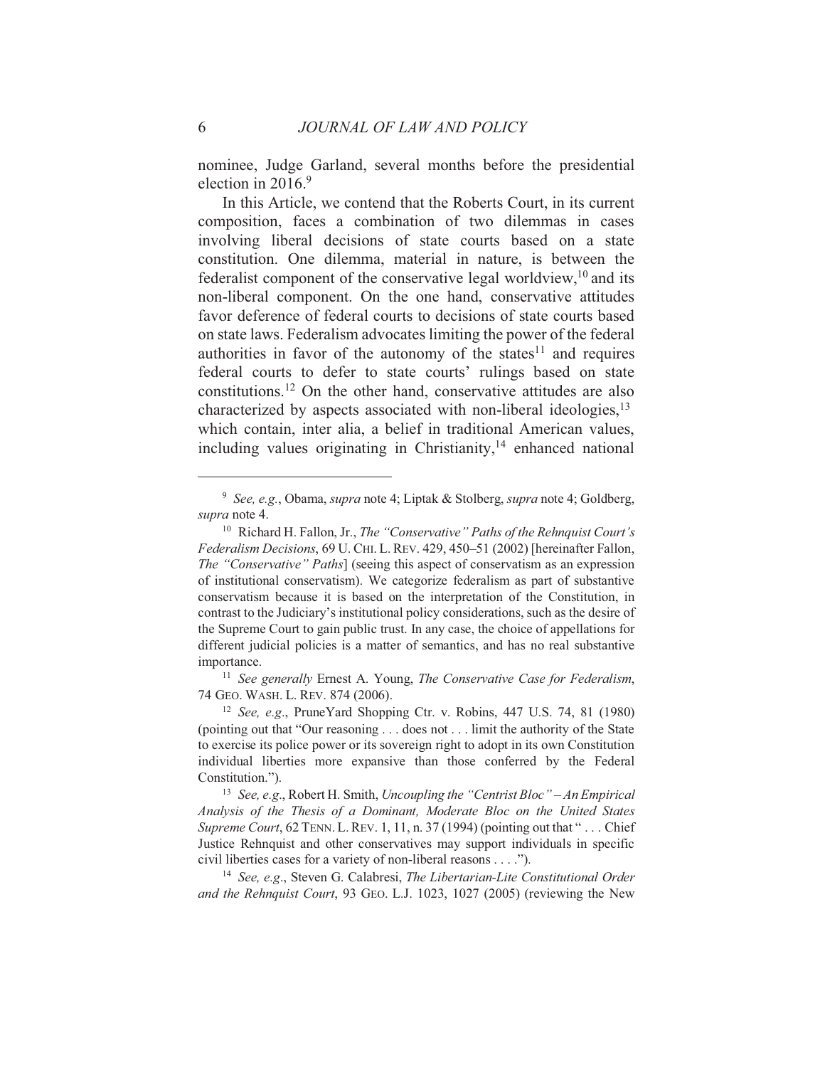nominee, Judge Garland, several months before the presidential election in 2016.[9]

In this Article, we contend that the Roberts Court, in its current composition, faces a combination of two dilemmas in cases involving liberal decisions of state courts based on a state constitution. One dilemma, material in nature, is between the federalist component of the conservative legal worldview,[10] and its non-liberal component. On the one hand, conservative attitudes favor deference of federal courts to decisions of state courts based on state laws. Federalism advocates limiting the power of the federal authorities in favor of the autonomy of the states[11] and requires federal courts to defer to state courts' rulings based on state constitutions.[12] On the other hand, conservative attitudes are also characterized by aspects associated with non-liberal ideologies,[13] which contain, inter alia, a belief in traditional American values, including values originating in Christianity,[14] enhanced national

---

[9] *See, e.g.*, Obama, *supra* note 4; Liptak & Stolberg, *supra* note 4; Goldberg, *supra* note 4.

[10] Richard H. Fallon, Jr., *The "Conservative" Paths of the Rehnquist Court's Federalism Decisions*, 69 U. CHI. L. REV. 429, 450–51 (2002) [hereinafter Fallon, *The "Conservative" Paths*] (seeing this aspect of conservatism as an expression of institutional conservatism). We categorize federalism as part of substantive conservatism because it is based on the interpretation of the Constitution, in contrast to the Judiciary's institutional policy considerations, such as the desire of the Supreme Court to gain public trust. In any case, the choice of appellations for different judicial policies is a matter of semantics, and has no real substantive importance.

[11] *See generally* Ernest A. Young, *The Conservative Case for Federalism*, 74 GEO. WASH. L. REV. 874 (2006).

[12] *See, e.g.*, PruneYard Shopping Ctr. v. Robins, 447 U.S. 74, 81 (1980) (pointing out that "Our reasoning . . . does not . . . limit the authority of the State to exercise its police power or its sovereign right to adopt in its own Constitution individual liberties more expansive than those conferred by the Federal Constitution.").

[13] *See, e.g.*, Robert H. Smith, *Uncoupling the "Centrist Bloc" – An Empirical Analysis of the Thesis of a Dominant, Moderate Bloc on the United States Supreme Court*, 62 TENN. L. REV. 1, 11, n. 37 (1994) (pointing out that " . . . Chief Justice Rehnquist and other conservatives may support individuals in specific civil liberties cases for a variety of non-liberal reasons . . . .").

[14] *See, e.g.*, Steven G. Calabresi, *The Libertarian-Lite Constitutional Order and the Rehnquist Court*, 93 GEO. L.J. 1023, 1027 (2005) (reviewing the New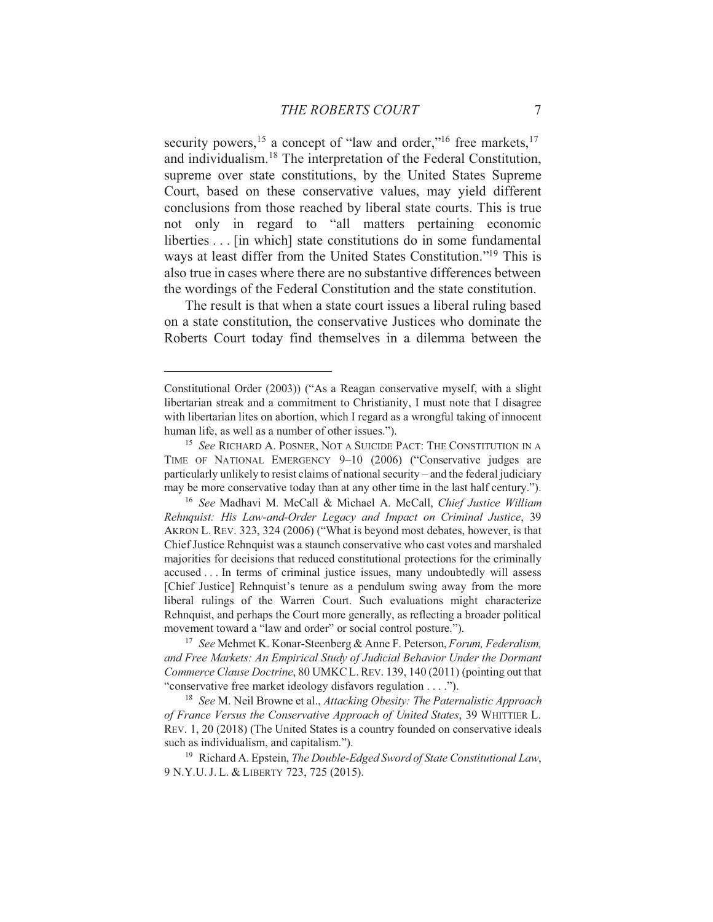security powers,[15] a concept of "law and order,"[16] free markets,[17] and individualism.[18] The interpretation of the Federal Constitution, supreme over state constitutions, by the United States Supreme Court, based on these conservative values, may yield different conclusions from those reached by liberal state courts. This is true not only in regard to "all matters pertaining economic liberties . . . [in which] state constitutions do in some fundamental ways at least differ from the United States Constitution."[19] This is also true in cases where there are no substantive differences between the wordings of the Federal Constitution and the state constitution.

The result is that when a state court issues a liberal ruling based on a state constitution, the conservative Justices who dominate the Roberts Court today find themselves in a dilemma between the

---

Constitutional Order (2003)) ("As a Reagan conservative myself, with a slight libertarian streak and a commitment to Christianity, I must note that I disagree with libertarian lites on abortion, which I regard as a wrongful taking of innocent human life, as well as a number of other issues.").

[15] *See* RICHARD A. POSNER, NOT A SUICIDE PACT: THE CONSTITUTION IN A TIME OF NATIONAL EMERGENCY 9–10 (2006) ("Conservative judges are particularly unlikely to resist claims of national security – and the federal judiciary may be more conservative today than at any other time in the last half century.").

[16] *See* Madhavi M. McCall & Michael A. McCall, *Chief Justice William Rehnquist: His Law-and-Order Legacy and Impact on Criminal Justice*, 39 AKRON L. REV. 323, 324 (2006) ("What is beyond most debates, however, is that Chief Justice Rehnquist was a staunch conservative who cast votes and marshaled majorities for decisions that reduced constitutional protections for the criminally accused . . . In terms of criminal justice issues, many undoubtedly will assess [Chief Justice] Rehnquist's tenure as a pendulum swing away from the more liberal rulings of the Warren Court. Such evaluations might characterize Rehnquist, and perhaps the Court more generally, as reflecting a broader political movement toward a "law and order" or social control posture.").

[17] *See* Mehmet K. Konar-Steenberg & Anne F. Peterson, *Forum, Federalism, and Free Markets: An Empirical Study of Judicial Behavior Under the Dormant Commerce Clause Doctrine*, 80 UMKC L. REV. 139, 140 (2011) (pointing out that "conservative free market ideology disfavors regulation . . . .").

[18] *See* M. Neil Browne et al., *Attacking Obesity: The Paternalistic Approach of France Versus the Conservative Approach of United States*, 39 WHITTIER L. REV. 1, 20 (2018) (The United States is a country founded on conservative ideals such as individualism, and capitalism.").

[19] Richard A. Epstein, *The Double-Edged Sword of State Constitutional Law*, 9 N.Y.U. J. L. & LIBERTY 723, 725 (2015).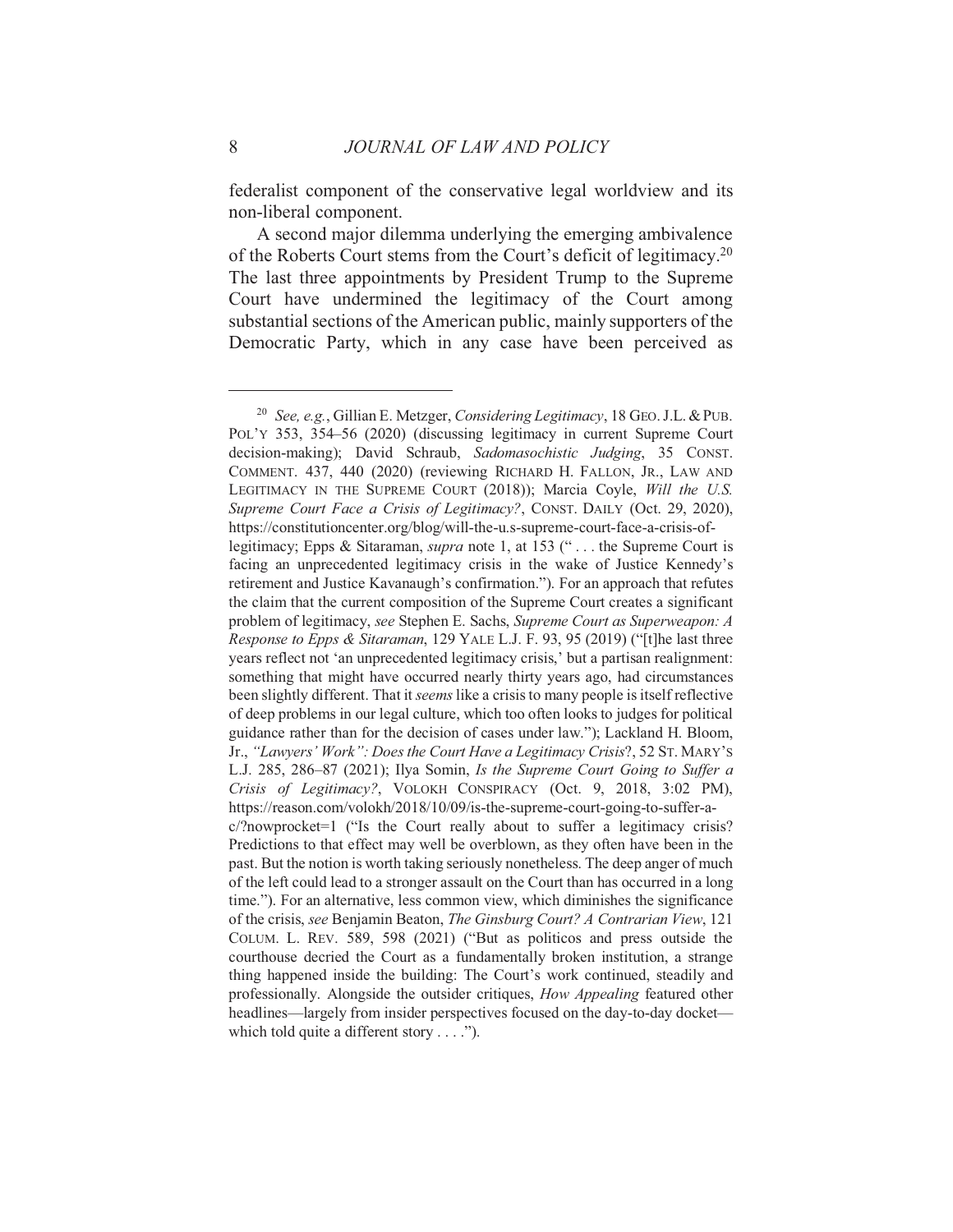federalist component of the conservative legal worldview and its non-liberal component.

A second major dilemma underlying the emerging ambivalence of the Roberts Court stems from the Court's deficit of legitimacy.[20] The last three appointments by President Trump to the Supreme Court have undermined the legitimacy of the Court among substantial sections of the American public, mainly supporters of the Democratic Party, which in any case have been perceived as

---

[20] *See, e.g.*, Gillian E. Metzger, *Considering Legitimacy*, 18 GEO. J.L. & PUB. POL'Y 353, 354–56 (2020) (discussing legitimacy in current Supreme Court decision-making); David Schraub, *Sadomasochistic Judging*, 35 CONST. COMMENT. 437, 440 (2020) (reviewing RICHARD H. FALLON, JR., LAW AND LEGITIMACY IN THE SUPREME COURT (2018)); Marcia Coyle, *Will the U.S. Supreme Court Face a Crisis of Legitimacy?*, CONST. DAILY (Oct. 29, 2020), https://constitutioncenter.org/blog/will-the-u.s-supreme-court-face-a-crisis-of-legitimacy; Epps & Sitaraman, *supra* note 1, at 153 (" . . . the Supreme Court is facing an unprecedented legitimacy crisis in the wake of Justice Kennedy's retirement and Justice Kavanaugh's confirmation."). For an approach that refutes the claim that the current composition of the Supreme Court creates a significant problem of legitimacy, *see* Stephen E. Sachs, *Supreme Court as Superweapon: A Response to Epps & Sitaraman*, 129 YALE L.J. F. 93, 95 (2019) ("[t]he last three years reflect not 'an unprecedented legitimacy crisis,' but a partisan realignment: something that might have occurred nearly thirty years ago, had circumstances been slightly different. That it *seems* like a crisis to many people is itself reflective of deep problems in our legal culture, which too often looks to judges for political guidance rather than for the decision of cases under law."); Lackland H. Bloom, Jr., *"Lawyers' Work": Does the Court Have a Legitimacy Crisis*?, 52 ST. MARY'S L.J. 285, 286–87 (2021); Ilya Somin, *Is the Supreme Court Going to Suffer a Crisis of Legitimacy?*, VOLOKH CONSPIRACY (Oct. 9, 2018, 3:02 PM), https://reason.com/volokh/2018/10/09/is-the-supreme-court-going-to-suffer-a-c/?nowprocket=1 ("Is the Court really about to suffer a legitimacy crisis? Predictions to that effect may well be overblown, as they often have been in the past. But the notion is worth taking seriously nonetheless. The deep anger of much of the left could lead to a stronger assault on the Court than has occurred in a long time."). For an alternative, less common view, which diminishes the significance of the crisis, *see* Benjamin Beaton, *The Ginsburg Court? A Contrarian View*, 121 COLUM. L. REV. 589, 598 (2021) ("But as politicos and press outside the courthouse decried the Court as a fundamentally broken institution, a strange thing happened inside the building: The Court's work continued, steadily and professionally. Alongside the outsider critiques, *How Appealing* featured other headlines—largely from insider perspectives focused on the day-to-day docket—which told quite a different story . . . .").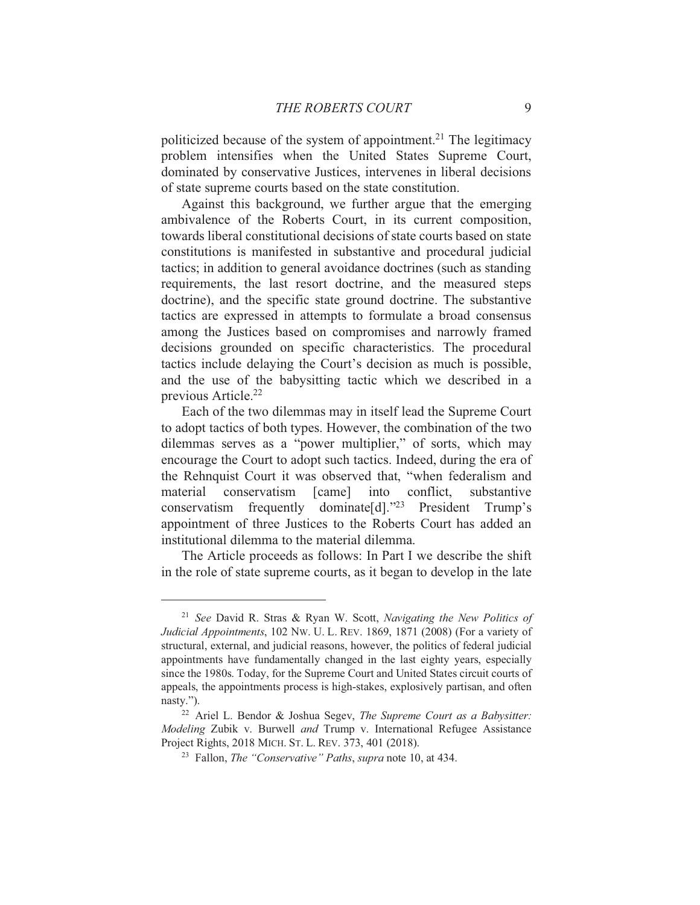politicized because of the system of appointment.[21] The legitimacy problem intensifies when the United States Supreme Court, dominated by conservative Justices, intervenes in liberal decisions of state supreme courts based on the state constitution.

Against this background, we further argue that the emerging ambivalence of the Roberts Court, in its current composition, towards liberal constitutional decisions of state courts based on state constitutions is manifested in substantive and procedural judicial tactics; in addition to general avoidance doctrines (such as standing requirements, the last resort doctrine, and the measured steps doctrine), and the specific state ground doctrine. The substantive tactics are expressed in attempts to formulate a broad consensus among the Justices based on compromises and narrowly framed decisions grounded on specific characteristics. The procedural tactics include delaying the Court's decision as much is possible, and the use of the babysitting tactic which we described in a previous Article.[22]

Each of the two dilemmas may in itself lead the Supreme Court to adopt tactics of both types. However, the combination of the two dilemmas serves as a "power multiplier," of sorts, which may encourage the Court to adopt such tactics. Indeed, during the era of the Rehnquist Court it was observed that, "when federalism and material conservatism [came] into conflict, substantive conservatism frequently dominate[d]."[23] President Trump's appointment of three Justices to the Roberts Court has added an institutional dilemma to the material dilemma.

The Article proceeds as follows: In Part I we describe the shift in the role of state supreme courts, as it began to develop in the late

---

[21] *See* David R. Stras & Ryan W. Scott, *Navigating the New Politics of Judicial Appointments*, 102 NW. U. L. REV. 1869, 1871 (2008) (For a variety of structural, external, and judicial reasons, however, the politics of federal judicial appointments have fundamentally changed in the last eighty years, especially since the 1980s. Today, for the Supreme Court and United States circuit courts of appeals, the appointments process is high-stakes, explosively partisan, and often nasty.").

[22] Ariel L. Bendor & Joshua Segev, *The Supreme Court as a Babysitter: Modeling* Zubik v. Burwell *and* Trump v. International Refugee Assistance Project Rights, 2018 MICH. ST. L. REV. 373, 401 (2018).

[23] Fallon, *The "Conservative" Paths*, *supra* note 10, at 434.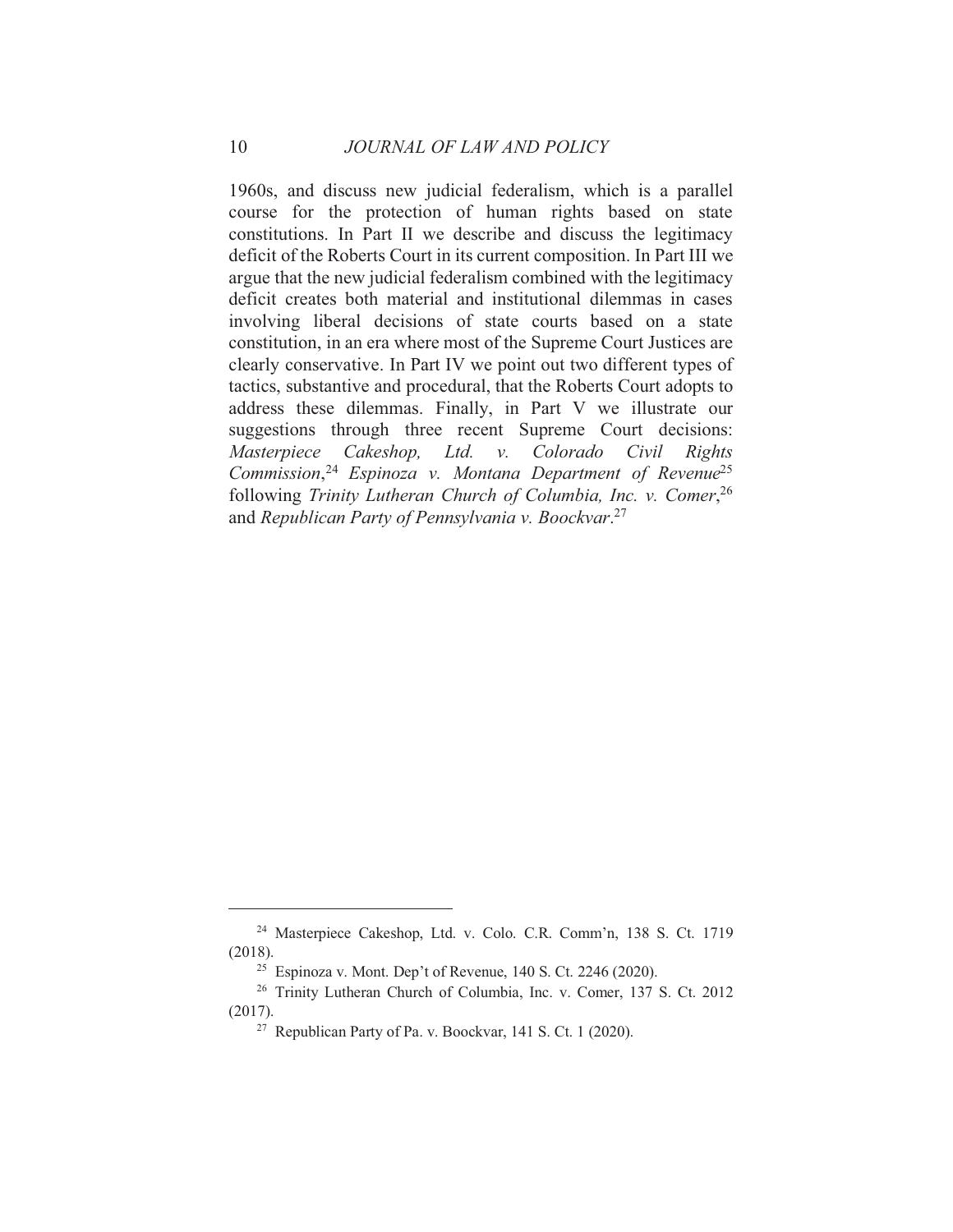1960s, and discuss new judicial federalism, which is a parallel course for the protection of human rights based on state constitutions. In Part II we describe and discuss the legitimacy deficit of the Roberts Court in its current composition. In Part III we argue that the new judicial federalism combined with the legitimacy deficit creates both material and institutional dilemmas in cases involving liberal decisions of state courts based on a state constitution, in an era where most of the Supreme Court Justices are clearly conservative. In Part IV we point out two different types of tactics, substantive and procedural, that the Roberts Court adopts to address these dilemmas. Finally, in Part V we illustrate our suggestions through three recent Supreme Court decisions: *Masterpiece Cakeshop, Ltd. v. Colorado Civil Rights Commission*,[24] *Espinoza v. Montana Department of Revenue*[25] following *Trinity Lutheran Church of Columbia, Inc. v. Comer*,[26] and *Republican Party of Pennsylvania v. Boockvar*.[27]

---

[24] Masterpiece Cakeshop, Ltd. v. Colo. C.R. Comm'n, 138 S. Ct. 1719 (2018).

[25] Espinoza v. Mont. Dep't of Revenue, 140 S. Ct. 2246 (2020).

[26] Trinity Lutheran Church of Columbia, Inc. v. Comer, 137 S. Ct. 2012 (2017).

[27] Republican Party of Pa. v. Boockvar, 141 S. Ct. 1 (2020).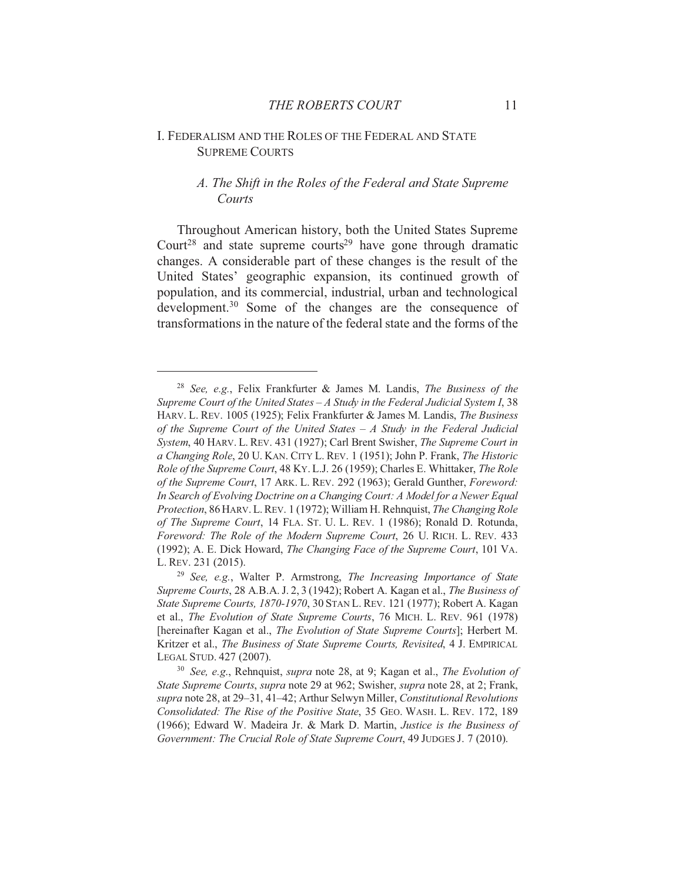## I. FEDERALISM AND THE ROLES OF THE FEDERAL AND STATE SUPREME COURTS

### *A. The Shift in the Roles of the Federal and State Supreme Courts*

Throughout American history, both the United States Supreme Court[28] and state supreme courts[29] have gone through dramatic changes. A considerable part of these changes is the result of the United States' geographic expansion, its continued growth of population, and its commercial, industrial, urban and technological development.[30] Some of the changes are the consequence of transformations in the nature of the federal state and the forms of the

---

[28] *See, e.g.*, Felix Frankfurter & James M. Landis, *The Business of the Supreme Court of the United States – A Study in the Federal Judicial System I*, 38 HARV. L. REV. 1005 (1925); Felix Frankfurter & James M. Landis, *The Business of the Supreme Court of the United States – A Study in the Federal Judicial System*, 40 HARV. L. REV. 431 (1927); Carl Brent Swisher, *The Supreme Court in a Changing Role*, 20 U. KAN. CITY L. REV. 1 (1951); John P. Frank, *The Historic Role of the Supreme Court*, 48 KY. L.J. 26 (1959); Charles E. Whittaker, *The Role of the Supreme Court*, 17 ARK. L. REV. 292 (1963); Gerald Gunther, *Foreword: In Search of Evolving Doctrine on a Changing Court: A Model for a Newer Equal Protection*, 86 HARV. L. REV. 1 (1972); William H. Rehnquist, *The Changing Role of The Supreme Court*, 14 FLA. ST. U. L. REV. 1 (1986); Ronald D. Rotunda, *Foreword: The Role of the Modern Supreme Court*, 26 U. RICH. L. REV. 433 (1992); A. E. Dick Howard, *The Changing Face of the Supreme Court*, 101 VA. L. REV. 231 (2015).

[29] *See, e.g.*, Walter P. Armstrong, *The Increasing Importance of State Supreme Courts*, 28 A.B.A. J. 2, 3 (1942); Robert A. Kagan et al., *The Business of State Supreme Courts, 1870-1970*, 30 STAN L. REV. 121 (1977); Robert A. Kagan et al., *The Evolution of State Supreme Courts*, 76 MICH. L. REV. 961 (1978) [hereinafter Kagan et al., *The Evolution of State Supreme Courts*]; Herbert M. Kritzer et al., *The Business of State Supreme Courts, Revisited*, 4 J. EMPIRICAL LEGAL STUD. 427 (2007).

[30] *See, e.g.*, Rehnquist, *supra* note 28, at 9; Kagan et al., *The Evolution of State Supreme Courts*, *supra* note 29 at 962; Swisher, *supra* note 28, at 2; Frank, *supra* note 28, at 29–31, 41–42; Arthur Selwyn Miller, *Constitutional Revolutions Consolidated: The Rise of the Positive State*, 35 GEO. WASH. L. REV. 172, 189 (1966); Edward W. Madeira Jr. & Mark D. Martin, *Justice is the Business of Government: The Crucial Role of State Supreme Court*, 49 JUDGES J. 7 (2010).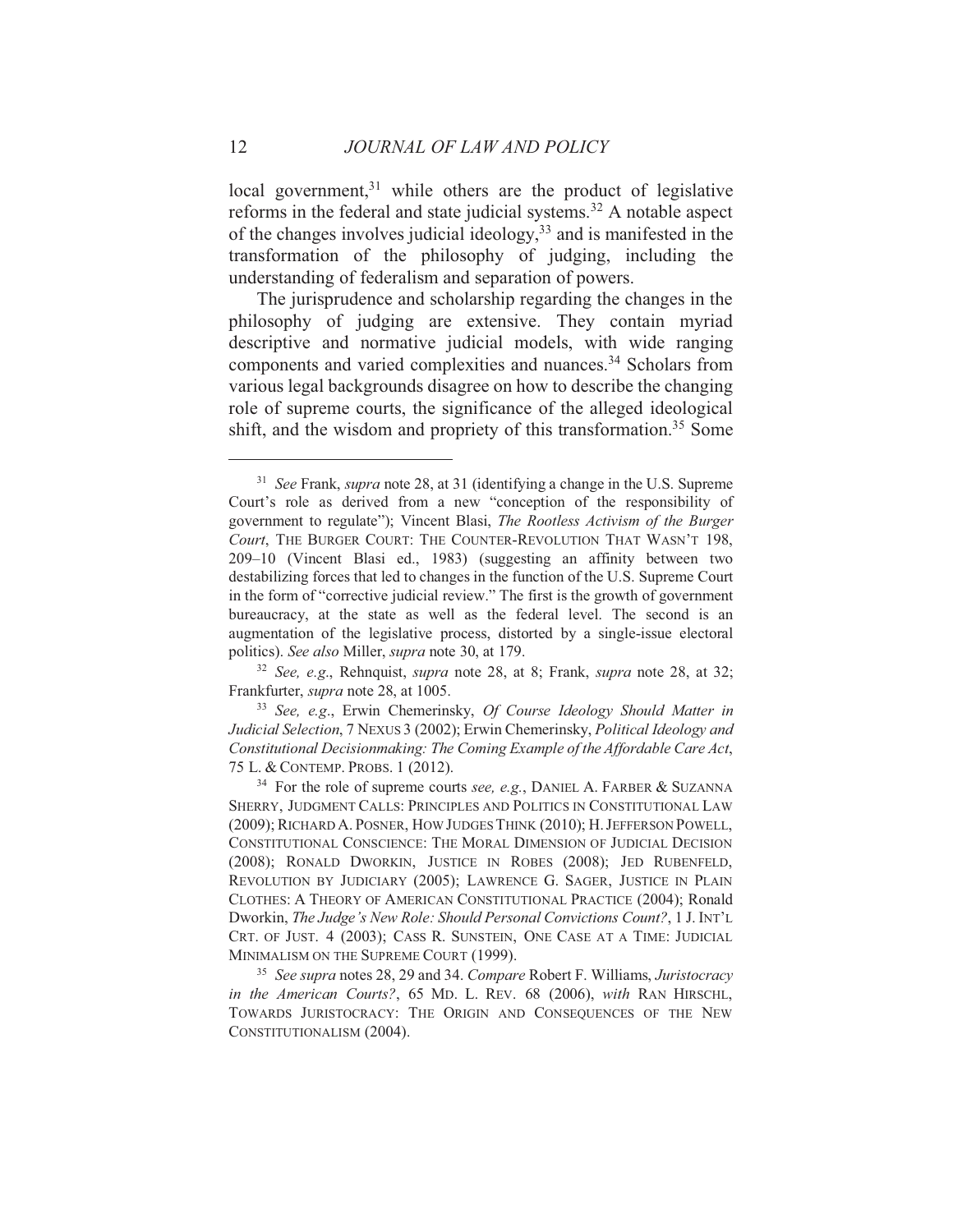local government,[31] while others are the product of legislative reforms in the federal and state judicial systems.[32] A notable aspect of the changes involves judicial ideology,[33] and is manifested in the transformation of the philosophy of judging, including the understanding of federalism and separation of powers.

The jurisprudence and scholarship regarding the changes in the philosophy of judging are extensive. They contain myriad descriptive and normative judicial models, with wide ranging components and varied complexities and nuances.[34] Scholars from various legal backgrounds disagree on how to describe the changing role of supreme courts, the significance of the alleged ideological shift, and the wisdom and propriety of this transformation.[35] Some

---

[31] *See* Frank, *supra* note 28, at 31 (identifying a change in the U.S. Supreme Court's role as derived from a new "conception of the responsibility of government to regulate"); Vincent Blasi, *The Rootless Activism of the Burger Court*, THE BURGER COURT: THE COUNTER-REVOLUTION THAT WASN'T 198, 209–10 (Vincent Blasi ed., 1983) (suggesting an affinity between two destabilizing forces that led to changes in the function of the U.S. Supreme Court in the form of "corrective judicial review." The first is the growth of government bureaucracy, at the state as well as the federal level. The second is an augmentation of the legislative process, distorted by a single-issue electoral politics). *See also* Miller, *supra* note 30, at 179.

[32] *See, e.g.*, Rehnquist, *supra* note 28, at 8; Frank, *supra* note 28, at 32; Frankfurter, *supra* note 28, at 1005.

[33] *See, e.g.*, Erwin Chemerinsky, *Of Course Ideology Should Matter in Judicial Selection*, 7 NEXUS 3 (2002); Erwin Chemerinsky, *Political Ideology and Constitutional Decisionmaking: The Coming Example of the Affordable Care Act*, 75 L. & CONTEMP. PROBS. 1 (2012).

[34] For the role of supreme courts *see, e.g.*, DANIEL A. FARBER & SUZANNA SHERRY, JUDGMENT CALLS: PRINCIPLES AND POLITICS IN CONSTITUTIONAL LAW (2009); RICHARD A. POSNER, HOW JUDGES THINK (2010); H. JEFFERSON POWELL, CONSTITUTIONAL CONSCIENCE: THE MORAL DIMENSION OF JUDICIAL DECISION (2008); RONALD DWORKIN, JUSTICE IN ROBES (2008); JED RUBENFELD, REVOLUTION BY JUDICIARY (2005); LAWRENCE G. SAGER, JUSTICE IN PLAIN CLOTHES: A THEORY OF AMERICAN CONSTITUTIONAL PRACTICE (2004); Ronald Dworkin, *The Judge's New Role: Should Personal Convictions Count?*, 1 J. INT'L CRT. OF JUST. 4 (2003); CASS R. SUNSTEIN, ONE CASE AT A TIME: JUDICIAL MINIMALISM ON THE SUPREME COURT (1999).

[35] *See supra* notes 28, 29 and 34. *Compare* Robert F. Williams, *Juristocracy in the American Courts?*, 65 MD. L. REV. 68 (2006), *with* RAN HIRSCHL, TOWARDS JURISTOCRACY: THE ORIGIN AND CONSEQUENCES OF THE NEW CONSTITUTIONALISM (2004).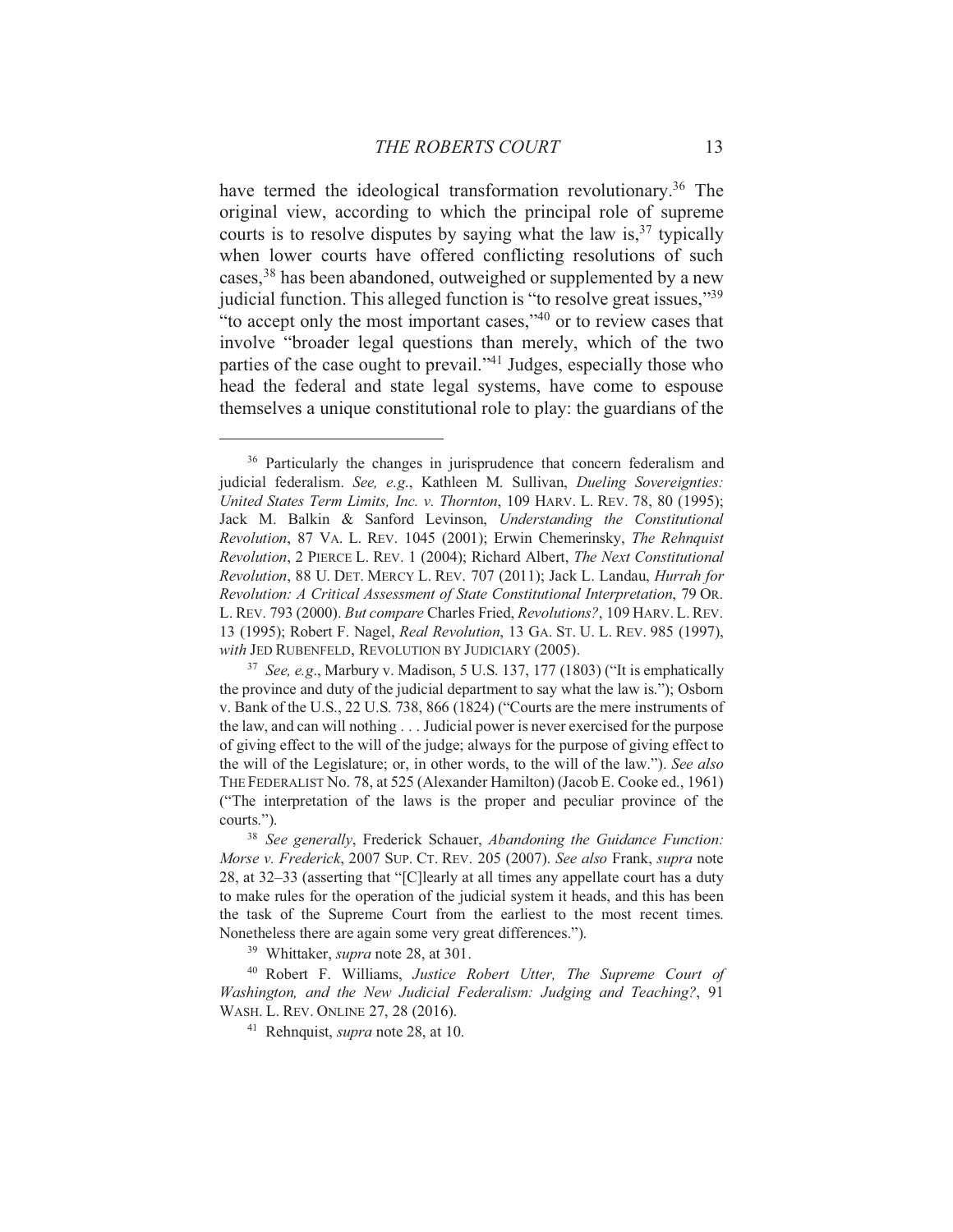have termed the ideological transformation revolutionary.[36] The original view, according to which the principal role of supreme courts is to resolve disputes by saying what the law is,[37] typically when lower courts have offered conflicting resolutions of such cases,[38] has been abandoned, outweighed or supplemented by a new judicial function. This alleged function is "to resolve great issues,"[39] "to accept only the most important cases,"[40] or to review cases that involve "broader legal questions than merely, which of the two parties of the case ought to prevail."[41] Judges, especially those who head the federal and state legal systems, have come to espouse themselves a unique constitutional role to play: the guardians of the

---

[36] Particularly the changes in jurisprudence that concern federalism and judicial federalism. *See, e.g.*, Kathleen M. Sullivan, *Dueling Sovereignties: United States Term Limits, Inc. v. Thornton*, 109 HARV. L. REV. 78, 80 (1995); Jack M. Balkin & Sanford Levinson, *Understanding the Constitutional Revolution*, 87 VA. L. REV. 1045 (2001); Erwin Chemerinsky, *The Rehnquist Revolution*, 2 PIERCE L. REV. 1 (2004); Richard Albert, *The Next Constitutional Revolution*, 88 U. DET. MERCY L. REV. 707 (2011); Jack L. Landau, *Hurrah for Revolution: A Critical Assessment of State Constitutional Interpretation*, 79 OR. L. REV. 793 (2000). *But compare* Charles Fried, *Revolutions?*, 109 HARV. L. REV. 13 (1995); Robert F. Nagel, *Real Revolution*, 13 GA. ST. U. L. REV. 985 (1997), *with* JED RUBENFELD, REVOLUTION BY JUDICIARY (2005).

[37] *See, e.g.*, Marbury v. Madison, 5 U.S. 137, 177 (1803) ("It is emphatically the province and duty of the judicial department to say what the law is."); Osborn v. Bank of the U.S., 22 U.S. 738, 866 (1824) ("Courts are the mere instruments of the law, and can will nothing . . . Judicial power is never exercised for the purpose of giving effect to the will of the judge; always for the purpose of giving effect to the will of the Legislature; or, in other words, to the will of the law."). *See also* THE FEDERALIST No. 78, at 525 (Alexander Hamilton) (Jacob E. Cooke ed., 1961) ("The interpretation of the laws is the proper and peculiar province of the courts.").

[38] *See generally*, Frederick Schauer, *Abandoning the Guidance Function: Morse v. Frederick*, 2007 SUP. CT. REV. 205 (2007). *See also* Frank, *supra* note 28, at 32–33 (asserting that "[C]learly at all times any appellate court has a duty to make rules for the operation of the judicial system it heads, and this has been the task of the Supreme Court from the earliest to the most recent times. Nonetheless there are again some very great differences.").

[39] Whittaker, *supra* note 28, at 301.

[40] Robert F. Williams, *Justice Robert Utter, The Supreme Court of Washington, and the New Judicial Federalism: Judging and Teaching?*, 91 WASH. L. REV. ONLINE 27, 28 (2016).

[41] Rehnquist, *supra* note 28, at 10.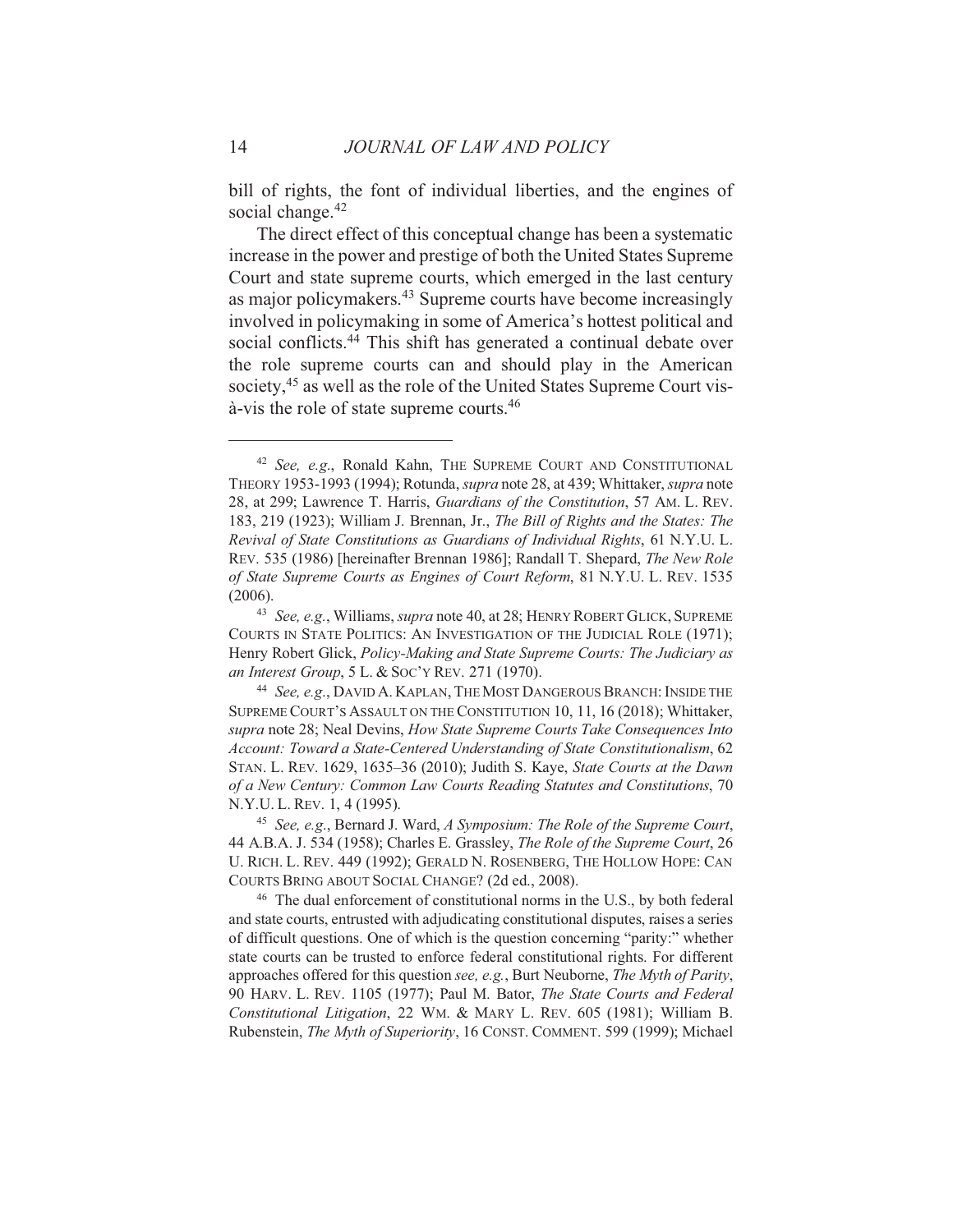bill of rights, the font of individual liberties, and the engines of social change.[42]

The direct effect of this conceptual change has been a systematic increase in the power and prestige of both the United States Supreme Court and state supreme courts, which emerged in the last century as major policymakers.[43] Supreme courts have become increasingly involved in policymaking in some of America's hottest political and social conflicts.[44] This shift has generated a continual debate over the role supreme courts can and should play in the American society,[45] as well as the role of the United States Supreme Court vis-à-vis the role of state supreme courts.[46]

---

[42] *See, e.g.*, Ronald Kahn, THE SUPREME COURT AND CONSTITUTIONAL THEORY 1953-1993 (1994); Rotunda, *supra* note 28, at 439; Whittaker, *supra* note 28, at 299; Lawrence T. Harris, *Guardians of the Constitution*, 57 AM. L. REV. 183, 219 (1923); William J. Brennan, Jr., *The Bill of Rights and the States: The Revival of State Constitutions as Guardians of Individual Rights*, 61 N.Y.U. L. REV. 535 (1986) [hereinafter Brennan 1986]; Randall T. Shepard, *The New Role of State Supreme Courts as Engines of Court Reform*, 81 N.Y.U. L. REV. 1535 (2006).

[43] *See, e.g.*, Williams, *supra* note 40, at 28; HENRY ROBERT GLICK, SUPREME COURTS IN STATE POLITICS: AN INVESTIGATION OF THE JUDICIAL ROLE (1971); Henry Robert Glick, *Policy-Making and State Supreme Courts: The Judiciary as an Interest Group*, 5 L. & SOC'Y REV. 271 (1970).

[44] *See, e.g.*, DAVID A. KAPLAN, THE MOST DANGEROUS BRANCH: INSIDE THE SUPREME COURT'S ASSAULT ON THE CONSTITUTION 10, 11, 16 (2018); Whittaker, *supra* note 28; Neal Devins, *How State Supreme Courts Take Consequences Into Account: Toward a State-Centered Understanding of State Constitutionalism*, 62 STAN. L. REV. 1629, 1635–36 (2010); Judith S. Kaye, *State Courts at the Dawn of a New Century: Common Law Courts Reading Statutes and Constitutions*, 70 N.Y.U. L. REV. 1, 4 (1995).

[45] *See, e.g.*, Bernard J. Ward, *A Symposium: The Role of the Supreme Court*, 44 A.B.A. J. 534 (1958); Charles E. Grassley, *The Role of the Supreme Court*, 26 U. RICH. L. REV. 449 (1992); GERALD N. ROSENBERG, THE HOLLOW HOPE: CAN COURTS BRING ABOUT SOCIAL CHANGE? (2d ed., 2008).

[46] The dual enforcement of constitutional norms in the U.S., by both federal and state courts, entrusted with adjudicating constitutional disputes, raises a series of difficult questions. One of which is the question concerning "parity:" whether state courts can be trusted to enforce federal constitutional rights. For different approaches offered for this question *see, e.g.*, Burt Neuborne, *The Myth of Parity*, 90 HARV. L. REV. 1105 (1977); Paul M. Bator, *The State Courts and Federal Constitutional Litigation*, 22 WM. & MARY L. REV. 605 (1981); William B. Rubenstein, *The Myth of Superiority*, 16 CONST. COMMENT. 599 (1999); Michael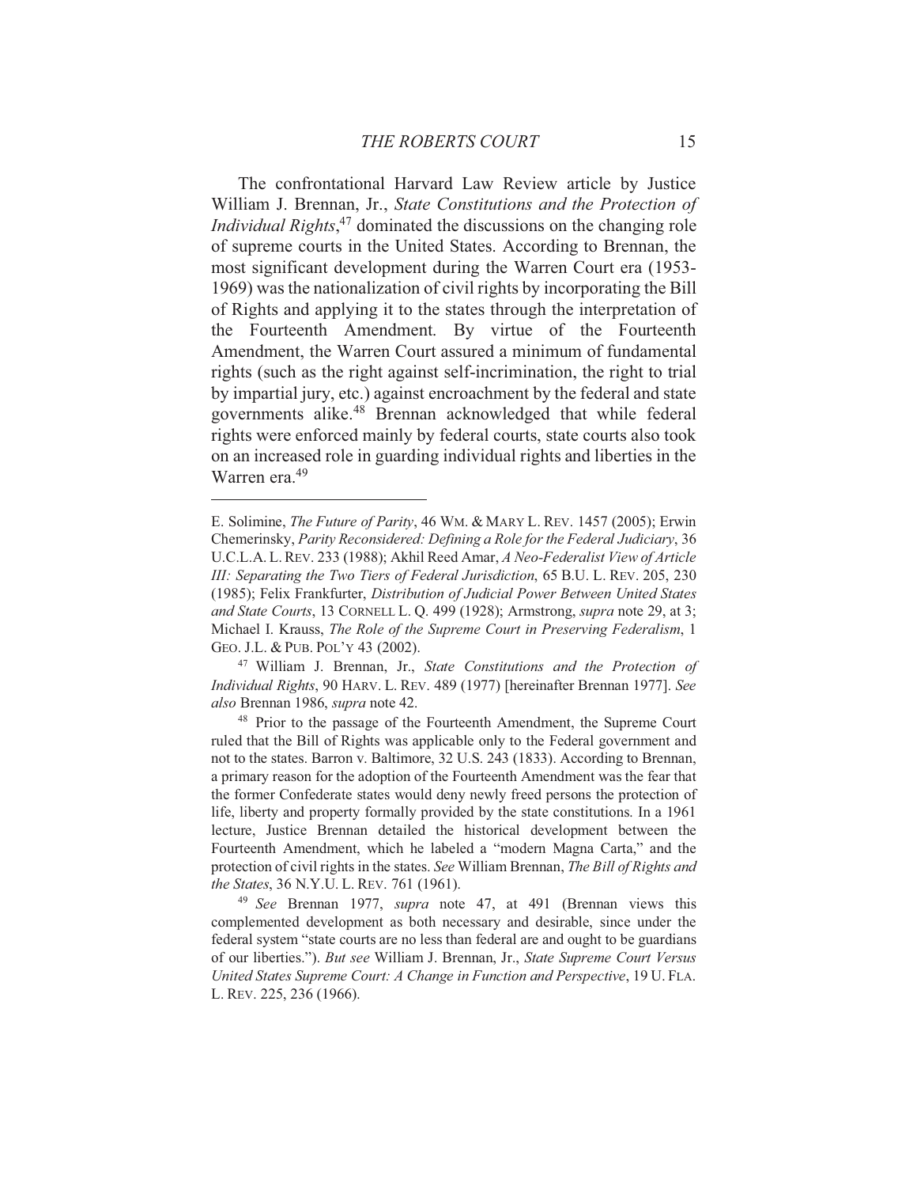The confrontational Harvard Law Review article by Justice William J. Brennan, Jr., *State Constitutions and the Protection of Individual Rights*,[47] dominated the discussions on the changing role of supreme courts in the United States. According to Brennan, the most significant development during the Warren Court era (1953-1969) was the nationalization of civil rights by incorporating the Bill of Rights and applying it to the states through the interpretation of the Fourteenth Amendment. By virtue of the Fourteenth Amendment, the Warren Court assured a minimum of fundamental rights (such as the right against self-incrimination, the right to trial by impartial jury, etc.) against encroachment by the federal and state governments alike.[48] Brennan acknowledged that while federal rights were enforced mainly by federal courts, state courts also took on an increased role in guarding individual rights and liberties in the Warren era.[49]

---

E. Solimine, *The Future of Parity*, 46 WM. & MARY L. REV. 1457 (2005); Erwin Chemerinsky, *Parity Reconsidered: Defining a Role for the Federal Judiciary*, 36 U.C.L.A. L. REV. 233 (1988); Akhil Reed Amar, *A Neo-Federalist View of Article III: Separating the Two Tiers of Federal Jurisdiction*, 65 B.U. L. REV. 205, 230 (1985); Felix Frankfurter, *Distribution of Judicial Power Between United States and State Courts*, 13 CORNELL L. Q. 499 (1928); Armstrong, *supra* note 29, at 3; Michael I. Krauss, *The Role of the Supreme Court in Preserving Federalism*, 1 GEO. J.L. & PUB. POL'Y 43 (2002).

[47] William J. Brennan, Jr., *State Constitutions and the Protection of Individual Rights*, 90 HARV. L. REV. 489 (1977) [hereinafter Brennan 1977]. *See also* Brennan 1986, *supra* note 42.

[48] Prior to the passage of the Fourteenth Amendment, the Supreme Court ruled that the Bill of Rights was applicable only to the Federal government and not to the states. Barron v. Baltimore, 32 U.S. 243 (1833). According to Brennan, a primary reason for the adoption of the Fourteenth Amendment was the fear that the former Confederate states would deny newly freed persons the protection of life, liberty and property formally provided by the state constitutions. In a 1961 lecture, Justice Brennan detailed the historical development between the Fourteenth Amendment, which he labeled a "modern Magna Carta," and the protection of civil rights in the states. *See* William Brennan, *The Bill of Rights and the States*, 36 N.Y.U. L. REV. 761 (1961).

[49] *See* Brennan 1977, *supra* note 47, at 491 (Brennan views this complemented development as both necessary and desirable, since under the federal system "state courts are no less than federal are and ought to be guardians of our liberties."). *But see* William J. Brennan, Jr., *State Supreme Court Versus United States Supreme Court: A Change in Function and Perspective*, 19 U. FLA. L. REV. 225, 236 (1966).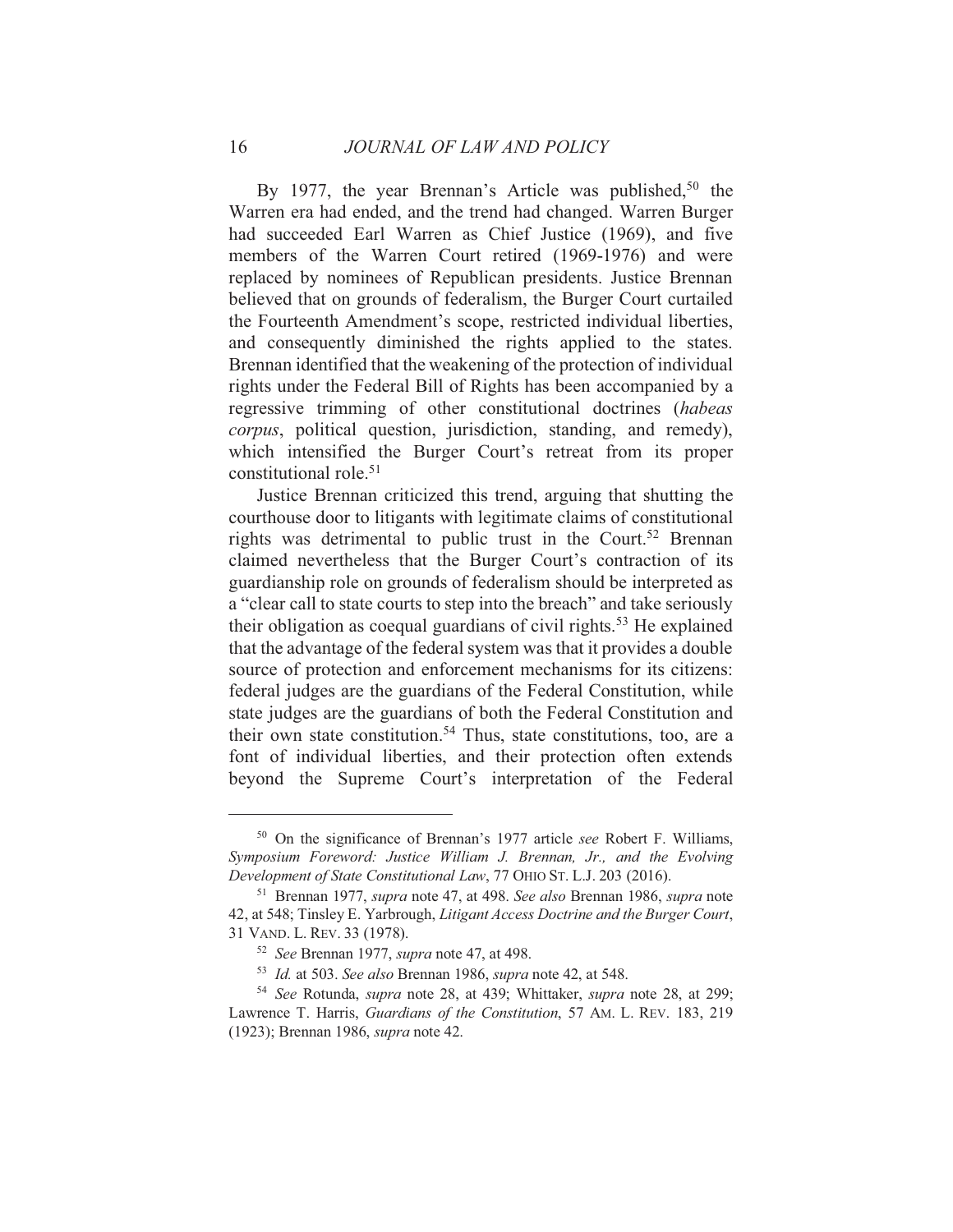By 1977, the year Brennan's Article was published,[50] the Warren era had ended, and the trend had changed. Warren Burger had succeeded Earl Warren as Chief Justice (1969), and five members of the Warren Court retired (1969-1976) and were replaced by nominees of Republican presidents. Justice Brennan believed that on grounds of federalism, the Burger Court curtailed the Fourteenth Amendment's scope, restricted individual liberties, and consequently diminished the rights applied to the states. Brennan identified that the weakening of the protection of individual rights under the Federal Bill of Rights has been accompanied by a regressive trimming of other constitutional doctrines (*habeas corpus*, political question, jurisdiction, standing, and remedy), which intensified the Burger Court's retreat from its proper constitutional role.[51]

Justice Brennan criticized this trend, arguing that shutting the courthouse door to litigants with legitimate claims of constitutional rights was detrimental to public trust in the Court.[52] Brennan claimed nevertheless that the Burger Court's contraction of its guardianship role on grounds of federalism should be interpreted as a "clear call to state courts to step into the breach" and take seriously their obligation as coequal guardians of civil rights.[53] He explained that the advantage of the federal system was that it provides a double source of protection and enforcement mechanisms for its citizens: federal judges are the guardians of the Federal Constitution, while state judges are the guardians of both the Federal Constitution and their own state constitution.[54] Thus, state constitutions, too, are a font of individual liberties, and their protection often extends beyond the Supreme Court's interpretation of the Federal

---

[50] On the significance of Brennan's 1977 article *see* Robert F. Williams, *Symposium Foreword: Justice William J. Brennan, Jr., and the Evolving Development of State Constitutional Law*, 77 OHIO ST. L.J. 203 (2016).

[51] Brennan 1977, *supra* note 47, at 498. *See also* Brennan 1986, *supra* note 42, at 548; Tinsley E. Yarbrough, *Litigant Access Doctrine and the Burger Court*, 31 VAND. L. REV. 33 (1978).

[52] *See* Brennan 1977, *supra* note 47, at 498.

[53] *Id.* at 503. *See also* Brennan 1986, *supra* note 42, at 548.

[54] *See* Rotunda, *supra* note 28, at 439; Whittaker, *supra* note 28, at 299; Lawrence T. Harris, *Guardians of the Constitution*, 57 AM. L. REV. 183, 219 (1923); Brennan 1986, *supra* note 42.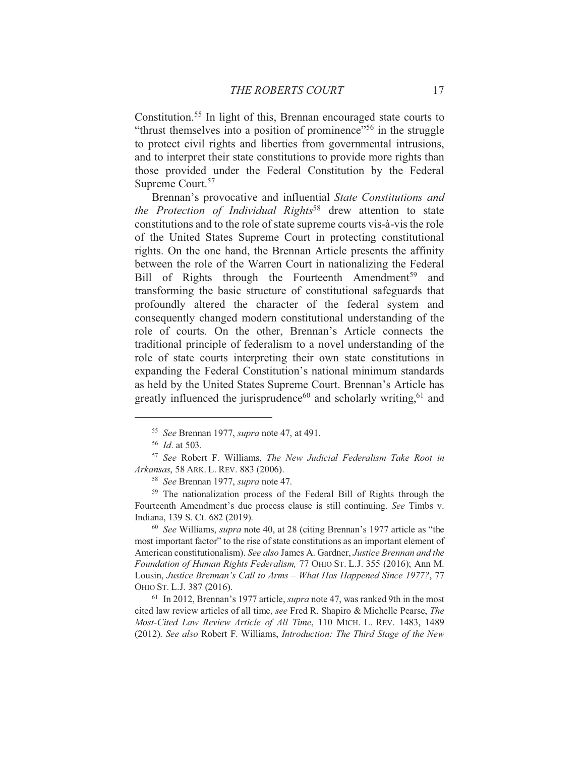Constitution.[55] In light of this, Brennan encouraged state courts to "thrust themselves into a position of prominence"[56] in the struggle to protect civil rights and liberties from governmental intrusions, and to interpret their state constitutions to provide more rights than those provided under the Federal Constitution by the Federal Supreme Court.[57]

Brennan's provocative and influential *State Constitutions and the Protection of Individual Rights*[58] drew attention to state constitutions and to the role of state supreme courts vis-à-vis the role of the United States Supreme Court in protecting constitutional rights. On the one hand, the Brennan Article presents the affinity between the role of the Warren Court in nationalizing the Federal Bill of Rights through the Fourteenth Amendment[59] and transforming the basic structure of constitutional safeguards that profoundly altered the character of the federal system and consequently changed modern constitutional understanding of the role of courts. On the other, Brennan's Article connects the traditional principle of federalism to a novel understanding of the role of state courts interpreting their own state constitutions in expanding the Federal Constitution's national minimum standards as held by the United States Supreme Court. Brennan's Article has greatly influenced the jurisprudence[60] and scholarly writing,[61] and

---

[55] *See* Brennan 1977, *supra* note 47, at 491.

[56] *Id*. at 503.

[57] *See* Robert F. Williams, *The New Judicial Federalism Take Root in Arkansas*, 58 ARK. L. REV. 883 (2006).

[58] *See* Brennan 1977, *supra* note 47.

[59] The nationalization process of the Federal Bill of Rights through the Fourteenth Amendment's due process clause is still continuing. *See* Timbs v. Indiana, 139 S. Ct. 682 (2019).

[60] *See* Williams, *supra* note 40, at 28 (citing Brennan's 1977 article as "the most important factor" to the rise of state constitutions as an important element of American constitutionalism). *See also* James A. Gardner, *Justice Brennan and the Foundation of Human Rights Federalism,* 77 OHIO ST. L.J. 355 (2016); Ann M. Lousin, *Justice Brennan's Call to Arms – What Has Happened Since 1977?*, 77 OHIO ST. L.J. 387 (2016).

[61] In 2012, Brennan's 1977 article, *supra* note 47, was ranked 9th in the most cited law review articles of all time, *see* Fred R. Shapiro & Michelle Pearse, *The Most-Cited Law Review Article of All Time*, 110 MICH. L. REV. 1483, 1489 (2012). *See also* Robert F. Williams, *Introduction: The Third Stage of the New*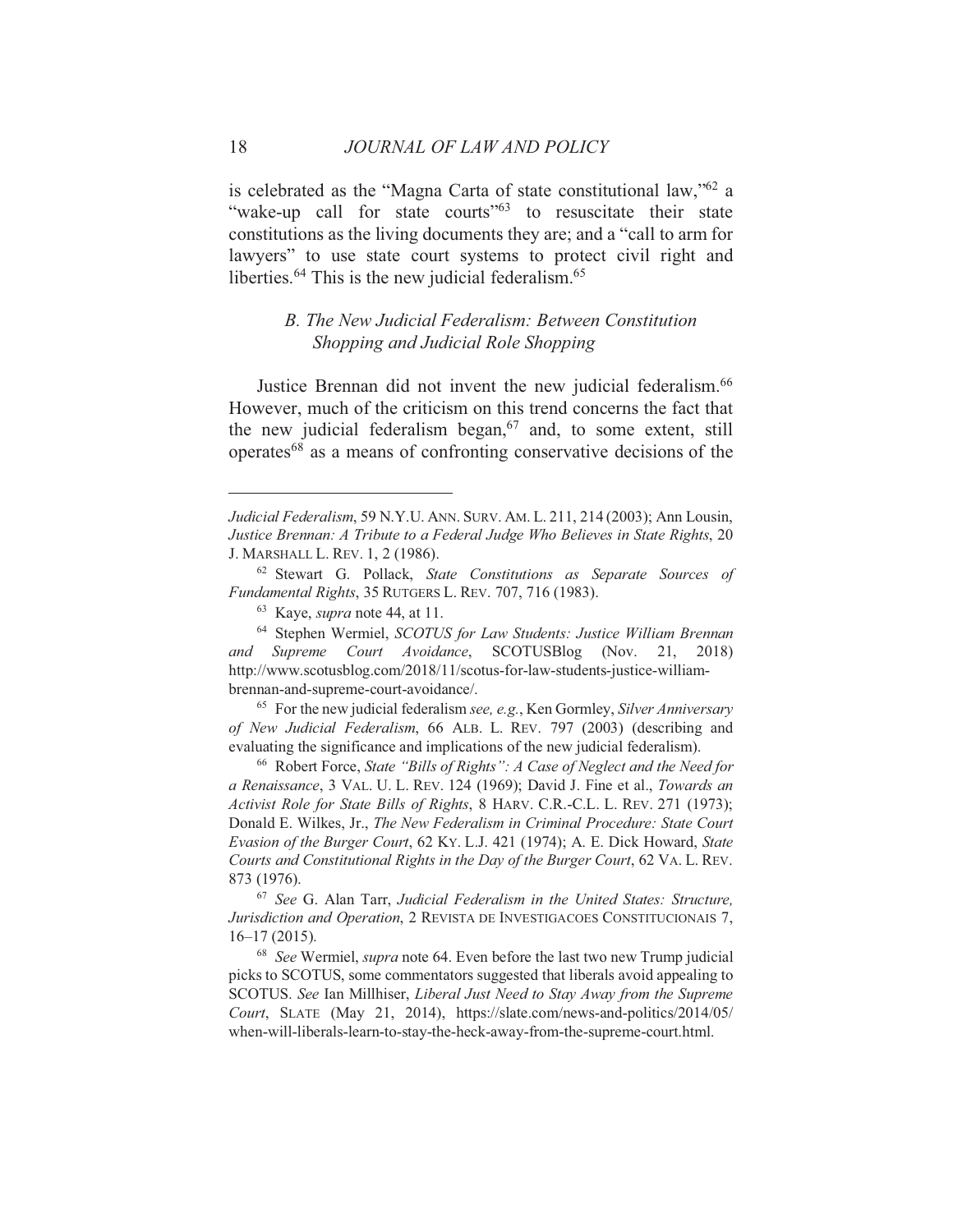is celebrated as the "Magna Carta of state constitutional law,"[62] a "wake-up call for state courts"[63] to resuscitate their state constitutions as the living documents they are; and a "call to arm for lawyers" to use state court systems to protect civil right and liberties.[64] This is the new judicial federalism.[65]

### *B. The New Judicial Federalism: Between Constitution Shopping and Judicial Role Shopping*

Justice Brennan did not invent the new judicial federalism.[66] However, much of the criticism on this trend concerns the fact that the new judicial federalism began,[67] and, to some extent, still operates[68] as a means of confronting conservative decisions of the

---

*Judicial Federalism*, 59 N.Y.U. ANN. SURV. AM. L. 211, 214 (2003); Ann Lousin, *Justice Brennan: A Tribute to a Federal Judge Who Believes in State Rights*, 20 J. MARSHALL L. REV. 1, 2 (1986).

[62] Stewart G. Pollack, *State Constitutions as Separate Sources of Fundamental Rights*, 35 RUTGERS L. REV. 707, 716 (1983).

[63] Kaye, *supra* note 44, at 11.

[64] Stephen Wermiel, *SCOTUS for Law Students: Justice William Brennan and Supreme Court Avoidance*, SCOTUSBlog (Nov. 21, 2018) http://www.scotusblog.com/2018/11/scotus-for-law-students-justice-william-brennan-and-supreme-court-avoidance/.

[65] For the new judicial federalism *see, e.g.*, Ken Gormley, *Silver Anniversary of New Judicial Federalism*, 66 ALB. L. REV. 797 (2003) (describing and evaluating the significance and implications of the new judicial federalism).

[66] Robert Force, *State "Bills of Rights": A Case of Neglect and the Need for a Renaissance*, 3 VAL. U. L. REV. 124 (1969); David J. Fine et al., *Towards an Activist Role for State Bills of Rights*, 8 HARV. C.R.-C.L. L. REV. 271 (1973); Donald E. Wilkes, Jr., *The New Federalism in Criminal Procedure: State Court Evasion of the Burger Court*, 62 KY. L.J. 421 (1974); A. E. Dick Howard, *State Courts and Constitutional Rights in the Day of the Burger Court*, 62 VA. L. REV. 873 (1976).

[67] *See* G. Alan Tarr, *Judicial Federalism in the United States: Structure, Jurisdiction and Operation*, 2 REVISTA DE INVESTIGACOES CONSTITUCIONAIS 7, 16–17 (2015).

[68] *See* Wermiel, *supra* note 64. Even before the last two new Trump judicial picks to SCOTUS, some commentators suggested that liberals avoid appealing to SCOTUS. *See* Ian Millhiser, *Liberal Just Need to Stay Away from the Supreme Court*, SLATE (May 21, 2014), https://slate.com/news-and-politics/2014/05/when-will-liberals-learn-to-stay-the-heck-away-from-the-supreme-court.html.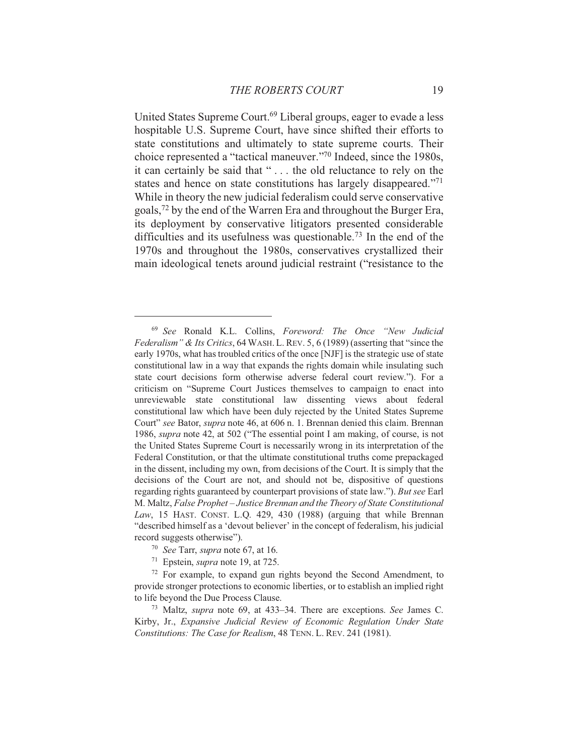United States Supreme Court.[69] Liberal groups, eager to evade a less hospitable U.S. Supreme Court, have since shifted their efforts to state constitutions and ultimately to state supreme courts. Their choice represented a "tactical maneuver."[70] Indeed, since the 1980s, it can certainly be said that " . . . the old reluctance to rely on the states and hence on state constitutions has largely disappeared."[71] While in theory the new judicial federalism could serve conservative goals,[72] by the end of the Warren Era and throughout the Burger Era, its deployment by conservative litigators presented considerable difficulties and its usefulness was questionable.[73] In the end of the 1970s and throughout the 1980s, conservatives crystallized their main ideological tenets around judicial restraint ("resistance to the

---

[69] *See* Ronald K.L. Collins, *Foreword: The Once "New Judicial Federalism" & Its Critics*, 64 WASH. L. REV. 5, 6 (1989) (asserting that "since the early 1970s, what has troubled critics of the once [NJF] is the strategic use of state constitutional law in a way that expands the rights domain while insulating such state court decisions form otherwise adverse federal court review."). For a criticism on "Supreme Court Justices themselves to campaign to enact into unreviewable state constitutional law dissenting views about federal constitutional law which have been duly rejected by the United States Supreme Court" *see* Bator, *supra* note 46, at 606 n. 1. Brennan denied this claim. Brennan 1986, *supra* note 42, at 502 ("The essential point I am making, of course, is not the United States Supreme Court is necessarily wrong in its interpretation of the Federal Constitution, or that the ultimate constitutional truths come prepackaged in the dissent, including my own, from decisions of the Court. It is simply that the decisions of the Court are not, and should not be, dispositive of questions regarding rights guaranteed by counterpart provisions of state law."). *But see* Earl M. Maltz, *False Prophet – Justice Brennan and the Theory of State Constitutional Law*, 15 HAST. CONST. L.Q. 429, 430 (1988) (arguing that while Brennan "described himself as a 'devout believer' in the concept of federalism, his judicial record suggests otherwise").

[70] *See* Tarr, *supra* note 67, at 16.

[71] Epstein, *supra* note 19, at 725.

[72] For example, to expand gun rights beyond the Second Amendment, to provide stronger protections to economic liberties, or to establish an implied right to life beyond the Due Process Clause.

[73] Maltz, *supra* note 69, at 433–34. There are exceptions. *See* James C. Kirby, Jr., *Expansive Judicial Review of Economic Regulation Under State Constitutions: The Case for Realism*, 48 TENN. L. REV. 241 (1981).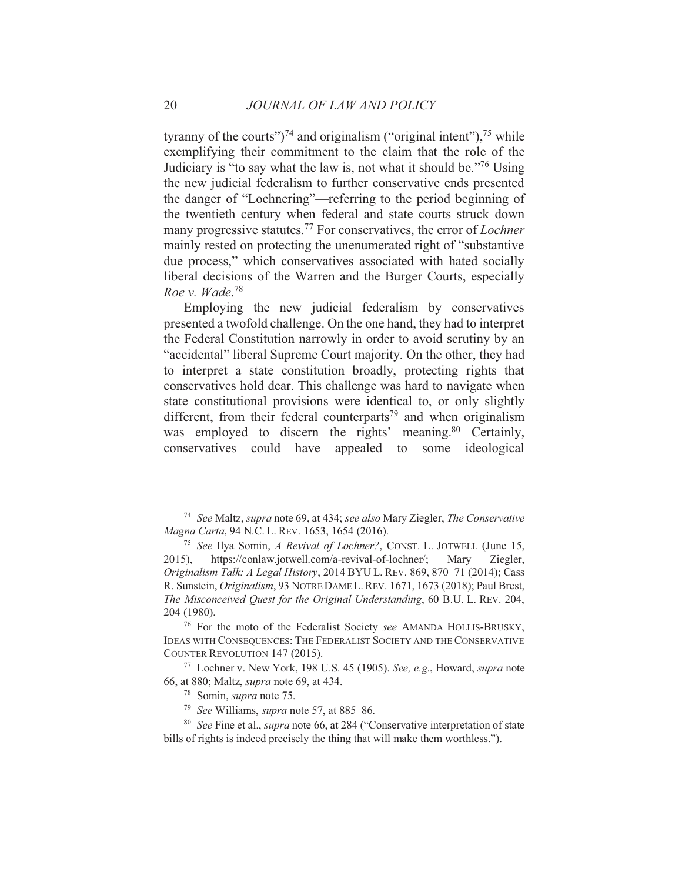tyranny of the courts")[74] and originalism ("original intent"),[75] while exemplifying their commitment to the claim that the role of the Judiciary is "to say what the law is, not what it should be."[76] Using the new judicial federalism to further conservative ends presented the danger of "Lochnering"—referring to the period beginning of the twentieth century when federal and state courts struck down many progressive statutes.[77] For conservatives, the error of *Lochner* mainly rested on protecting the unenumerated right of "substantive due process," which conservatives associated with hated socially liberal decisions of the Warren and the Burger Courts, especially *Roe v. Wade*.[78]

Employing the new judicial federalism by conservatives presented a twofold challenge. On the one hand, they had to interpret the Federal Constitution narrowly in order to avoid scrutiny by an "accidental" liberal Supreme Court majority. On the other, they had to interpret a state constitution broadly, protecting rights that conservatives hold dear. This challenge was hard to navigate when state constitutional provisions were identical to, or only slightly different, from their federal counterparts[79] and when originalism was employed to discern the rights' meaning.[80] Certainly, conservatives could have appealed to some ideological

---

[74] *See* Maltz, *supra* note 69, at 434; *see also* Mary Ziegler, *The Conservative Magna Carta*, 94 N.C. L. REV. 1653, 1654 (2016).

[75] *See* Ilya Somin, *A Revival of Lochner?*, CONST. L. JOTWELL (June 15, 2015), https://conlaw.jotwell.com/a-revival-of-lochner/; Mary Ziegler, *Originalism Talk: A Legal History*, 2014 BYU L. REV. 869, 870–71 (2014); Cass R. Sunstein, *Originalism*, 93 NOTRE DAME L. REV. 1671, 1673 (2018); Paul Brest, *The Misconceived Quest for the Original Understanding*, 60 B.U. L. REV. 204, 204 (1980).

[76] For the moto of the Federalist Society *see* AMANDA HOLLIS-BRUSKY, IDEAS WITH CONSEQUENCES: THE FEDERALIST SOCIETY AND THE CONSERVATIVE COUNTER REVOLUTION 147 (2015).

[77] Lochner v. New York, 198 U.S. 45 (1905). *See, e.g.*, Howard, *supra* note 66, at 880; Maltz, *supra* note 69, at 434.

[78] Somin, *supra* note 75.

[79] *See* Williams, *supra* note 57, at 885–86.

[80] *See* Fine et al., *supra* note 66, at 284 ("Conservative interpretation of state bills of rights is indeed precisely the thing that will make them worthless.").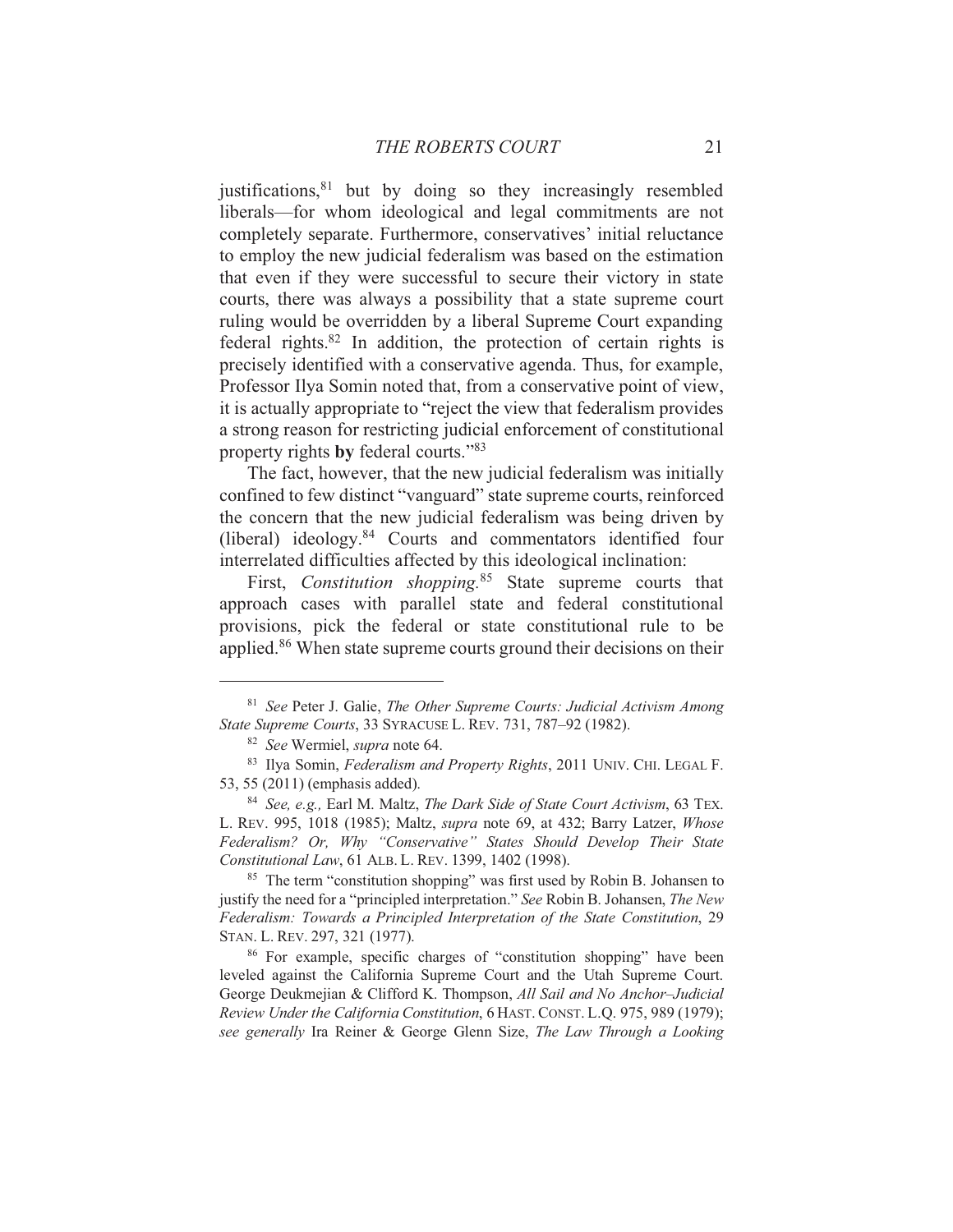justifications,[81] but by doing so they increasingly resembled liberals—for whom ideological and legal commitments are not completely separate. Furthermore, conservatives' initial reluctance to employ the new judicial federalism was based on the estimation that even if they were successful to secure their victory in state courts, there was always a possibility that a state supreme court ruling would be overridden by a liberal Supreme Court expanding federal rights.[82] In addition, the protection of certain rights is precisely identified with a conservative agenda. Thus, for example, Professor Ilya Somin noted that, from a conservative point of view, it is actually appropriate to "reject the view that federalism provides a strong reason for restricting judicial enforcement of constitutional property rights **by** federal courts."[83]

The fact, however, that the new judicial federalism was initially confined to few distinct "vanguard" state supreme courts, reinforced the concern that the new judicial federalism was being driven by (liberal) ideology.[84] Courts and commentators identified four interrelated difficulties affected by this ideological inclination:

First, *Constitution shopping.*[85] State supreme courts that approach cases with parallel state and federal constitutional provisions, pick the federal or state constitutional rule to be applied.[86] When state supreme courts ground their decisions on their

---

[81] *See* Peter J. Galie, *The Other Supreme Courts: Judicial Activism Among State Supreme Courts*, 33 SYRACUSE L. REV. 731, 787–92 (1982).

[82] *See* Wermiel, *supra* note 64.

[83] Ilya Somin, *Federalism and Property Rights*, 2011 UNIV. CHI. LEGAL F. 53, 55 (2011) (emphasis added).

[84] *See, e.g.,* Earl M. Maltz, *The Dark Side of State Court Activism*, 63 TEX. L. REV. 995, 1018 (1985); Maltz, *supra* note 69, at 432; Barry Latzer, *Whose Federalism? Or, Why "Conservative" States Should Develop Their State Constitutional Law*, 61 ALB. L. REV. 1399, 1402 (1998).

[85] The term "constitution shopping" was first used by Robin B. Johansen to justify the need for a "principled interpretation." *See* Robin B. Johansen, *The New Federalism: Towards a Principled Interpretation of the State Constitution*, 29 STAN. L. REV. 297, 321 (1977).

[86] For example, specific charges of "constitution shopping" have been leveled against the California Supreme Court and the Utah Supreme Court. George Deukmejian & Clifford K. Thompson, *All Sail and No Anchor–Judicial Review Under the California Constitution*, 6 HAST. CONST. L.Q. 975, 989 (1979); *see generally* Ira Reiner & George Glenn Size, *The Law Through a Looking*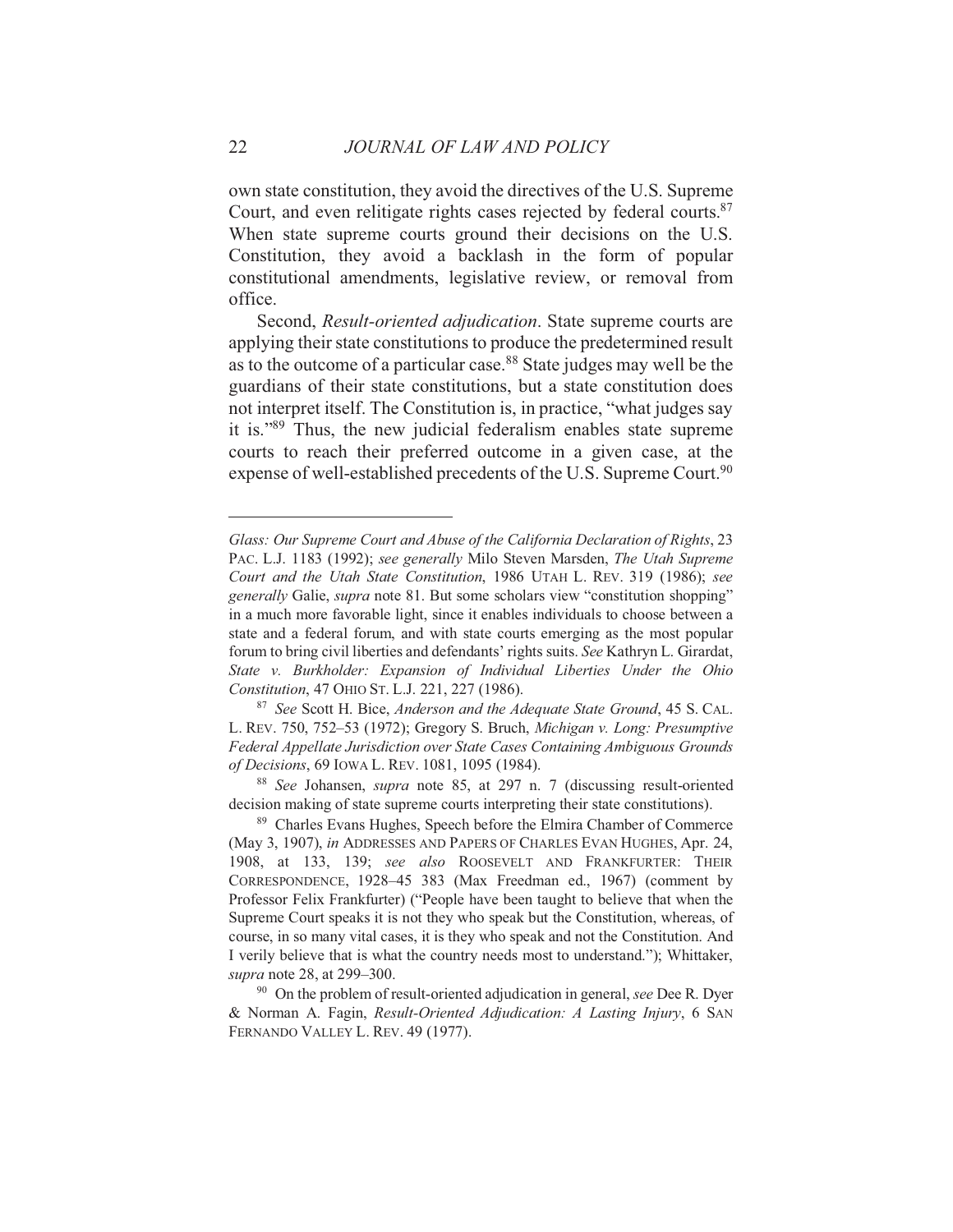own state constitution, they avoid the directives of the U.S. Supreme Court, and even relitigate rights cases rejected by federal courts.[87] When state supreme courts ground their decisions on the U.S. Constitution, they avoid a backlash in the form of popular constitutional amendments, legislative review, or removal from office.

Second, *Result-oriented adjudication*. State supreme courts are applying their state constitutions to produce the predetermined result as to the outcome of a particular case.[88] State judges may well be the guardians of their state constitutions, but a state constitution does not interpret itself. The Constitution is, in practice, "what judges say it is."[89] Thus, the new judicial federalism enables state supreme courts to reach their preferred outcome in a given case, at the expense of well-established precedents of the U.S. Supreme Court.[90]

---

*Glass: Our Supreme Court and Abuse of the California Declaration of Rights*, 23 PAC. L.J. 1183 (1992); *see generally* Milo Steven Marsden, *The Utah Supreme Court and the Utah State Constitution*, 1986 UTAH L. REV. 319 (1986); *see generally* Galie, *supra* note 81. But some scholars view "constitution shopping" in a much more favorable light, since it enables individuals to choose between a state and a federal forum, and with state courts emerging as the most popular forum to bring civil liberties and defendants' rights suits. *See* Kathryn L. Girardat, *State v. Burkholder: Expansion of Individual Liberties Under the Ohio Constitution*, 47 OHIO ST. L.J. 221, 227 (1986).

[87] *See* Scott H. Bice, *Anderson and the Adequate State Ground*, 45 S. CAL. L. REV. 750, 752–53 (1972); Gregory S. Bruch, *Michigan v. Long: Presumptive Federal Appellate Jurisdiction over State Cases Containing Ambiguous Grounds of Decisions*, 69 IOWA L. REV. 1081, 1095 (1984).

[88] *See* Johansen, *supra* note 85, at 297 n. 7 (discussing result-oriented decision making of state supreme courts interpreting their state constitutions).

[89] Charles Evans Hughes, Speech before the Elmira Chamber of Commerce (May 3, 1907), *in* ADDRESSES AND PAPERS OF CHARLES EVAN HUGHES, Apr. 24, 1908, at 133, 139; *see also* ROOSEVELT AND FRANKFURTER: THEIR CORRESPONDENCE, 1928–45 383 (Max Freedman ed., 1967) (comment by Professor Felix Frankfurter) ("People have been taught to believe that when the Supreme Court speaks it is not they who speak but the Constitution, whereas, of course, in so many vital cases, it is they who speak and not the Constitution. And I verily believe that is what the country needs most to understand."); Whittaker, *supra* note 28, at 299–300.

[90] On the problem of result-oriented adjudication in general, *see* Dee R. Dyer & Norman A. Fagin, *Result-Oriented Adjudication: A Lasting Injury*, 6 SAN FERNANDO VALLEY L. REV. 49 (1977).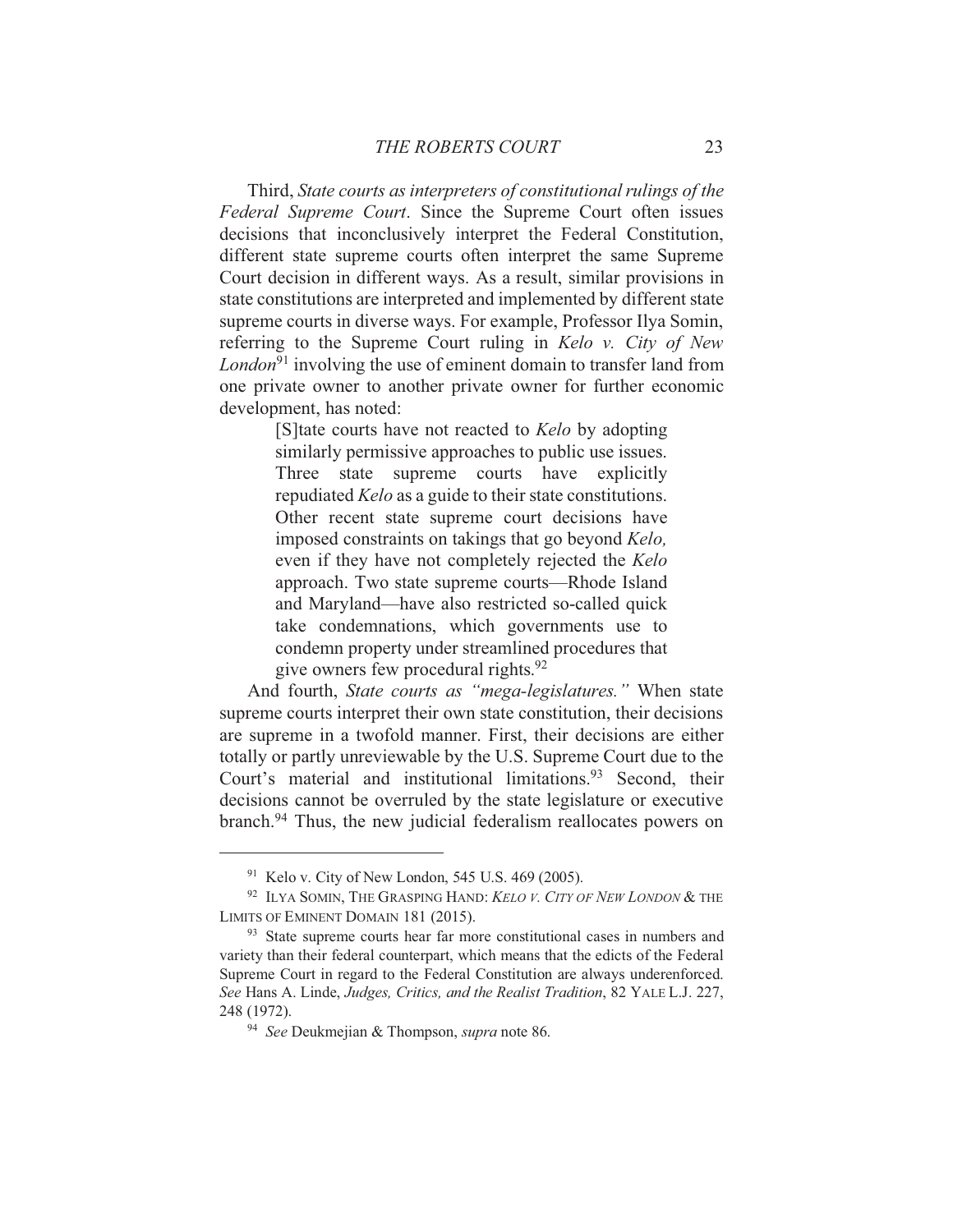Third, *State courts as interpreters of constitutional rulings of the Federal Supreme Court*. Since the Supreme Court often issues decisions that inconclusively interpret the Federal Constitution, different state supreme courts often interpret the same Supreme Court decision in different ways. As a result, similar provisions in state constitutions are interpreted and implemented by different state supreme courts in diverse ways. For example, Professor Ilya Somin, referring to the Supreme Court ruling in *Kelo v. City of New London*[91] involving the use of eminent domain to transfer land from one private owner to another private owner for further economic development, has noted:

> [S]tate courts have not reacted to *Kelo* by adopting similarly permissive approaches to public use issues. Three state supreme courts have explicitly repudiated *Kelo* as a guide to their state constitutions. Other recent state supreme court decisions have imposed constraints on takings that go beyond *Kelo,* even if they have not completely rejected the *Kelo* approach. Two state supreme courts—Rhode Island and Maryland—have also restricted so-called quick take condemnations, which governments use to condemn property under streamlined procedures that give owners few procedural rights.[92]

And fourth, *State courts as "mega-legislatures."* When state supreme courts interpret their own state constitution, their decisions are supreme in a twofold manner. First, their decisions are either totally or partly unreviewable by the U.S. Supreme Court due to the Court's material and institutional limitations.[93] Second, their decisions cannot be overruled by the state legislature or executive branch.[94] Thus, the new judicial federalism reallocates powers on

---

[91] Kelo v. City of New London, 545 U.S. 469 (2005).

[92] ILYA SOMIN, THE GRASPING HAND: *KELO V. CITY OF NEW LONDON* & THE LIMITS OF EMINENT DOMAIN 181 (2015).

[93] State supreme courts hear far more constitutional cases in numbers and variety than their federal counterpart, which means that the edicts of the Federal Supreme Court in regard to the Federal Constitution are always underenforced. *See* Hans A. Linde, *Judges, Critics, and the Realist Tradition*, 82 YALE L.J. 227, 248 (1972).

[94] *See* Deukmejian & Thompson, *supra* note 86.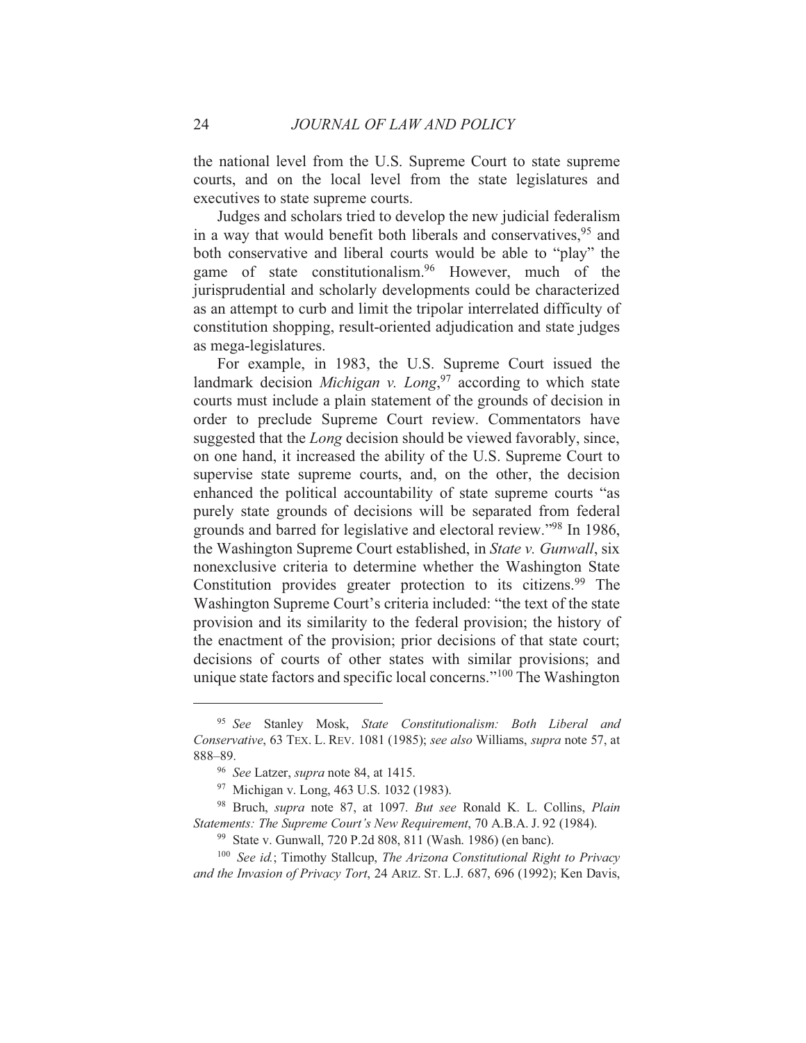the national level from the U.S. Supreme Court to state supreme courts, and on the local level from the state legislatures and executives to state supreme courts.

Judges and scholars tried to develop the new judicial federalism in a way that would benefit both liberals and conservatives,[95] and both conservative and liberal courts would be able to "play" the game of state constitutionalism.[96] However, much of the jurisprudential and scholarly developments could be characterized as an attempt to curb and limit the tripolar interrelated difficulty of constitution shopping, result-oriented adjudication and state judges as mega-legislatures.

For example, in 1983, the U.S. Supreme Court issued the landmark decision *Michigan v. Long*,[97] according to which state courts must include a plain statement of the grounds of decision in order to preclude Supreme Court review. Commentators have suggested that the *Long* decision should be viewed favorably, since, on one hand, it increased the ability of the U.S. Supreme Court to supervise state supreme courts, and, on the other, the decision enhanced the political accountability of state supreme courts "as purely state grounds of decisions will be separated from federal grounds and barred for legislative and electoral review."[98] In 1986, the Washington Supreme Court established, in *State v. Gunwall*, six nonexclusive criteria to determine whether the Washington State Constitution provides greater protection to its citizens.[99] The Washington Supreme Court's criteria included: "the text of the state provision and its similarity to the federal provision; the history of the enactment of the provision; prior decisions of that state court; decisions of courts of other states with similar provisions; and unique state factors and specific local concerns."[100] The Washington

---

[95] *See* Stanley Mosk, *State Constitutionalism: Both Liberal and Conservative*, 63 TEX. L. REV. 1081 (1985); *see also* Williams, *supra* note 57, at 888–89.

[96] *See* Latzer, *supra* note 84, at 1415.

[97] Michigan v. Long, 463 U.S. 1032 (1983).

[98] Bruch, *supra* note 87, at 1097. *But see* Ronald K. L. Collins, *Plain Statements: The Supreme Court's New Requirement*, 70 A.B.A. J. 92 (1984).

[99] State v. Gunwall, 720 P.2d 808, 811 (Wash. 1986) (en banc).

[100] *See id.*; Timothy Stallcup, *The Arizona Constitutional Right to Privacy and the Invasion of Privacy Tort*, 24 ARIZ. ST. L.J. 687, 696 (1992); Ken Davis,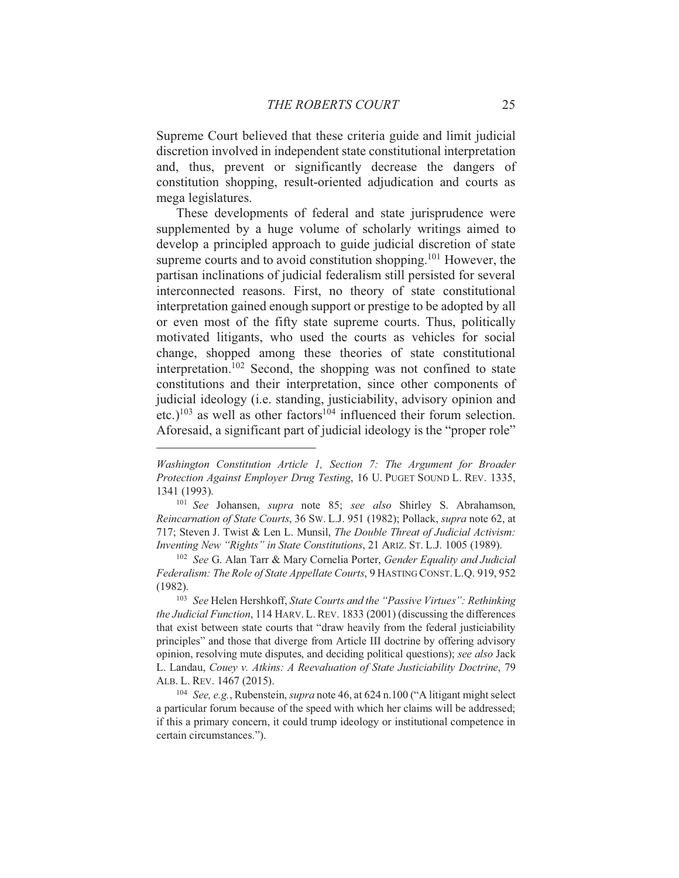Supreme Court believed that these criteria guide and limit judicial discretion involved in independent state constitutional interpretation and, thus, prevent or significantly decrease the dangers of constitution shopping, result-oriented adjudication and courts as mega legislatures.

These developments of federal and state jurisprudence were supplemented by a huge volume of scholarly writings aimed to develop a principled approach to guide judicial discretion of state supreme courts and to avoid constitution shopping.[101] However, the partisan inclinations of judicial federalism still persisted for several interconnected reasons. First, no theory of state constitutional interpretation gained enough support or prestige to be adopted by all or even most of the fifty state supreme courts. Thus, politically motivated litigants, who used the courts as vehicles for social change, shopped among these theories of state constitutional interpretation.[102] Second, the shopping was not confined to state constitutions and their interpretation, since other components of judicial ideology (i.e. standing, justiciability, advisory opinion and etc.)[103] as well as other factors[104] influenced their forum selection. Aforesaid, a significant part of judicial ideology is the "proper role"

---

*Washington Constitution Article 1, Section 7: The Argument for Broader Protection Against Employer Drug Testing*, 16 U. PUGET SOUND L. REV. 1335, 1341 (1993).

[101] *See* Johansen, *supra* note 85; *see also* Shirley S. Abrahamson, *Reincarnation of State Courts*, 36 SW. L.J. 951 (1982); Pollack, *supra* note 62, at 717; Steven J. Twist & Len L. Munsil, *The Double Threat of Judicial Activism: Inventing New "Rights" in State Constitutions*, 21 ARIZ. ST. L.J. 1005 (1989).

[102] *See* G. Alan Tarr & Mary Cornelia Porter, *Gender Equality and Judicial Federalism: The Role of State Appellate Courts*, 9 HASTING CONST. L.Q. 919, 952 (1982).

[103] *See* Helen Hershkoff, *State Courts and the "Passive Virtues": Rethinking the Judicial Function*, 114 HARV. L. REV. 1833 (2001) (discussing the differences that exist between state courts that "draw heavily from the federal justiciability principles" and those that diverge from Article III doctrine by offering advisory opinion, resolving mute disputes, and deciding political questions); *see also* Jack L. Landau, *Couey v. Atkins: A Reevaluation of State Justiciability Doctrine*, 79 ALB. L. REV. 1467 (2015).

[104] *See, e.g.*, Rubenstein, *supra* note 46, at 624 n.100 ("A litigant might select a particular forum because of the speed with which her claims will be addressed; if this a primary concern, it could trump ideology or institutional competence in certain circumstances.").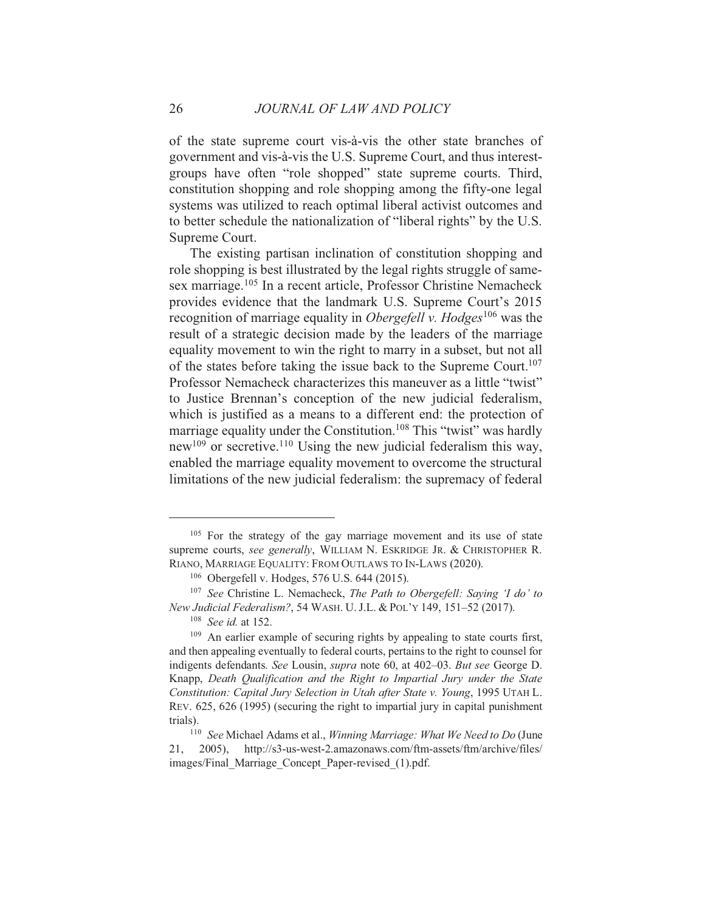of the state supreme court vis-à-vis the other state branches of government and vis-à-vis the U.S. Supreme Court, and thus interest-groups have often "role shopped" state supreme courts. Third, constitution shopping and role shopping among the fifty-one legal systems was utilized to reach optimal liberal activist outcomes and to better schedule the nationalization of "liberal rights" by the U.S. Supreme Court.

The existing partisan inclination of constitution shopping and role shopping is best illustrated by the legal rights struggle of same-sex marriage.[105] In a recent article, Professor Christine Nemacheck provides evidence that the landmark U.S. Supreme Court's 2015 recognition of marriage equality in *Obergefell v. Hodges*[106] was the result of a strategic decision made by the leaders of the marriage equality movement to win the right to marry in a subset, but not all of the states before taking the issue back to the Supreme Court.[107] Professor Nemacheck characterizes this maneuver as a little "twist" to Justice Brennan's conception of the new judicial federalism, which is justified as a means to a different end: the protection of marriage equality under the Constitution.[108] This "twist" was hardly new[109] or secretive.[110] Using the new judicial federalism this way, enabled the marriage equality movement to overcome the structural limitations of the new judicial federalism: the supremacy of federal

---

[105] For the strategy of the gay marriage movement and its use of state supreme courts, *see generally*, WILLIAM N. ESKRIDGE JR. & CHRISTOPHER R. RIANO, MARRIAGE EQUALITY: FROM OUTLAWS TO IN-LAWS (2020).

[106] Obergefell v. Hodges, 576 U.S. 644 (2015).

[107] *See* Christine L. Nemacheck, *The Path to Obergefell: Saying 'I do' to New Judicial Federalism?*, 54 WASH. U. J.L. & POL'Y 149, 151–52 (2017).

[108] *See id.* at 152.

[109] An earlier example of securing rights by appealing to state courts first, and then appealing eventually to federal courts, pertains to the right to counsel for indigents defendants. *See* Lousin, *supra* note 60, at 402–03. *But see* George D. Knapp, *Death Qualification and the Right to Impartial Jury under the State Constitution: Capital Jury Selection in Utah after State v. Young*, 1995 UTAH L. REV. 625, 626 (1995) (securing the right to impartial jury in capital punishment trials).

[110] *See* Michael Adams et al., *Winning Marriage: What We Need to Do* (June 21, 2005), http://s3-us-west-2.amazonaws.com/ftm-assets/ftm/archive/files/images/Final_Marriage_Concept_Paper-revised_(1).pdf.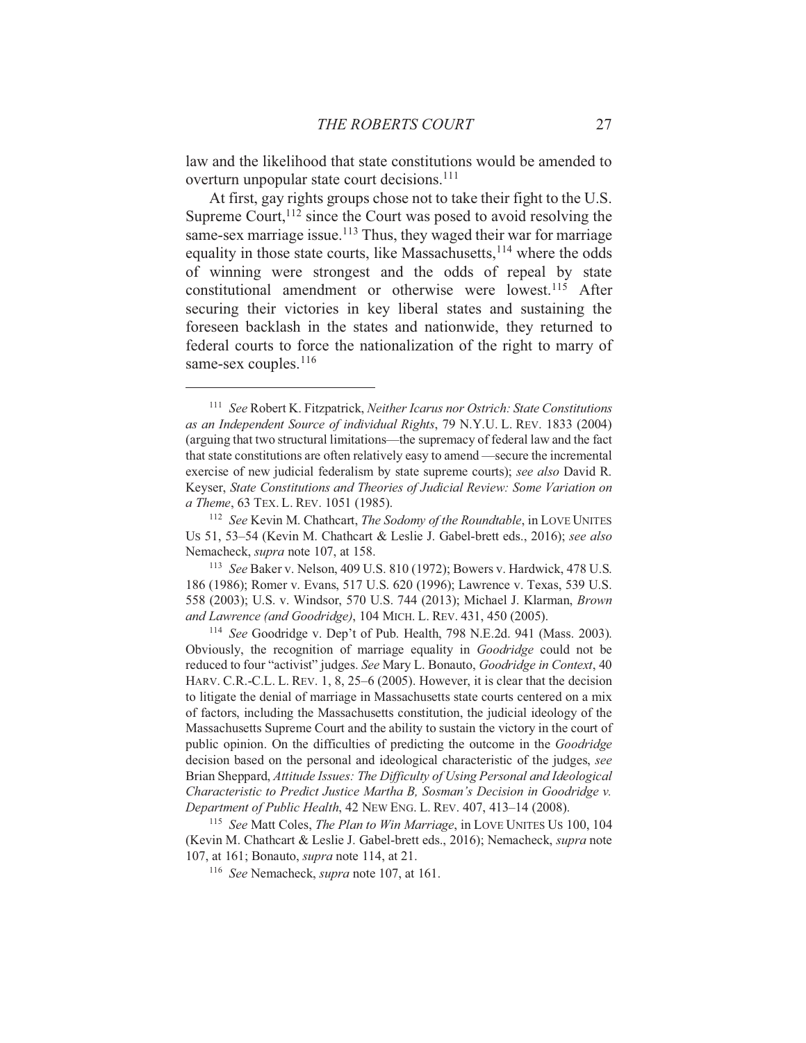law and the likelihood that state constitutions would be amended to overturn unpopular state court decisions.[111]

At first, gay rights groups chose not to take their fight to the U.S. Supreme Court,[112] since the Court was posed to avoid resolving the same-sex marriage issue.[113] Thus, they waged their war for marriage equality in those state courts, like Massachusetts,[114] where the odds of winning were strongest and the odds of repeal by state constitutional amendment or otherwise were lowest.[115] After securing their victories in key liberal states and sustaining the foreseen backlash in the states and nationwide, they returned to federal courts to force the nationalization of the right to marry of same-sex couples.[116]

---

[111] *See* Robert K. Fitzpatrick, *Neither Icarus nor Ostrich: State Constitutions as an Independent Source of individual Rights*, 79 N.Y.U. L. REV. 1833 (2004) (arguing that two structural limitations—the supremacy of federal law and the fact that state constitutions are often relatively easy to amend —secure the incremental exercise of new judicial federalism by state supreme courts); *see also* David R. Keyser, *State Constitutions and Theories of Judicial Review: Some Variation on a Theme*, 63 TEX. L. REV. 1051 (1985).

[112] *See* Kevin M. Chathcart, *The Sodomy of the Roundtable*, in LOVE UNITES US 51, 53–54 (Kevin M. Chathcart & Leslie J. Gabel-brett eds., 2016); *see also* Nemacheck, *supra* note 107, at 158.

[113] *See* Baker v. Nelson, 409 U.S. 810 (1972); Bowers v. Hardwick, 478 U.S. 186 (1986); Romer v. Evans, 517 U.S. 620 (1996); Lawrence v. Texas, 539 U.S. 558 (2003); U.S. v. Windsor, 570 U.S. 744 (2013); Michael J. Klarman, *Brown and Lawrence (and Goodridge)*, 104 MICH. L. REV. 431, 450 (2005).

[114] *See* Goodridge v. Dep't of Pub. Health, 798 N.E.2d. 941 (Mass. 2003). Obviously, the recognition of marriage equality in *Goodridge* could not be reduced to four "activist" judges. *See* Mary L. Bonauto, *Goodridge in Context*, 40 HARV. C.R.-C.L. L. REV. 1, 8, 25–6 (2005). However, it is clear that the decision to litigate the denial of marriage in Massachusetts state courts centered on a mix of factors, including the Massachusetts constitution, the judicial ideology of the Massachusetts Supreme Court and the ability to sustain the victory in the court of public opinion. On the difficulties of predicting the outcome in the *Goodridge* decision based on the personal and ideological characteristic of the judges, *see* Brian Sheppard, *Attitude Issues: The Difficulty of Using Personal and Ideological Characteristic to Predict Justice Martha B, Sosman's Decision in Goodridge v. Department of Public Health*, 42 NEW ENG. L. REV. 407, 413–14 (2008).

[115] *See* Matt Coles, *The Plan to Win Marriage*, in LOVE UNITES US 100, 104 (Kevin M. Chathcart & Leslie J. Gabel-brett eds., 2016); Nemacheck, *supra* note 107, at 161; Bonauto, *supra* note 114, at 21.

[116] *See* Nemacheck, *supra* note 107, at 161.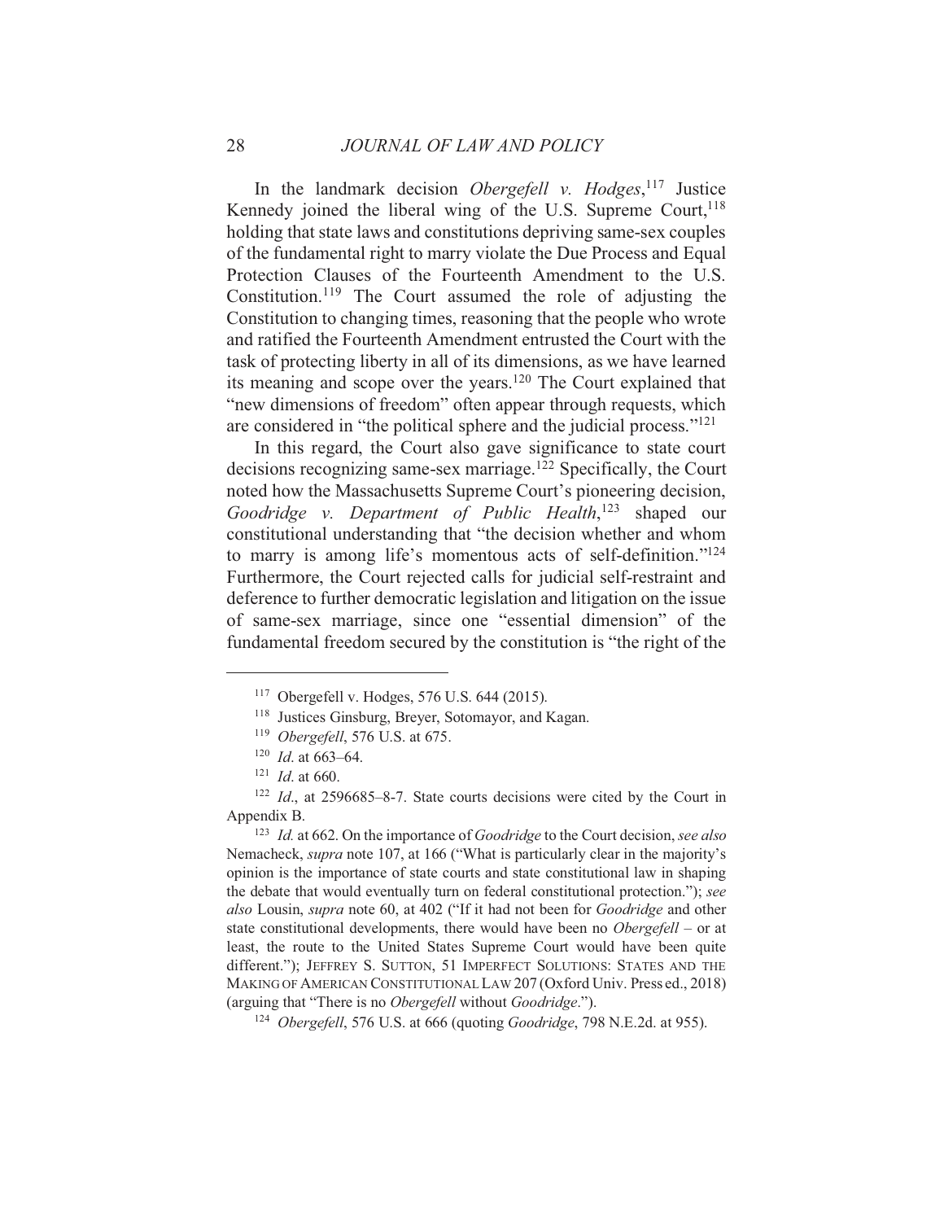In the landmark decision *Obergefell v. Hodges*,[117] Justice Kennedy joined the liberal wing of the U.S. Supreme Court,[118] holding that state laws and constitutions depriving same-sex couples of the fundamental right to marry violate the Due Process and Equal Protection Clauses of the Fourteenth Amendment to the U.S. Constitution.[119] The Court assumed the role of adjusting the Constitution to changing times, reasoning that the people who wrote and ratified the Fourteenth Amendment entrusted the Court with the task of protecting liberty in all of its dimensions, as we have learned its meaning and scope over the years.[120] The Court explained that "new dimensions of freedom" often appear through requests, which are considered in "the political sphere and the judicial process."[121]

In this regard, the Court also gave significance to state court decisions recognizing same-sex marriage.[122] Specifically, the Court noted how the Massachusetts Supreme Court's pioneering decision, *Goodridge v. Department of Public Health*,[123] shaped our constitutional understanding that "the decision whether and whom to marry is among life's momentous acts of self-definition."[124] Furthermore, the Court rejected calls for judicial self-restraint and deference to further democratic legislation and litigation on the issue of same-sex marriage, since one "essential dimension" of the fundamental freedom secured by the constitution is "the right of the

---

[117] Obergefell v. Hodges, 576 U.S. 644 (2015).

[118] Justices Ginsburg, Breyer, Sotomayor, and Kagan.

[119] *Obergefell*, 576 U.S. at 675.

[120] *Id*. at 663–64.

[121] *Id*. at 660.

[122] *Id*., at 2596685–8-7. State courts decisions were cited by the Court in Appendix B.

[123] *Id.* at 662. On the importance of *Goodridge* to the Court decision, *see also* Nemacheck, *supra* note 107, at 166 ("What is particularly clear in the majority's opinion is the importance of state courts and state constitutional law in shaping the debate that would eventually turn on federal constitutional protection."); *see also* Lousin, *supra* note 60, at 402 ("If it had not been for *Goodridge* and other state constitutional developments, there would have been no *Obergefell* – or at least, the route to the United States Supreme Court would have been quite different."); JEFFREY S. SUTTON, 51 IMPERFECT SOLUTIONS: STATES AND THE MAKING OF AMERICAN CONSTITUTIONAL LAW 207 (Oxford Univ. Press ed., 2018) (arguing that "There is no *Obergefell* without *Goodridge*.").

[124] *Obergefell*, 576 U.S. at 666 (quoting *Goodridge*, 798 N.E.2d. at 955).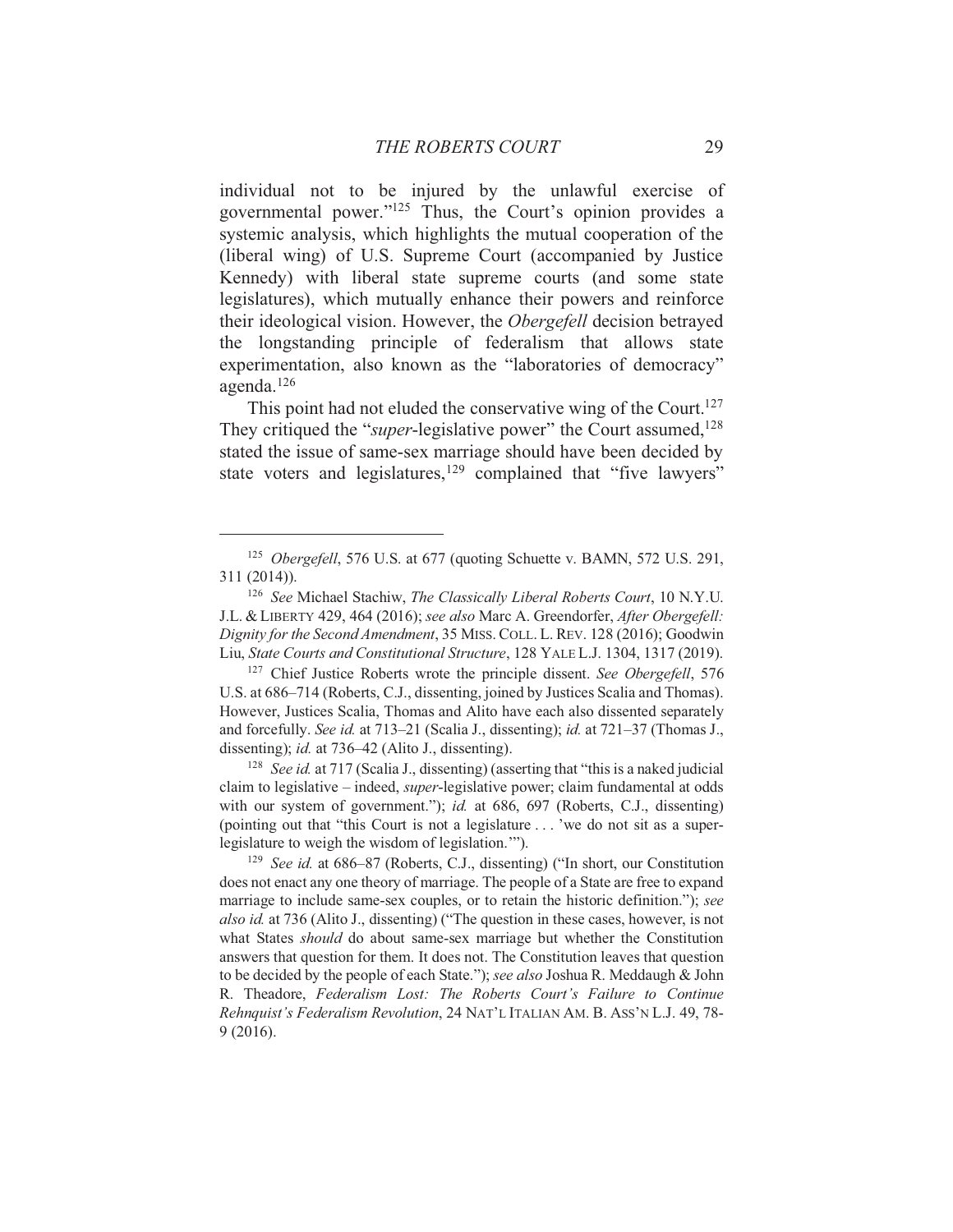individual not to be injured by the unlawful exercise of governmental power."[125] Thus, the Court's opinion provides a systemic analysis, which highlights the mutual cooperation of the (liberal wing) of U.S. Supreme Court (accompanied by Justice Kennedy) with liberal state supreme courts (and some state legislatures), which mutually enhance their powers and reinforce their ideological vision. However, the *Obergefell* decision betrayed the longstanding principle of federalism that allows state experimentation, also known as the "laboratories of democracy" agenda.[126]

This point had not eluded the conservative wing of the Court.[127] They critiqued the "*super*-legislative power" the Court assumed,[128] stated the issue of same-sex marriage should have been decided by state voters and legislatures,[129] complained that "five lawyers"

---

[125] *Obergefell*, 576 U.S. at 677 (quoting Schuette v. BAMN, 572 U.S. 291, 311 (2014)).

[126] *See* Michael Stachiw, *The Classically Liberal Roberts Court*, 10 N.Y.U. J.L. & LIBERTY 429, 464 (2016); *see also* Marc A. Greendorfer, *After Obergefell: Dignity for the Second Amendment*, 35 MISS. COLL. L. REV. 128 (2016); Goodwin Liu, *State Courts and Constitutional Structure*, 128 YALE L.J. 1304, 1317 (2019).

[127] Chief Justice Roberts wrote the principle dissent. *See Obergefell*, 576 U.S. at 686–714 (Roberts, C.J., dissenting, joined by Justices Scalia and Thomas). However, Justices Scalia, Thomas and Alito have each also dissented separately and forcefully. *See id.* at 713–21 (Scalia J., dissenting); *id.* at 721–37 (Thomas J., dissenting); *id.* at 736–42 (Alito J., dissenting).

[128] *See id.* at 717 (Scalia J., dissenting) (asserting that "this is a naked judicial claim to legislative – indeed, *super*-legislative power; claim fundamental at odds with our system of government."); *id.* at 686, 697 (Roberts, C.J., dissenting) (pointing out that "this Court is not a legislature . . . 'we do not sit as a super-legislature to weigh the wisdom of legislation.'").

[129] *See id.* at 686–87 (Roberts, C.J., dissenting) ("In short, our Constitution does not enact any one theory of marriage. The people of a State are free to expand marriage to include same-sex couples, or to retain the historic definition."); *see also id.* at 736 (Alito J., dissenting) ("The question in these cases, however, is not what States *should* do about same-sex marriage but whether the Constitution answers that question for them. It does not. The Constitution leaves that question to be decided by the people of each State."); *see also* Joshua R. Meddaugh & John R. Theadore, *Federalism Lost: The Roberts Court's Failure to Continue Rehnquist's Federalism Revolution*, 24 NAT'L ITALIAN AM. B. ASS'N L.J. 49, 78-9 (2016).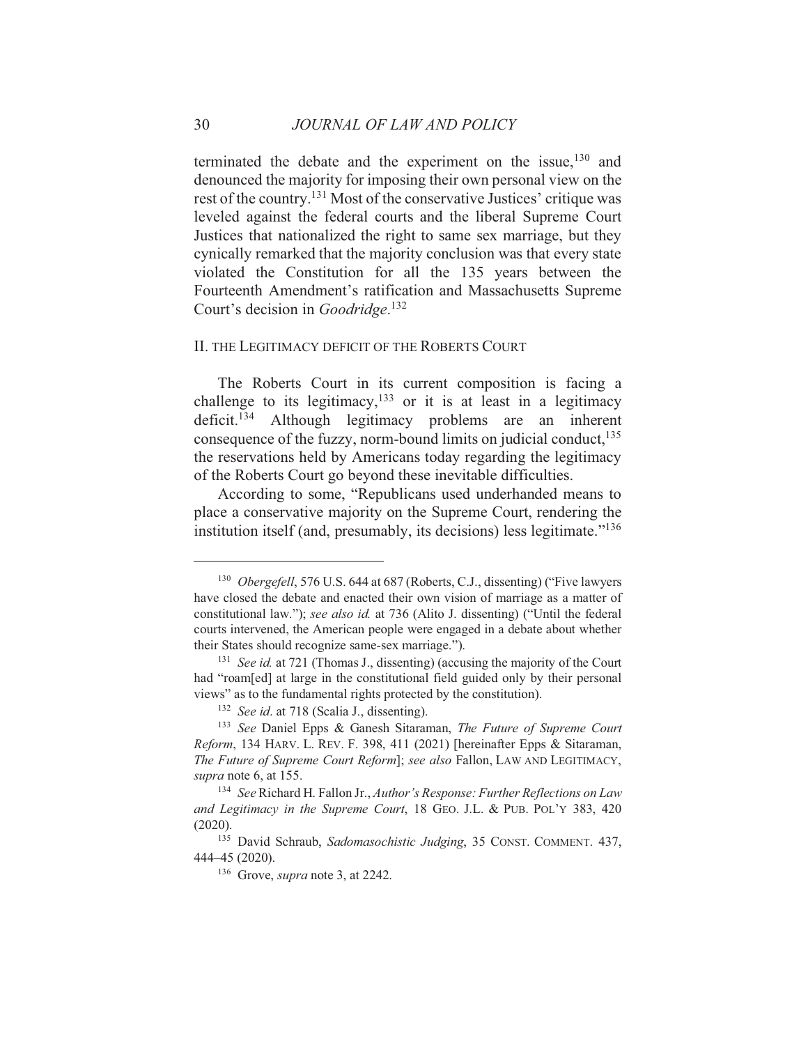terminated the debate and the experiment on the issue,[130] and denounced the majority for imposing their own personal view on the rest of the country.[131] Most of the conservative Justices' critique was leveled against the federal courts and the liberal Supreme Court Justices that nationalized the right to same sex marriage, but they cynically remarked that the majority conclusion was that every state violated the Constitution for all the 135 years between the Fourteenth Amendment's ratification and Massachusetts Supreme Court's decision in *Goodridge*.[132]

## II. THE LEGITIMACY DEFICIT OF THE ROBERTS COURT

The Roberts Court in its current composition is facing a challenge to its legitimacy,[133] or it is at least in a legitimacy deficit.[134] Although legitimacy problems are an inherent consequence of the fuzzy, norm-bound limits on judicial conduct,[135] the reservations held by Americans today regarding the legitimacy of the Roberts Court go beyond these inevitable difficulties.

According to some, "Republicans used underhanded means to place a conservative majority on the Supreme Court, rendering the institution itself (and, presumably, its decisions) less legitimate."[136]

---

[130] *Obergefell*, 576 U.S. 644 at 687 (Roberts, C.J., dissenting) ("Five lawyers have closed the debate and enacted their own vision of marriage as a matter of constitutional law."); *see also id.* at 736 (Alito J. dissenting) ("Until the federal courts intervened, the American people were engaged in a debate about whether their States should recognize same-sex marriage.").

[131] *See id.* at 721 (Thomas J., dissenting) (accusing the majority of the Court had "roam[ed] at large in the constitutional field guided only by their personal views" as to the fundamental rights protected by the constitution).

[132] *See id*. at 718 (Scalia J., dissenting).

[133] *See* Daniel Epps & Ganesh Sitaraman, *The Future of Supreme Court Reform*, 134 HARV. L. REV. F. 398, 411 (2021) [hereinafter Epps & Sitaraman, *The Future of Supreme Court Reform*]; *see also* Fallon, LAW AND LEGITIMACY, *supra* note 6, at 155.

[134] *See* Richard H. Fallon Jr., *Author's Response: Further Reflections on Law and Legitimacy in the Supreme Court*, 18 GEO. J.L. & PUB. POL'Y 383, 420 (2020).

[135] David Schraub, *Sadomasochistic Judging*, 35 CONST. COMMENT. 437, 444–45 (2020).

[136] Grove, *supra* note 3, at 2242.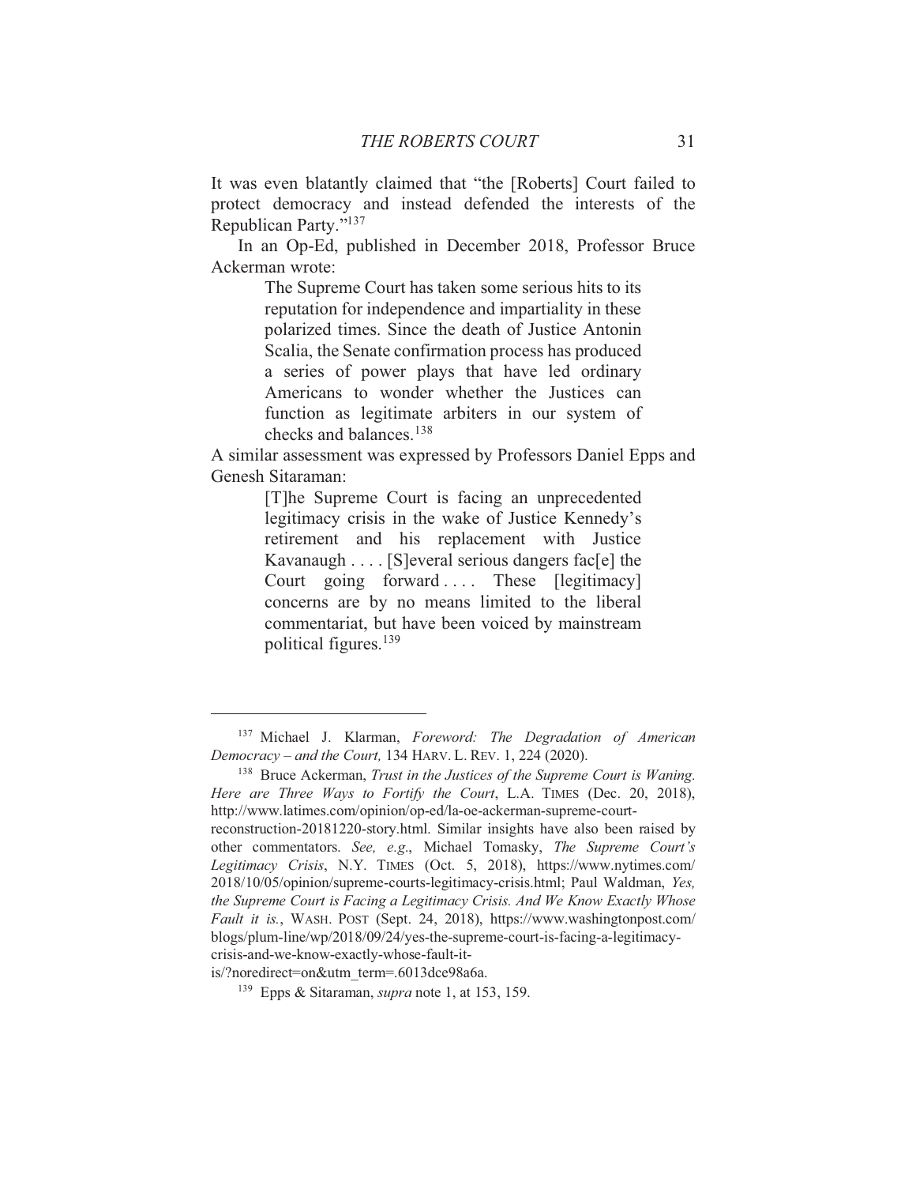It was even blatantly claimed that "the [Roberts] Court failed to protect democracy and instead defended the interests of the Republican Party."[137]

In an Op-Ed, published in December 2018, Professor Bruce Ackerman wrote:

> The Supreme Court has taken some serious hits to its reputation for independence and impartiality in these polarized times. Since the death of Justice Antonin Scalia, the Senate confirmation process has produced a series of power plays that have led ordinary Americans to wonder whether the Justices can function as legitimate arbiters in our system of checks and balances.[138]

A similar assessment was expressed by Professors Daniel Epps and Genesh Sitaraman:

> [T]he Supreme Court is facing an unprecedented legitimacy crisis in the wake of Justice Kennedy's retirement and his replacement with Justice Kavanaugh . . . . [S]everal serious dangers fac[e] the Court going forward . . . . These [legitimacy] concerns are by no means limited to the liberal commentariat, but have been voiced by mainstream political figures.[139]

---

[137] Michael J. Klarman, *Foreword: The Degradation of American Democracy – and the Court,* 134 HARV. L. REV. 1, 224 (2020).

[138] Bruce Ackerman, *Trust in the Justices of the Supreme Court is Waning. Here are Three Ways to Fortify the Court*, L.A. TIMES (Dec. 20, 2018), http://www.latimes.com/opinion/op-ed/la-oe-ackerman-supreme-court-reconstruction-20181220-story.html. Similar insights have also been raised by other commentators. *See, e.g*., Michael Tomasky, *The Supreme Court's Legitimacy Crisis*, N.Y. TIMES (Oct. 5, 2018), https://www.nytimes.com/2018/10/05/opinion/supreme-courts-legitimacy-crisis.html; Paul Waldman, *Yes, the Supreme Court is Facing a Legitimacy Crisis. And We Know Exactly Whose Fault it is.*, WASH. POST (Sept. 24, 2018), https://www.washingtonpost.com/blogs/plum-line/wp/2018/09/24/yes-the-supreme-court-is-facing-a-legitimacy-crisis-and-we-know-exactly-whose-fault-it-is/?noredirect=on&utm_term=.6013dce98a6a.

[139] Epps & Sitaraman, *supra* note 1, at 153, 159.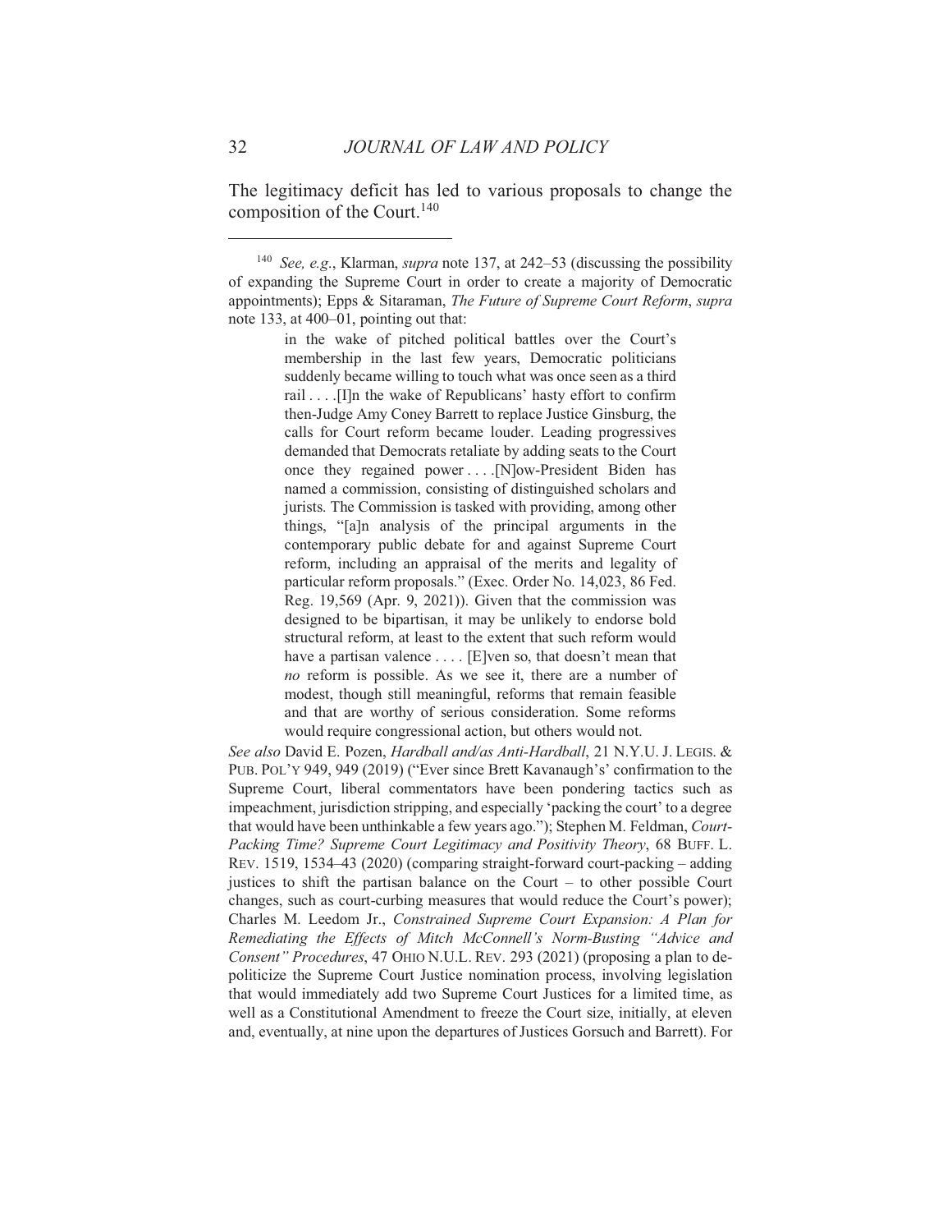The legitimacy deficit has led to various proposals to change the composition of the Court.[140]

---

[140] *See, e.g.*, Klarman, *supra* note 137, at 242–53 (discussing the possibility of expanding the Supreme Court in order to create a majority of Democratic appointments); Epps & Sitaraman, *The Future of Supreme Court Reform*, *supra* note 133, at 400–01, pointing out that:

> in the wake of pitched political battles over the Court's membership in the last few years, Democratic politicians suddenly became willing to touch what was once seen as a third rail . . . .[I]n the wake of Republicans' hasty effort to confirm then-Judge Amy Coney Barrett to replace Justice Ginsburg, the calls for Court reform became louder. Leading progressives demanded that Democrats retaliate by adding seats to the Court once they regained power . . . .[N]ow-President Biden has named a commission, consisting of distinguished scholars and jurists. The Commission is tasked with providing, among other things, "[a]n analysis of the principal arguments in the contemporary public debate for and against Supreme Court reform, including an appraisal of the merits and legality of particular reform proposals." (Exec. Order No. 14,023, 86 Fed. Reg. 19,569 (Apr. 9, 2021)). Given that the commission was designed to be bipartisan, it may be unlikely to endorse bold structural reform, at least to the extent that such reform would have a partisan valence . . . . [E]ven so, that doesn't mean that *no* reform is possible. As we see it, there are a number of modest, though still meaningful, reforms that remain feasible and that are worthy of serious consideration. Some reforms would require congressional action, but others would not.

*See also* David E. Pozen, *Hardball and/as Anti-Hardball*, 21 N.Y.U. J. LEGIS. & PUB. POL'Y 949, 949 (2019) ("Ever since Brett Kavanaugh's' confirmation to the Supreme Court, liberal commentators have been pondering tactics such as impeachment, jurisdiction stripping, and especially 'packing the court' to a degree that would have been unthinkable a few years ago."); Stephen M. Feldman, *Court-Packing Time? Supreme Court Legitimacy and Positivity Theory*, 68 BUFF. L. REV. 1519, 1534–43 (2020) (comparing straight-forward court-packing – adding justices to shift the partisan balance on the Court – to other possible Court changes, such as court-curbing measures that would reduce the Court's power); Charles M. Leedom Jr., *Constrained Supreme Court Expansion: A Plan for Remediating the Effects of Mitch McConnell's Norm-Busting "Advice and Consent" Procedures*, 47 OHIO N.U.L. REV. 293 (2021) (proposing a plan to de-politicize the Supreme Court Justice nomination process, involving legislation that would immediately add two Supreme Court Justices for a limited time, as well as a Constitutional Amendment to freeze the Court size, initially, at eleven and, eventually, at nine upon the departures of Justices Gorsuch and Barrett). For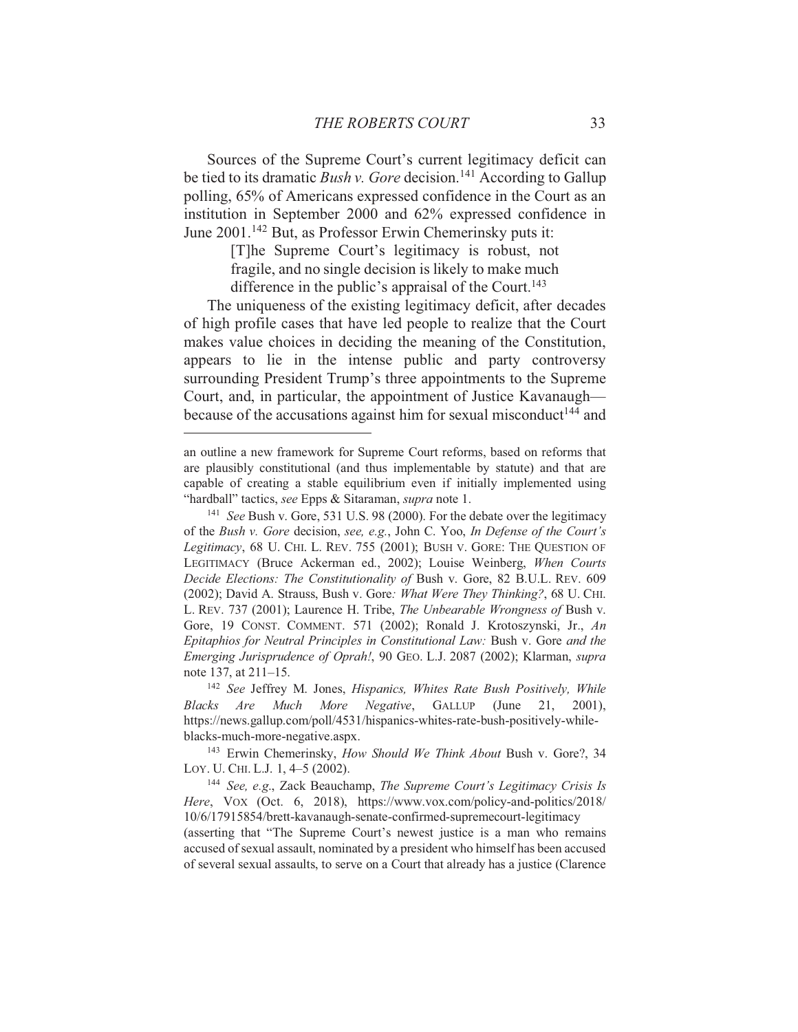Sources of the Supreme Court's current legitimacy deficit can be tied to its dramatic *Bush v. Gore* decision.[141] According to Gallup polling, 65% of Americans expressed confidence in the Court as an institution in September 2000 and 62% expressed confidence in June 2001.[142] But, as Professor Erwin Chemerinsky puts it:

> [T]he Supreme Court's legitimacy is robust, not fragile, and no single decision is likely to make much difference in the public's appraisal of the Court.[143]

The uniqueness of the existing legitimacy deficit, after decades of high profile cases that have led people to realize that the Court makes value choices in deciding the meaning of the Constitution, appears to lie in the intense public and party controversy surrounding President Trump's three appointments to the Supreme Court, and, in particular, the appointment of Justice Kavanaugh—because of the accusations against him for sexual misconduct[144] and

---

an outline a new framework for Supreme Court reforms, based on reforms that are plausibly constitutional (and thus implementable by statute) and that are capable of creating a stable equilibrium even if initially implemented using "hardball" tactics, *see* Epps & Sitaraman, *supra* note 1.

[141] *See* Bush v. Gore, 531 U.S. 98 (2000). For the debate over the legitimacy of the *Bush v. Gore* decision, *see, e.g.*, John C. Yoo, *In Defense of the Court's Legitimacy*, 68 U. CHI. L. REV. 755 (2001); BUSH V. GORE: THE QUESTION OF LEGITIMACY (Bruce Ackerman ed., 2002); Louise Weinberg, *When Courts Decide Elections: The Constitutionality of* Bush v. Gore, 82 B.U.L. REV. 609 (2002); David A. Strauss, Bush v. Gore*: What Were They Thinking?*, 68 U. CHI. L. REV. 737 (2001); Laurence H. Tribe, *The Unbearable Wrongness of* Bush v. Gore, 19 CONST. COMMENT. 571 (2002); Ronald J. Krotoszynski, Jr., *An Epitaphios for Neutral Principles in Constitutional Law:* Bush v. Gore *and the Emerging Jurisprudence of Oprah!*, 90 GEO. L.J. 2087 (2002); Klarman, *supra* note 137, at 211–15.

[142] *See* Jeffrey M. Jones, *Hispanics, Whites Rate Bush Positively, While Blacks Are Much More Negative*, GALLUP (June 21, 2001), https://news.gallup.com/poll/4531/hispanics-whites-rate-bush-positively-while-blacks-much-more-negative.aspx.

[143] Erwin Chemerinsky, *How Should We Think About* Bush v. Gore?, 34 LOY. U. CHI. L.J. 1, 4–5 (2002).

[144] *See, e.g.*, Zack Beauchamp, *The Supreme Court's Legitimacy Crisis Is Here*, VOX (Oct. 6, 2018), https://www.vox.com/policy-and-politics/2018/10/6/17915854/brett-kavanaugh-senate-confirmed-supremecourt-legitimacy (asserting that "The Supreme Court's newest justice is a man who remains accused of sexual assault, nominated by a president who himself has been accused of several sexual assaults, to serve on a Court that already has a justice (Clarence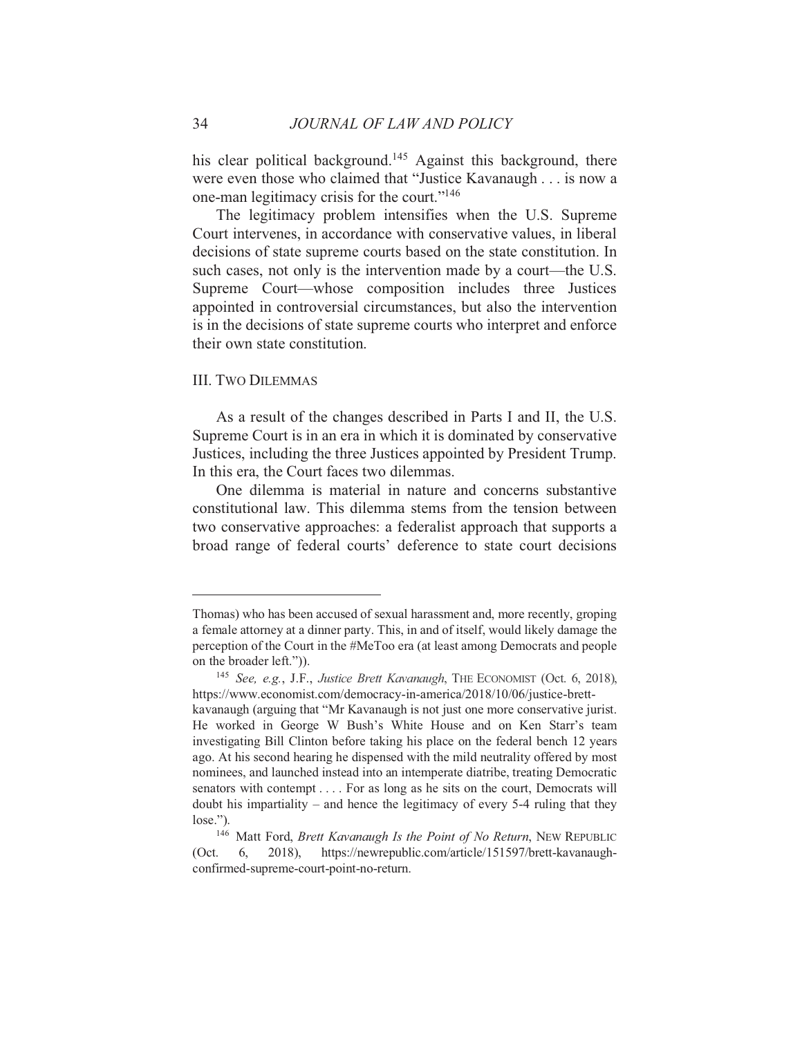his clear political background.[145] Against this background, there were even those who claimed that "Justice Kavanaugh . . . is now a one-man legitimacy crisis for the court."[146]

The legitimacy problem intensifies when the U.S. Supreme Court intervenes, in accordance with conservative values, in liberal decisions of state supreme courts based on the state constitution. In such cases, not only is the intervention made by a court—the U.S. Supreme Court—whose composition includes three Justices appointed in controversial circumstances, but also the intervention is in the decisions of state supreme courts who interpret and enforce their own state constitution.

## III. TWO DILEMMAS

As a result of the changes described in Parts I and II, the U.S. Supreme Court is in an era in which it is dominated by conservative Justices, including the three Justices appointed by President Trump. In this era, the Court faces two dilemmas.

One dilemma is material in nature and concerns substantive constitutional law. This dilemma stems from the tension between two conservative approaches: a federalist approach that supports a broad range of federal courts' deference to state court decisions

---

Thomas) who has been accused of sexual harassment and, more recently, groping a female attorney at a dinner party. This, in and of itself, would likely damage the perception of the Court in the #MeToo era (at least among Democrats and people on the broader left.")).

[145] *See, e.g.*, J.F., *Justice Brett Kavanaugh*, THE ECONOMIST (Oct. 6, 2018), https://www.economist.com/democracy-in-america/2018/10/06/justice-brett-kavanaugh (arguing that "Mr Kavanaugh is not just one more conservative jurist. He worked in George W Bush's White House and on Ken Starr's team investigating Bill Clinton before taking his place on the federal bench 12 years ago. At his second hearing he dispensed with the mild neutrality offered by most nominees, and launched instead into an intemperate diatribe, treating Democratic senators with contempt . . . . For as long as he sits on the court, Democrats will doubt his impartiality – and hence the legitimacy of every 5-4 ruling that they lose.").

[146] Matt Ford, *Brett Kavanaugh Is the Point of No Return*, NEW REPUBLIC (Oct. 6, 2018), https://newrepublic.com/article/151597/brett-kavanaugh-confirmed-supreme-court-point-no-return.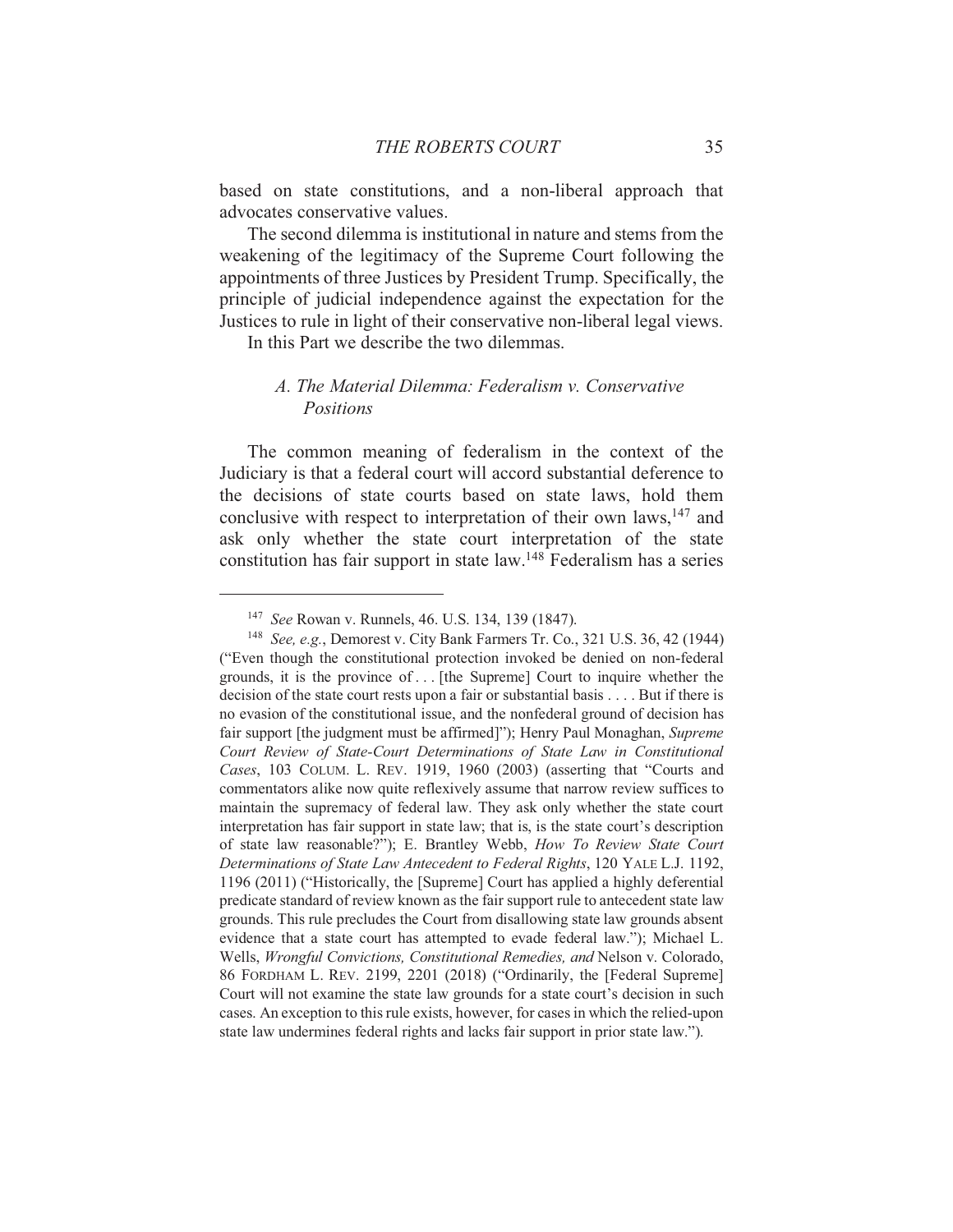based on state constitutions, and a non-liberal approach that advocates conservative values.

The second dilemma is institutional in nature and stems from the weakening of the legitimacy of the Supreme Court following the appointments of three Justices by President Trump. Specifically, the principle of judicial independence against the expectation for the Justices to rule in light of their conservative non-liberal legal views.

In this Part we describe the two dilemmas.

### *A. The Material Dilemma: Federalism v. Conservative Positions*

The common meaning of federalism in the context of the Judiciary is that a federal court will accord substantial deference to the decisions of state courts based on state laws, hold them conclusive with respect to interpretation of their own laws,[147] and ask only whether the state court interpretation of the state constitution has fair support in state law.[148] Federalism has a series

---

[147] *See* Rowan v. Runnels, 46. U.S. 134, 139 (1847).

[148] *See, e.g.*, Demorest v. City Bank Farmers Tr. Co., 321 U.S. 36, 42 (1944) ("Even though the constitutional protection invoked be denied on non-federal grounds, it is the province of . . . [the Supreme] Court to inquire whether the decision of the state court rests upon a fair or substantial basis . . . . But if there is no evasion of the constitutional issue, and the nonfederal ground of decision has fair support [the judgment must be affirmed]"); Henry Paul Monaghan, *Supreme Court Review of State-Court Determinations of State Law in Constitutional Cases*, 103 COLUM. L. REV. 1919, 1960 (2003) (asserting that "Courts and commentators alike now quite reflexively assume that narrow review suffices to maintain the supremacy of federal law. They ask only whether the state court interpretation has fair support in state law; that is, is the state court's description of state law reasonable?"); E. Brantley Webb, *How To Review State Court Determinations of State Law Antecedent to Federal Rights*, 120 YALE L.J. 1192, 1196 (2011) ("Historically, the [Supreme] Court has applied a highly deferential predicate standard of review known as the fair support rule to antecedent state law grounds. This rule precludes the Court from disallowing state law grounds absent evidence that a state court has attempted to evade federal law."); Michael L. Wells, *Wrongful Convictions, Constitutional Remedies, and* Nelson v. Colorado, 86 FORDHAM L. REV. 2199, 2201 (2018) ("Ordinarily, the [Federal Supreme] Court will not examine the state law grounds for a state court's decision in such cases. An exception to this rule exists, however, for cases in which the relied-upon state law undermines federal rights and lacks fair support in prior state law.").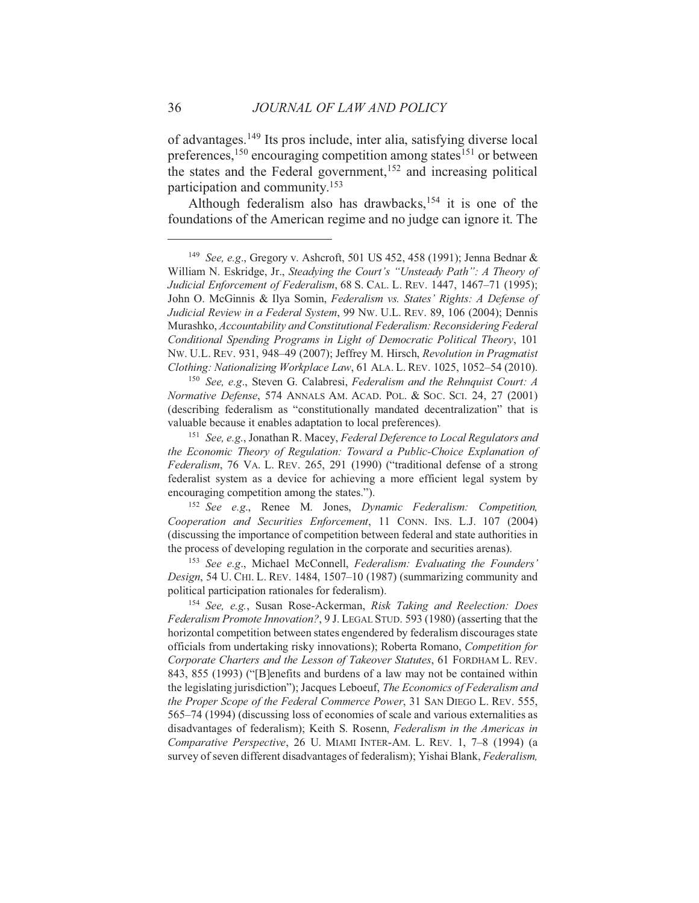of advantages.[149] Its pros include, inter alia, satisfying diverse local preferences,[150] encouraging competition among states[151] or between the states and the Federal government,[152] and increasing political participation and community.[153]

Although federalism also has drawbacks,[154] it is one of the foundations of the American regime and no judge can ignore it. The

---

[149] *See, e.g*., Gregory v. Ashcroft, 501 US 452, 458 (1991); Jenna Bednar & William N. Eskridge, Jr., *Steadying the Court's "Unsteady Path": A Theory of Judicial Enforcement of Federalism*, 68 S. CAL. L. REV. 1447, 1467–71 (1995); John O. McGinnis & Ilya Somin, *Federalism vs. States' Rights: A Defense of Judicial Review in a Federal System*, 99 NW. U.L. REV. 89, 106 (2004); Dennis Murashko, *Accountability and Constitutional Federalism: Reconsidering Federal Conditional Spending Programs in Light of Democratic Political Theory*, 101 NW. U.L. REV. 931, 948–49 (2007); Jeffrey M. Hirsch, *Revolution in Pragmatist Clothing: Nationalizing Workplace Law*, 61 ALA. L. REV. 1025, 1052–54 (2010).

[150] *See, e.g*., Steven G. Calabresi, *Federalism and the Rehnquist Court: A Normative Defense*, 574 ANNALS AM. ACAD. POL. & SOC. SCI. 24, 27 (2001) (describing federalism as "constitutionally mandated decentralization" that is valuable because it enables adaptation to local preferences).

[151] *See, e.g.*, Jonathan R. Macey, *Federal Deference to Local Regulators and the Economic Theory of Regulation: Toward a Public-Choice Explanation of Federalism*, 76 VA. L. REV. 265, 291 (1990) ("traditional defense of a strong federalist system as a device for achieving a more efficient legal system by encouraging competition among the states.").

[152] *See e.g*., Renee M. Jones, *Dynamic Federalism: Competition, Cooperation and Securities Enforcement*, 11 CONN. INS. L.J. 107 (2004) (discussing the importance of competition between federal and state authorities in the process of developing regulation in the corporate and securities arenas).

[153] *See e.g*., Michael McConnell, *Federalism: Evaluating the Founders' Design*, 54 U. CHI. L. REV. 1484, 1507–10 (1987) (summarizing community and political participation rationales for federalism).

[154] *See, e.g.*, Susan Rose-Ackerman, *Risk Taking and Reelection: Does Federalism Promote Innovation?*, 9 J. LEGAL STUD. 593 (1980) (asserting that the horizontal competition between states engendered by federalism discourages state officials from undertaking risky innovations); Roberta Romano, *Competition for Corporate Charters and the Lesson of Takeover Statutes*, 61 FORDHAM L. REV. 843, 855 (1993) ("[B]enefits and burdens of a law may not be contained within the legislating jurisdiction"); Jacques Leboeuf, *The Economics of Federalism and the Proper Scope of the Federal Commerce Power*, 31 SAN DIEGO L. REV. 555, 565–74 (1994) (discussing loss of economies of scale and various externalities as disadvantages of federalism); Keith S. Rosenn, *Federalism in the Americas in Comparative Perspective*, 26 U. MIAMI INTER-AM. L. REV. 1, 7–8 (1994) (a survey of seven different disadvantages of federalism); Yishai Blank, *Federalism,*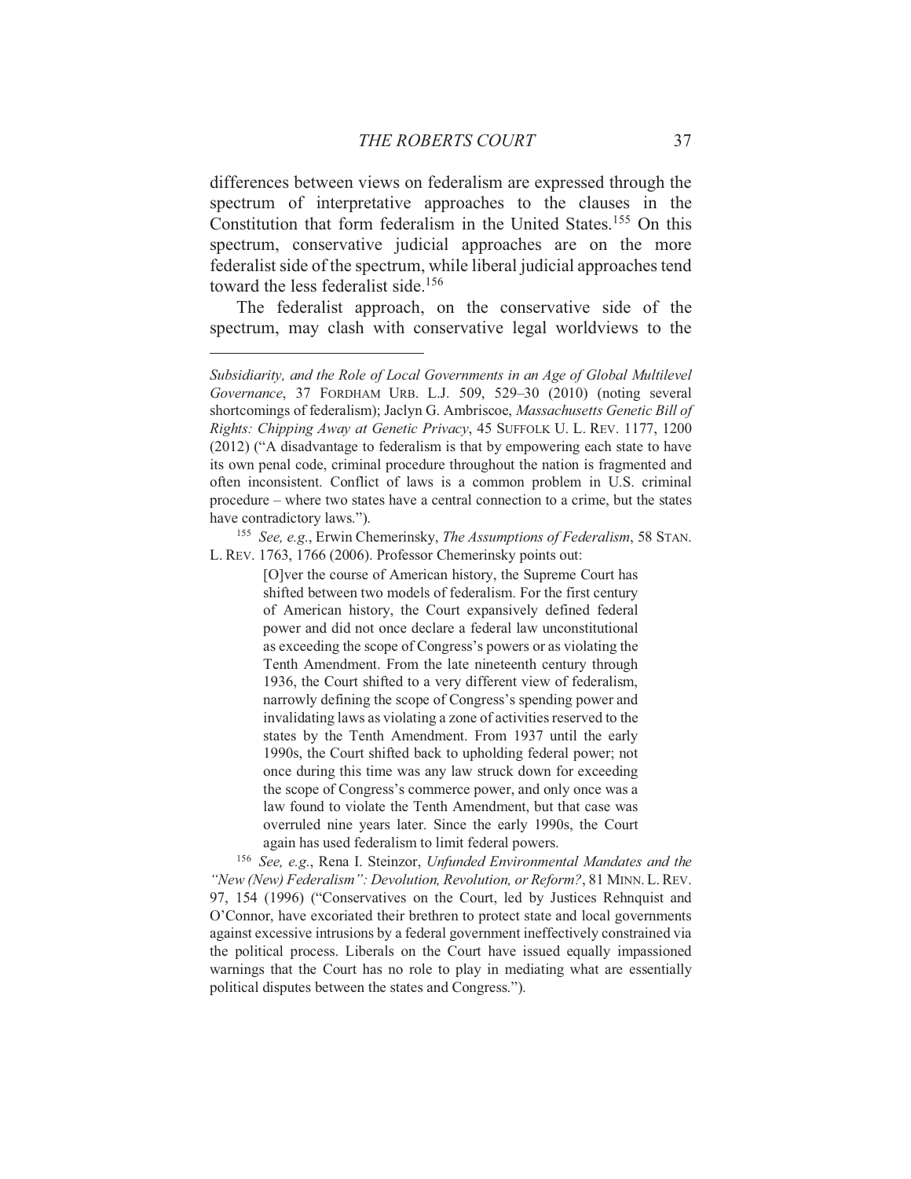differences between views on federalism are expressed through the spectrum of interpretative approaches to the clauses in the Constitution that form federalism in the United States.[155] On this spectrum, conservative judicial approaches are on the more federalist side of the spectrum, while liberal judicial approaches tend toward the less federalist side.[156]

The federalist approach, on the conservative side of the spectrum, may clash with conservative legal worldviews to the

---

*Subsidiarity, and the Role of Local Governments in an Age of Global Multilevel Governance*, 37 FORDHAM URB. L.J. 509, 529–30 (2010) (noting several shortcomings of federalism); Jaclyn G. Ambriscoe, *Massachusetts Genetic Bill of Rights: Chipping Away at Genetic Privacy*, 45 SUFFOLK U. L. REV. 1177, 1200 (2012) ("A disadvantage to federalism is that by empowering each state to have its own penal code, criminal procedure throughout the nation is fragmented and often inconsistent. Conflict of laws is a common problem in U.S. criminal procedure – where two states have a central connection to a crime, but the states have contradictory laws.").

[155] *See, e.g.*, Erwin Chemerinsky, *The Assumptions of Federalism*, 58 STAN. L. REV. 1763, 1766 (2006). Professor Chemerinsky points out:

> [O]ver the course of American history, the Supreme Court has shifted between two models of federalism. For the first century of American history, the Court expansively defined federal power and did not once declare a federal law unconstitutional as exceeding the scope of Congress's powers or as violating the Tenth Amendment. From the late nineteenth century through 1936, the Court shifted to a very different view of federalism, narrowly defining the scope of Congress's spending power and invalidating laws as violating a zone of activities reserved to the states by the Tenth Amendment. From 1937 until the early 1990s, the Court shifted back to upholding federal power; not once during this time was any law struck down for exceeding the scope of Congress's commerce power, and only once was a law found to violate the Tenth Amendment, but that case was overruled nine years later. Since the early 1990s, the Court again has used federalism to limit federal powers.

[156] *See, e.g.*, Rena I. Steinzor, *Unfunded Environmental Mandates and the "New (New) Federalism": Devolution, Revolution, or Reform?*, 81 MINN. L. REV. 97, 154 (1996) ("Conservatives on the Court, led by Justices Rehnquist and O'Connor, have excoriated their brethren to protect state and local governments against excessive intrusions by a federal government ineffectively constrained via the political process. Liberals on the Court have issued equally impassioned warnings that the Court has no role to play in mediating what are essentially political disputes between the states and Congress.").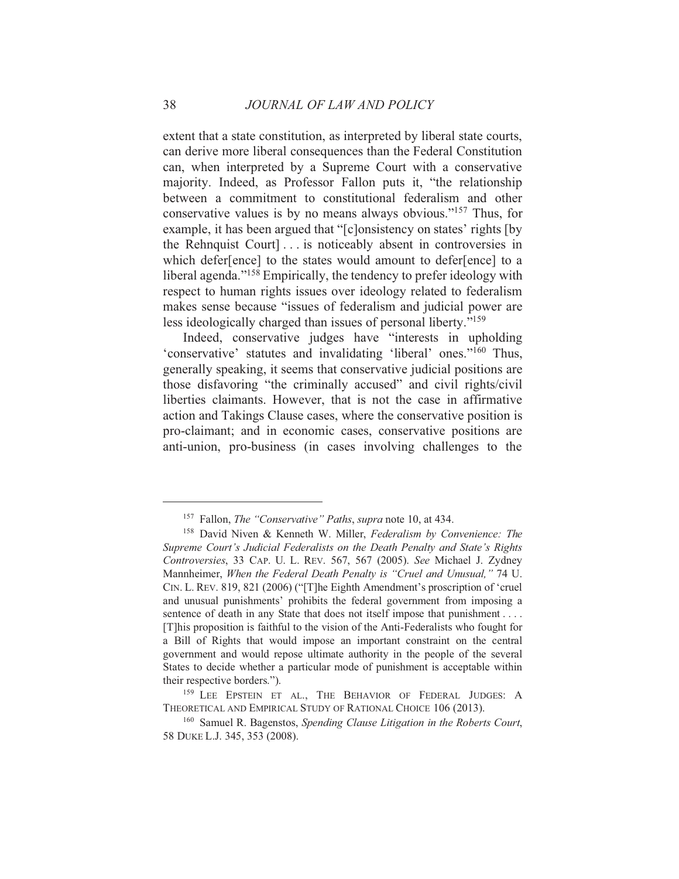extent that a state constitution, as interpreted by liberal state courts, can derive more liberal consequences than the Federal Constitution can, when interpreted by a Supreme Court with a conservative majority. Indeed, as Professor Fallon puts it, "the relationship between a commitment to constitutional federalism and other conservative values is by no means always obvious."[157] Thus, for example, it has been argued that "[c]onsistency on states' rights [by the Rehnquist Court] . . . is noticeably absent in controversies in which defer[ence] to the states would amount to defer[ence] to a liberal agenda."[158] Empirically, the tendency to prefer ideology with respect to human rights issues over ideology related to federalism makes sense because "issues of federalism and judicial power are less ideologically charged than issues of personal liberty."[159]

Indeed, conservative judges have "interests in upholding 'conservative' statutes and invalidating 'liberal' ones."[160] Thus, generally speaking, it seems that conservative judicial positions are those disfavoring "the criminally accused" and civil rights/civil liberties claimants. However, that is not the case in affirmative action and Takings Clause cases, where the conservative position is pro-claimant; and in economic cases, conservative positions are anti-union, pro-business (in cases involving challenges to the

---

[157] Fallon, *The "Conservative" Paths*, *supra* note 10, at 434.

[158] David Niven & Kenneth W. Miller, *Federalism by Convenience: The Supreme Court's Judicial Federalists on the Death Penalty and State's Rights Controversies*, 33 CAP. U. L. REV. 567, 567 (2005). *See* Michael J. Zydney Mannheimer, *When the Federal Death Penalty is "Cruel and Unusual,"* 74 U. CIN. L. REV. 819, 821 (2006) ("[T]he Eighth Amendment's proscription of 'cruel and unusual punishments' prohibits the federal government from imposing a sentence of death in any State that does not itself impose that punishment . . . . [T]his proposition is faithful to the vision of the Anti-Federalists who fought for a Bill of Rights that would impose an important constraint on the central government and would repose ultimate authority in the people of the several States to decide whether a particular mode of punishment is acceptable within their respective borders.").

[159] LEE EPSTEIN ET AL., THE BEHAVIOR OF FEDERAL JUDGES: A THEORETICAL AND EMPIRICAL STUDY OF RATIONAL CHOICE 106 (2013).

[160] Samuel R. Bagenstos, *Spending Clause Litigation in the Roberts Court*, 58 DUKE L.J. 345, 353 (2008).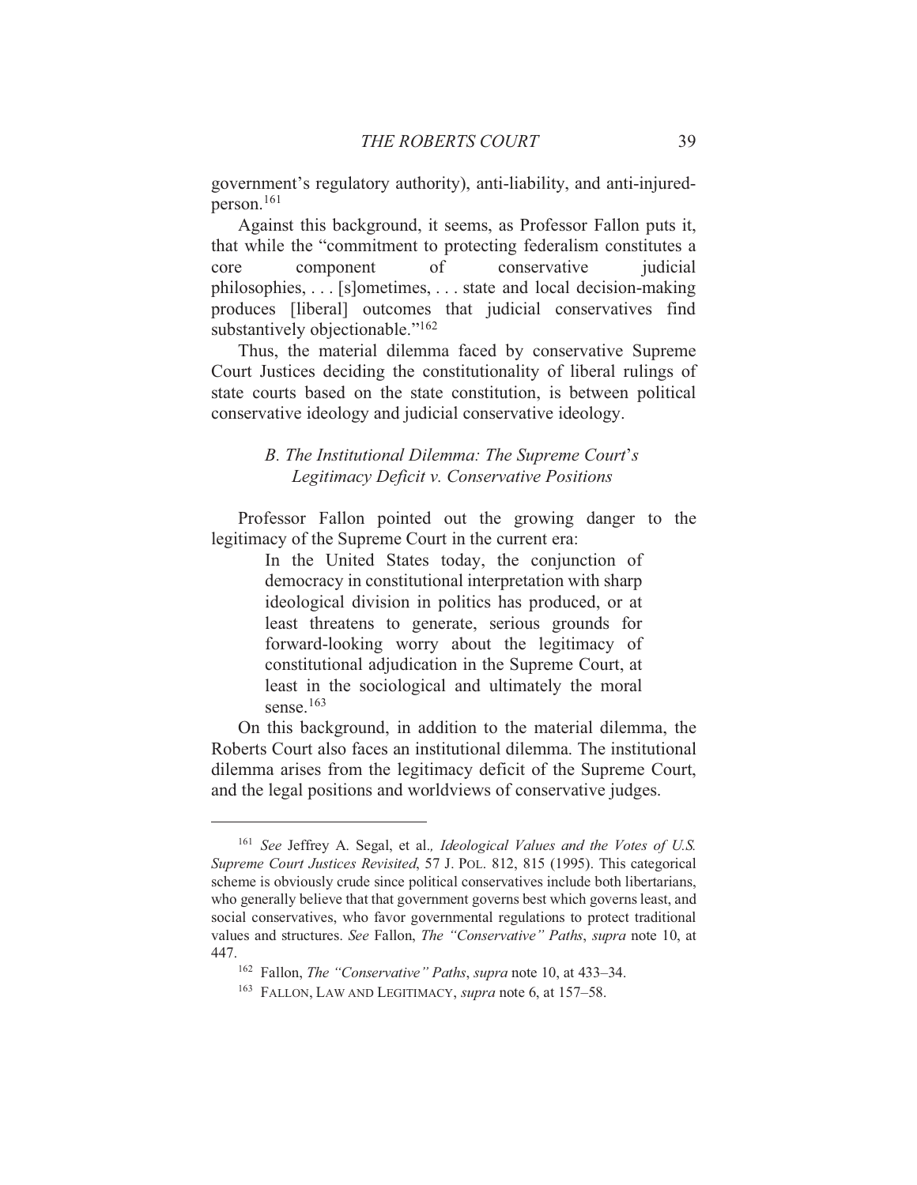government's regulatory authority), anti-liability, and anti-injured-person.[161]

Against this background, it seems, as Professor Fallon puts it, that while the "commitment to protecting federalism constitutes a core component of conservative judicial philosophies, . . . [s]ometimes, . . . state and local decision-making produces [liberal] outcomes that judicial conservatives find substantively objectionable."[162]

Thus, the material dilemma faced by conservative Supreme Court Justices deciding the constitutionality of liberal rulings of state courts based on the state constitution, is between political conservative ideology and judicial conservative ideology.

### *B. The Institutional Dilemma: The Supreme Court's Legitimacy Deficit v. Conservative Positions*

Professor Fallon pointed out the growing danger to the legitimacy of the Supreme Court in the current era:

> In the United States today, the conjunction of democracy in constitutional interpretation with sharp ideological division in politics has produced, or at least threatens to generate, serious grounds for forward-looking worry about the legitimacy of constitutional adjudication in the Supreme Court, at least in the sociological and ultimately the moral sense.[163]

On this background, in addition to the material dilemma, the Roberts Court also faces an institutional dilemma. The institutional dilemma arises from the legitimacy deficit of the Supreme Court, and the legal positions and worldviews of conservative judges.

---

[161] *See* Jeffrey A. Segal, et al., *Ideological Values and the Votes of U.S. Supreme Court Justices Revisited*, 57 J. POL. 812, 815 (1995). This categorical scheme is obviously crude since political conservatives include both libertarians, who generally believe that that government governs best which governs least, and social conservatives, who favor governmental regulations to protect traditional values and structures. *See* Fallon, *The "Conservative" Paths*, *supra* note 10, at 447.

[162] Fallon, *The "Conservative" Paths*, *supra* note 10, at 433–34.

[163] FALLON, LAW AND LEGITIMACY, *supra* note 6, at 157–58.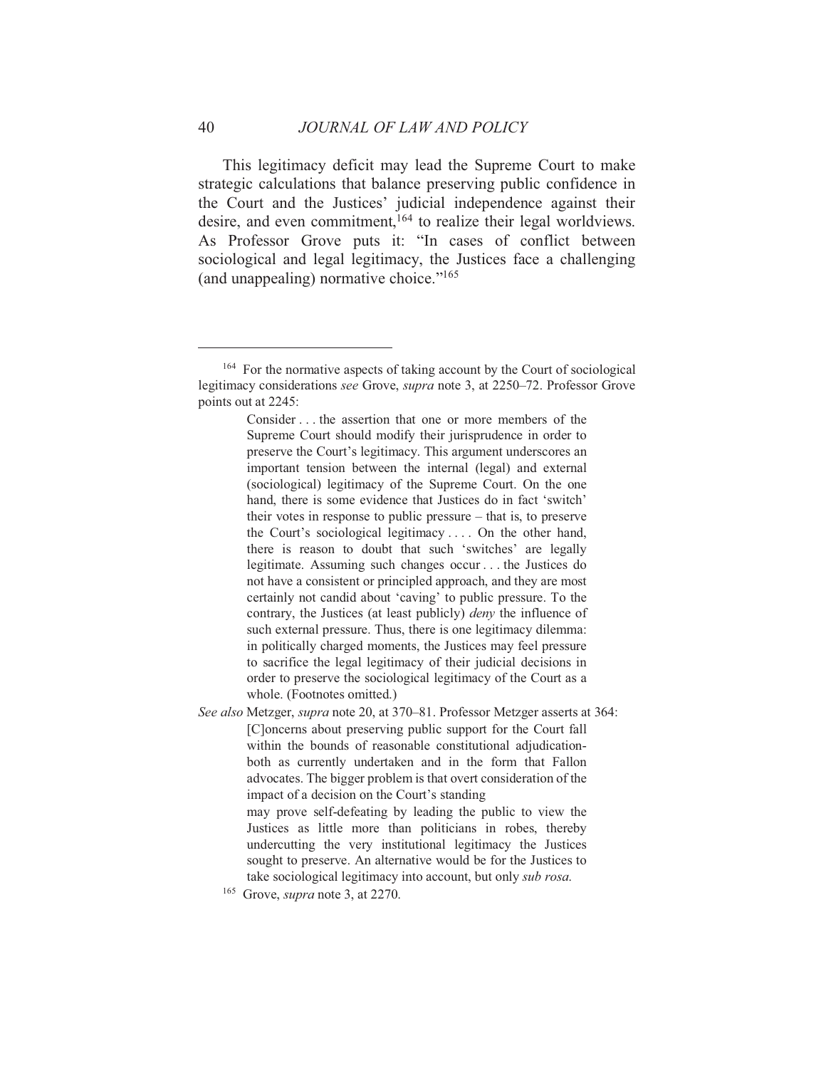This legitimacy deficit may lead the Supreme Court to make strategic calculations that balance preserving public confidence in the Court and the Justices' judicial independence against their desire, and even commitment,[164] to realize their legal worldviews. As Professor Grove puts it: "In cases of conflict between sociological and legal legitimacy, the Justices face a challenging (and unappealing) normative choice."[165]

---

[164] For the normative aspects of taking account by the Court of sociological legitimacy considerations *see* Grove, *supra* note 3, at 2250–72. Professor Grove points out at 2245:

> Consider . . . the assertion that one or more members of the Supreme Court should modify their jurisprudence in order to preserve the Court's legitimacy. This argument underscores an important tension between the internal (legal) and external (sociological) legitimacy of the Supreme Court. On the one hand, there is some evidence that Justices do in fact 'switch' their votes in response to public pressure – that is, to preserve the Court's sociological legitimacy . . . . On the other hand, there is reason to doubt that such 'switches' are legally legitimate. Assuming such changes occur . . . the Justices do not have a consistent or principled approach, and they are most certainly not candid about 'caving' to public pressure. To the contrary, the Justices (at least publicly) *deny* the influence of such external pressure. Thus, there is one legitimacy dilemma: in politically charged moments, the Justices may feel pressure to sacrifice the legal legitimacy of their judicial decisions in order to preserve the sociological legitimacy of the Court as a whole. (Footnotes omitted.)

*See also* Metzger, *supra* note 20, at 370–81. Professor Metzger asserts at 364:

> [C]oncerns about preserving public support for the Court fall within the bounds of reasonable constitutional adjudication-both as currently undertaken and in the form that Fallon advocates. The bigger problem is that overt consideration of the impact of a decision on the Court's standing may prove self-defeating by leading the public to view the Justices as little more than politicians in robes, thereby undercutting the very institutional legitimacy the Justices sought to preserve. An alternative would be for the Justices to take sociological legitimacy into account, but only *sub rosa*.

[165] Grove, *supra* note 3, at 2270.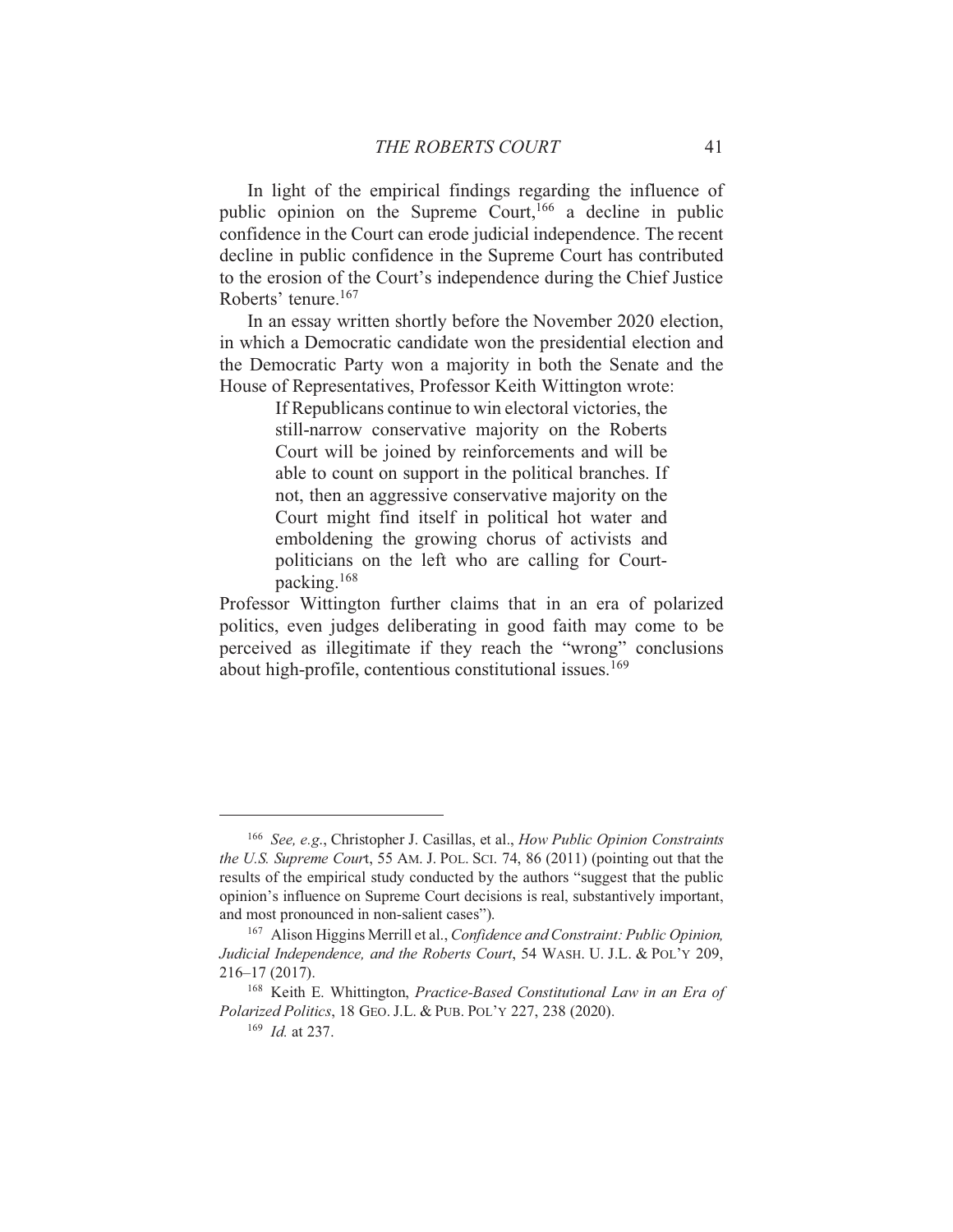In light of the empirical findings regarding the influence of public opinion on the Supreme Court,[166] a decline in public confidence in the Court can erode judicial independence. The recent decline in public confidence in the Supreme Court has contributed to the erosion of the Court's independence during the Chief Justice Roberts' tenure.[167]

In an essay written shortly before the November 2020 election, in which a Democratic candidate won the presidential election and the Democratic Party won a majority in both the Senate and the House of Representatives, Professor Keith Wittington wrote:

> If Republicans continue to win electoral victories, the still-narrow conservative majority on the Roberts Court will be joined by reinforcements and will be able to count on support in the political branches. If not, then an aggressive conservative majority on the Court might find itself in political hot water and emboldening the growing chorus of activists and politicians on the left who are calling for Court-packing.[168]

Professor Wittington further claims that in an era of polarized politics, even judges deliberating in good faith may come to be perceived as illegitimate if they reach the "wrong" conclusions about high-profile, contentious constitutional issues.[169]

---

[166] *See, e.g.*, Christopher J. Casillas, et al., *How Public Opinion Constraints the U.S. Supreme Cour*t, 55 AM. J. POL. SCI. 74, 86 (2011) (pointing out that the results of the empirical study conducted by the authors "suggest that the public opinion's influence on Supreme Court decisions is real, substantively important, and most pronounced in non-salient cases").

[167] Alison Higgins Merrill et al., *Confidence and Constraint: Public Opinion, Judicial Independence, and the Roberts Court*, 54 WASH. U. J.L. & POL'Y 209, 216–17 (2017).

[168] Keith E. Whittington, *Practice-Based Constitutional Law in an Era of Polarized Politics*, 18 GEO. J.L. & PUB. POL'Y 227, 238 (2020).

[169] *Id.* at 237.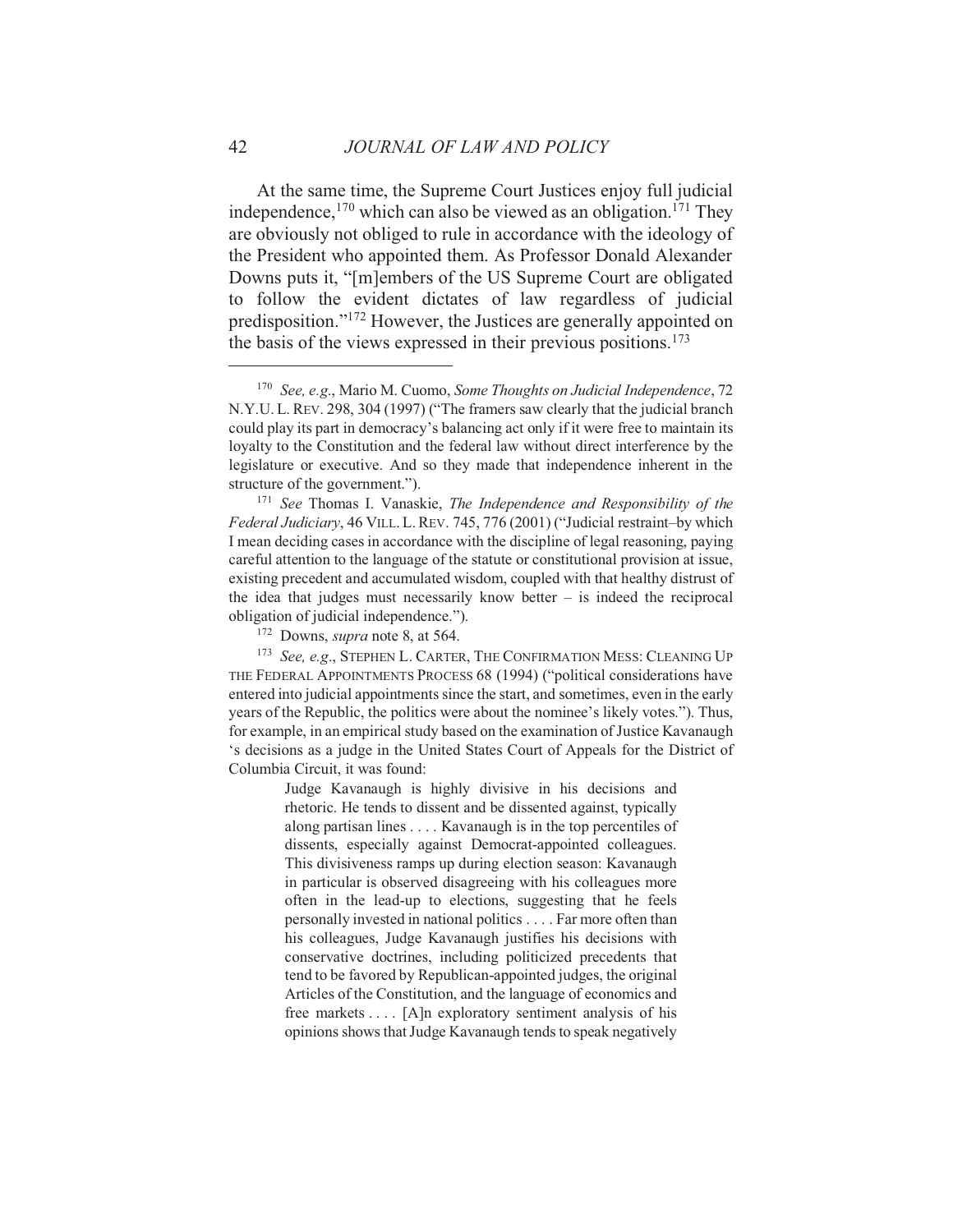At the same time, the Supreme Court Justices enjoy full judicial independence,[170] which can also be viewed as an obligation.[171] They are obviously not obliged to rule in accordance with the ideology of the President who appointed them. As Professor Donald Alexander Downs puts it, "[m]embers of the US Supreme Court are obligated to follow the evident dictates of law regardless of judicial predisposition."[172] However, the Justices are generally appointed on the basis of the views expressed in their previous positions.[173]

---

[170] *See, e.g.*, Mario M. Cuomo, *Some Thoughts on Judicial Independence*, 72 N.Y.U. L. REV. 298, 304 (1997) ("The framers saw clearly that the judicial branch could play its part in democracy's balancing act only if it were free to maintain its loyalty to the Constitution and the federal law without direct interference by the legislature or executive. And so they made that independence inherent in the structure of the government.").

[171] *See* Thomas I. Vanaskie, *The Independence and Responsibility of the Federal Judiciary*, 46 VILL. L. REV. 745, 776 (2001) ("Judicial restraint–by which I mean deciding cases in accordance with the discipline of legal reasoning, paying careful attention to the language of the statute or constitutional provision at issue, existing precedent and accumulated wisdom, coupled with that healthy distrust of the idea that judges must necessarily know better – is indeed the reciprocal obligation of judicial independence.").

[172] Downs, *supra* note 8, at 564.

[173] *See, e.g.*, STEPHEN L. CARTER, THE CONFIRMATION MESS: CLEANING UP THE FEDERAL APPOINTMENTS PROCESS 68 (1994) ("political considerations have entered into judicial appointments since the start, and sometimes, even in the early years of the Republic, the politics were about the nominee's likely votes."). Thus, for example, in an empirical study based on the examination of Justice Kavanaugh 's decisions as a judge in the United States Court of Appeals for the District of Columbia Circuit, it was found:

> Judge Kavanaugh is highly divisive in his decisions and rhetoric. He tends to dissent and be dissented against, typically along partisan lines . . . . Kavanaugh is in the top percentiles of dissents, especially against Democrat-appointed colleagues. This divisiveness ramps up during election season: Kavanaugh in particular is observed disagreeing with his colleagues more often in the lead-up to elections, suggesting that he feels personally invested in national politics . . . . Far more often than his colleagues, Judge Kavanaugh justifies his decisions with conservative doctrines, including politicized precedents that tend to be favored by Republican-appointed judges, the original Articles of the Constitution, and the language of economics and free markets . . . . [A]n exploratory sentiment analysis of his opinions shows that Judge Kavanaugh tends to speak negatively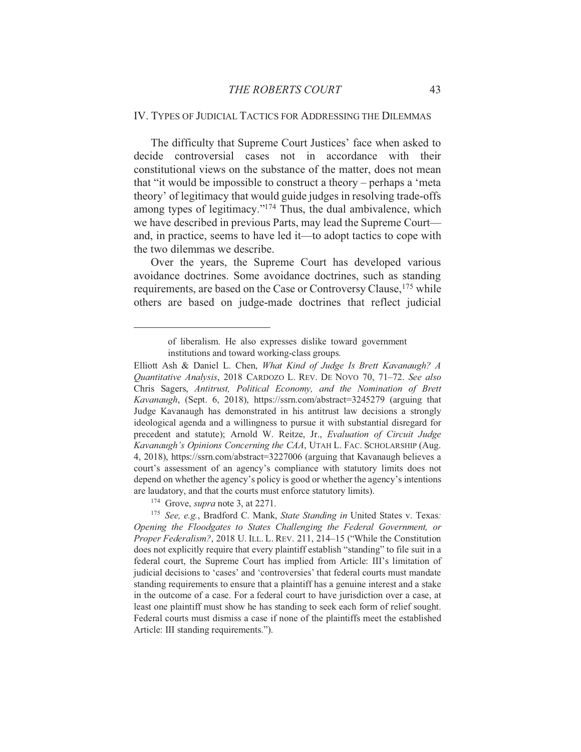## IV. TYPES OF JUDICIAL TACTICS FOR ADDRESSING THE DILEMMAS

The difficulty that Supreme Court Justices' face when asked to decide controversial cases not in accordance with their constitutional views on the substance of the matter, does not mean that "it would be impossible to construct a theory – perhaps a 'meta theory' of legitimacy that would guide judges in resolving trade-offs among types of legitimacy."[174] Thus, the dual ambivalence, which we have described in previous Parts, may lead the Supreme Court—and, in practice, seems to have led it—to adopt tactics to cope with the two dilemmas we describe.

Over the years, the Supreme Court has developed various avoidance doctrines. Some avoidance doctrines, such as standing requirements, are based on the Case or Controversy Clause,[175] while others are based on judge-made doctrines that reflect judicial

---

> of liberalism. He also expresses dislike toward government institutions and toward working-class groups.

Elliott Ash & Daniel L. Chen, *What Kind of Judge Is Brett Kavanaugh? A Quantitative Analysis*, 2018 CARDOZO L. REV. DE NOVO 70, 71–72. *See also* Chris Sagers, *Antitrust, Political Economy, and the Nomination of Brett Kavanaugh*, (Sept. 6, 2018), https://ssrn.com/abstract=3245279 (arguing that Judge Kavanaugh has demonstrated in his antitrust law decisions a strongly ideological agenda and a willingness to pursue it with substantial disregard for precedent and statute); Arnold W. Reitze, Jr., *Evaluation of Circuit Judge Kavanaugh's Opinions Concerning the CAA*, UTAH L. FAC. SCHOLARSHIP (Aug. 4, 2018), https://ssrn.com/abstract=3227006 (arguing that Kavanaugh believes a court's assessment of an agency's compliance with statutory limits does not depend on whether the agency's policy is good or whether the agency's intentions are laudatory, and that the courts must enforce statutory limits).

[174] Grove, *supra* note 3, at 2271.

[175] *See, e.g.*, Bradford C. Mank, *State Standing in* United States v. Texas*: Opening the Floodgates to States Challenging the Federal Government, or Proper Federalism?*, 2018 U. ILL. L. REV. 211, 214–15 ("While the Constitution does not explicitly require that every plaintiff establish "standing" to file suit in a federal court, the Supreme Court has implied from Article: III's limitation of judicial decisions to 'cases' and 'controversies' that federal courts must mandate standing requirements to ensure that a plaintiff has a genuine interest and a stake in the outcome of a case. For a federal court to have jurisdiction over a case, at least one plaintiff must show he has standing to seek each form of relief sought. Federal courts must dismiss a case if none of the plaintiffs meet the established Article: III standing requirements.").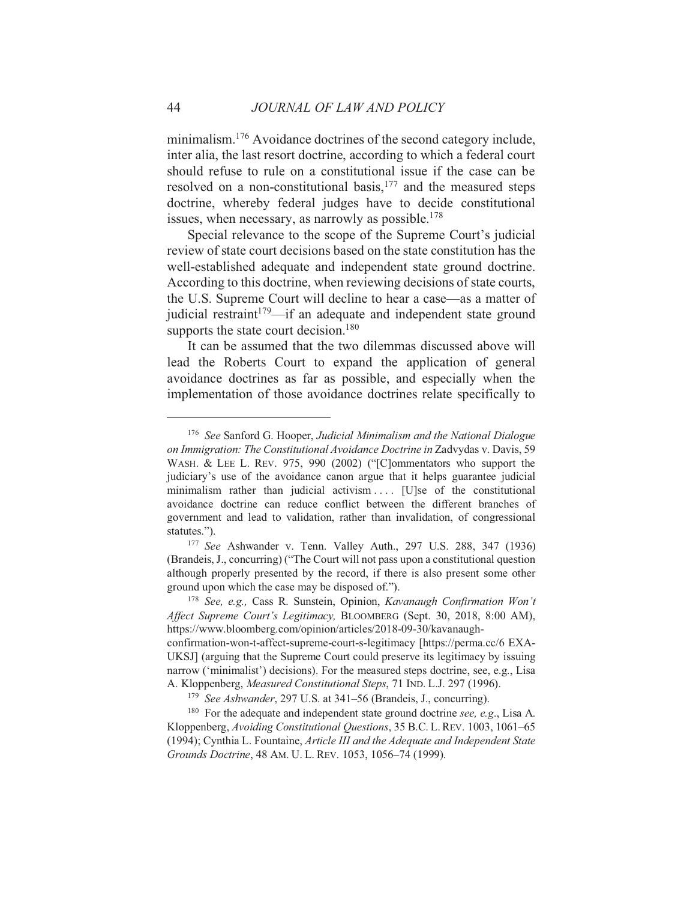minimalism.[176] Avoidance doctrines of the second category include, inter alia, the last resort doctrine, according to which a federal court should refuse to rule on a constitutional issue if the case can be resolved on a non-constitutional basis,[177] and the measured steps doctrine, whereby federal judges have to decide constitutional issues, when necessary, as narrowly as possible.[178]

Special relevance to the scope of the Supreme Court's judicial review of state court decisions based on the state constitution has the well-established adequate and independent state ground doctrine. According to this doctrine, when reviewing decisions of state courts, the U.S. Supreme Court will decline to hear a case—as a matter of judicial restraint[179]—if an adequate and independent state ground supports the state court decision.[180]

It can be assumed that the two dilemmas discussed above will lead the Roberts Court to expand the application of general avoidance doctrines as far as possible, and especially when the implementation of those avoidance doctrines relate specifically to

---

[176] *See* Sanford G. Hooper, *Judicial Minimalism and the National Dialogue on Immigration: The Constitutional Avoidance Doctrine in* Zadvydas v. Davis, 59 WASH. & LEE L. REV. 975, 990 (2002) ("[C]ommentators who support the judiciary's use of the avoidance canon argue that it helps guarantee judicial minimalism rather than judicial activism . . . . [U]se of the constitutional avoidance doctrine can reduce conflict between the different branches of government and lead to validation, rather than invalidation, of congressional statutes.").

[177] *See* Ashwander v. Tenn. Valley Auth., 297 U.S. 288, 347 (1936) (Brandeis, J., concurring) ("The Court will not pass upon a constitutional question although properly presented by the record, if there is also present some other ground upon which the case may be disposed of.").

[178] *See, e.g.,* Cass R. Sunstein, Opinion, *Kavanaugh Confirmation Won't Affect Supreme Court's Legitimacy,* BLOOMBERG (Sept. 30, 2018, 8:00 AM), https://www.bloomberg.com/opinion/articles/2018-09-30/kavanaugh-confirmation-won-t-affect-supreme-court-s-legitimacy [https://perma.cc/6 EXA-UKSJ] (arguing that the Supreme Court could preserve its legitimacy by issuing narrow ('minimalist') decisions). For the measured steps doctrine, see, e.g., Lisa A. Kloppenberg, *Measured Constitutional Steps*, 71 IND. L.J. 297 (1996).

[179] *See Ashwander*, 297 U.S. at 341–56 (Brandeis, J., concurring).

[180] For the adequate and independent state ground doctrine *see, e.g*., Lisa A. Kloppenberg, *Avoiding Constitutional Questions*, 35 B.C. L. REV. 1003, 1061–65 (1994); Cynthia L. Fountaine, *Article III and the Adequate and Independent State Grounds Doctrine*, 48 AM. U. L. REV. 1053, 1056–74 (1999).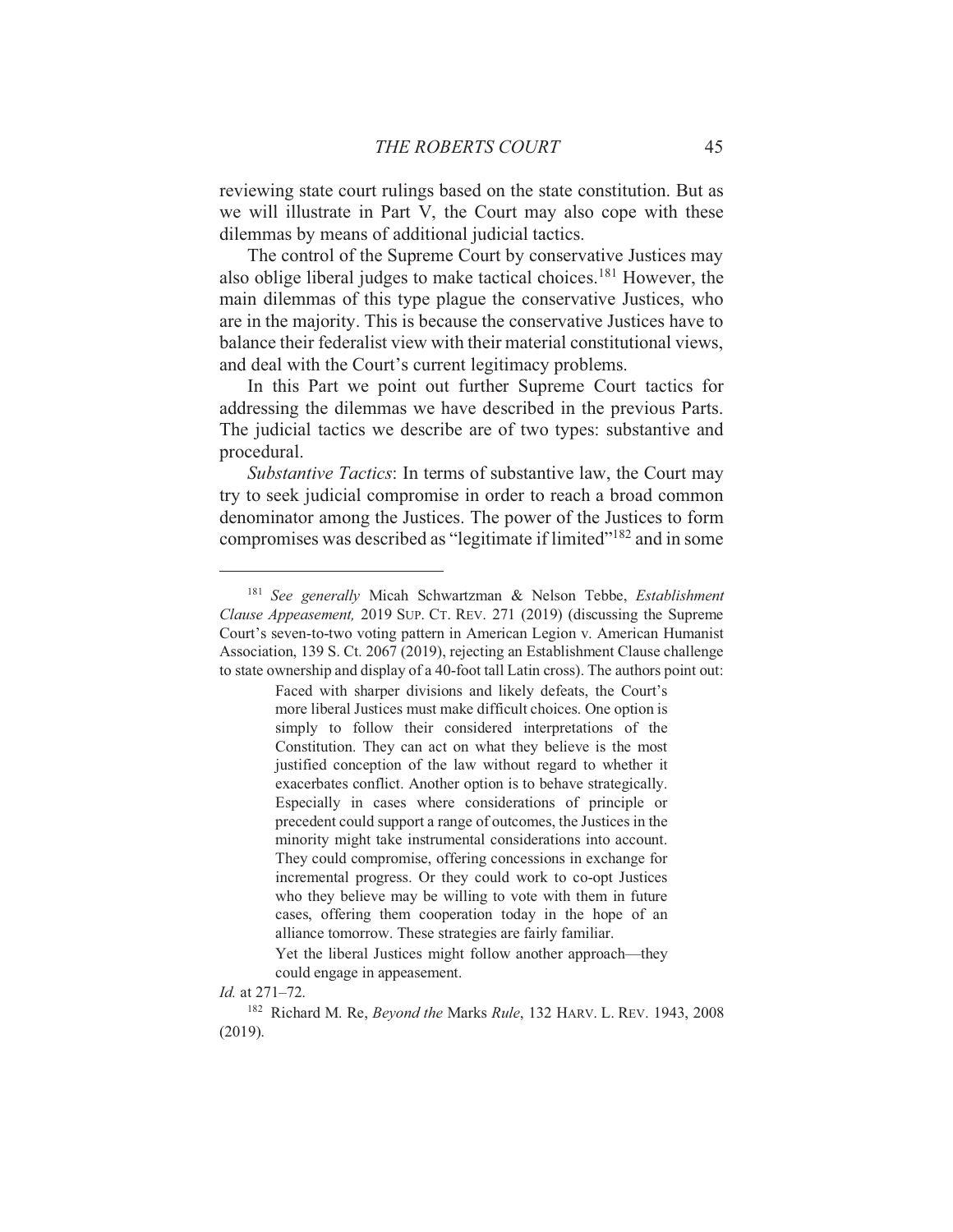reviewing state court rulings based on the state constitution. But as we will illustrate in Part V, the Court may also cope with these dilemmas by means of additional judicial tactics.

The control of the Supreme Court by conservative Justices may also oblige liberal judges to make tactical choices.[181] However, the main dilemmas of this type plague the conservative Justices, who are in the majority. This is because the conservative Justices have to balance their federalist view with their material constitutional views, and deal with the Court's current legitimacy problems.

In this Part we point out further Supreme Court tactics for addressing the dilemmas we have described in the previous Parts. The judicial tactics we describe are of two types: substantive and procedural.

*Substantive Tactics*: In terms of substantive law, the Court may try to seek judicial compromise in order to reach a broad common denominator among the Justices. The power of the Justices to form compromises was described as "legitimate if limited"[182] and in some

---

[181] *See generally* Micah Schwartzman & Nelson Tebbe, *Establishment Clause Appeasement,* 2019 SUP. CT. REV. 271 (2019) (discussing the Supreme Court's seven-to-two voting pattern in American Legion v. American Humanist Association, 139 S. Ct. 2067 (2019), rejecting an Establishment Clause challenge to state ownership and display of a 40-foot tall Latin cross). The authors point out:

> Faced with sharper divisions and likely defeats, the Court's more liberal Justices must make difficult choices. One option is simply to follow their considered interpretations of the Constitution. They can act on what they believe is the most justified conception of the law without regard to whether it exacerbates conflict. Another option is to behave strategically. Especially in cases where considerations of principle or precedent could support a range of outcomes, the Justices in the minority might take instrumental considerations into account. They could compromise, offering concessions in exchange for incremental progress. Or they could work to co-opt Justices who they believe may be willing to vote with them in future cases, offering them cooperation today in the hope of an alliance tomorrow. These strategies are fairly familiar.
>
> Yet the liberal Justices might follow another approach—they could engage in appeasement.

*Id.* at 271–72.

[182] Richard M. Re, *Beyond the* Marks *Rule*, 132 HARV. L. REV. 1943, 2008 (2019).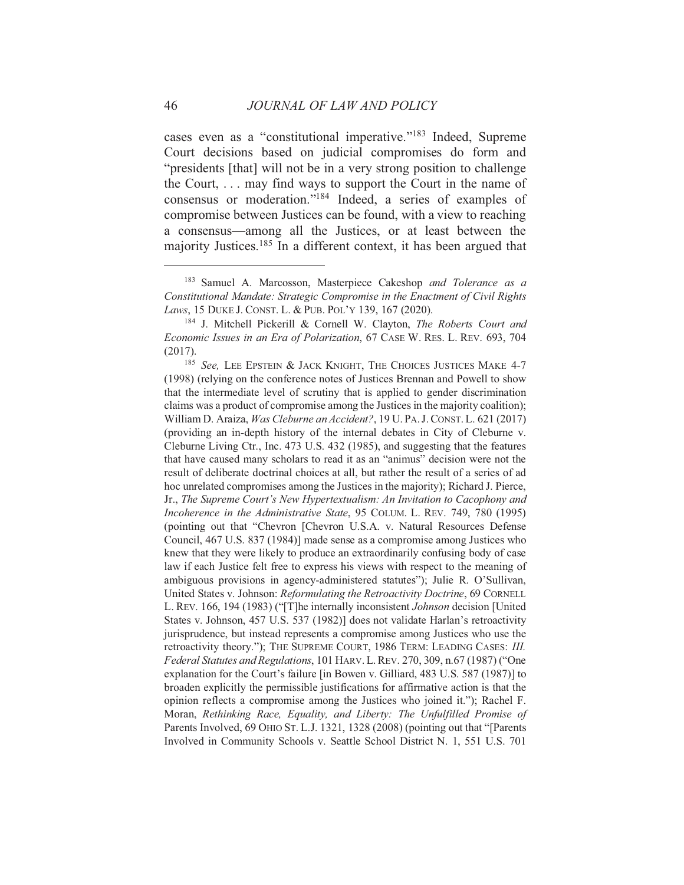cases even as a "constitutional imperative."[183] Indeed, Supreme Court decisions based on judicial compromises do form and "presidents [that] will not be in a very strong position to challenge the Court, . . . may find ways to support the Court in the name of consensus or moderation."[184] Indeed, a series of examples of compromise between Justices can be found, with a view to reaching a consensus—among all the Justices, or at least between the majority Justices.[185] In a different context, it has been argued that

---

[183] Samuel A. Marcosson, Masterpiece Cakeshop *and Tolerance as a Constitutional Mandate: Strategic Compromise in the Enactment of Civil Rights Laws*, 15 DUKE J. CONST. L. & PUB. POL'Y 139, 167 (2020).

[184] J. Mitchell Pickerill & Cornell W. Clayton, *The Roberts Court and Economic Issues in an Era of Polarization*, 67 CASE W. RES. L. REV. 693, 704 (2017).

[185] *See,* LEE EPSTEIN & JACK KNIGHT, THE CHOICES JUSTICES MAKE 4-7 (1998) (relying on the conference notes of Justices Brennan and Powell to show that the intermediate level of scrutiny that is applied to gender discrimination claims was a product of compromise among the Justices in the majority coalition); William D. Araiza, *Was Cleburne an Accident?*, 19 U. PA. J. CONST. L. 621 (2017) (providing an in-depth history of the internal debates in City of Cleburne v. Cleburne Living Ctr., Inc. 473 U.S. 432 (1985), and suggesting that the features that have caused many scholars to read it as an "animus" decision were not the result of deliberate doctrinal choices at all, but rather the result of a series of ad hoc unrelated compromises among the Justices in the majority); Richard J. Pierce, Jr., *The Supreme Court's New Hypertextualism: An Invitation to Cacophony and Incoherence in the Administrative State*, 95 COLUM. L. REV. 749, 780 (1995) (pointing out that "Chevron [Chevron U.S.A. v. Natural Resources Defense Council, 467 U.S. 837 (1984)] made sense as a compromise among Justices who knew that they were likely to produce an extraordinarily confusing body of case law if each Justice felt free to express his views with respect to the meaning of ambiguous provisions in agency-administered statutes"); Julie R. O'Sullivan, United States v. Johnson: *Reformulating the Retroactivity Doctrine*, 69 CORNELL L. REV. 166, 194 (1983) ("[T]he internally inconsistent *Johnson* decision [United States v. Johnson, 457 U.S. 537 (1982)] does not validate Harlan's retroactivity jurisprudence, but instead represents a compromise among Justices who use the retroactivity theory."); THE SUPREME COURT, 1986 TERM: LEADING CASES: *III. Federal Statutes and Regulations*, 101 HARV. L. REV. 270, 309, n.67 (1987) ("One explanation for the Court's failure [in Bowen v. Gilliard, 483 U.S. 587 (1987)] to broaden explicitly the permissible justifications for affirmative action is that the opinion reflects a compromise among the Justices who joined it."); Rachel F. Moran, *Rethinking Race, Equality, and Liberty: The Unfulfilled Promise of* Parents Involved, 69 OHIO ST. L.J. 1321, 1328 (2008) (pointing out that "[Parents Involved in Community Schools v. Seattle School District N. 1, 551 U.S. 701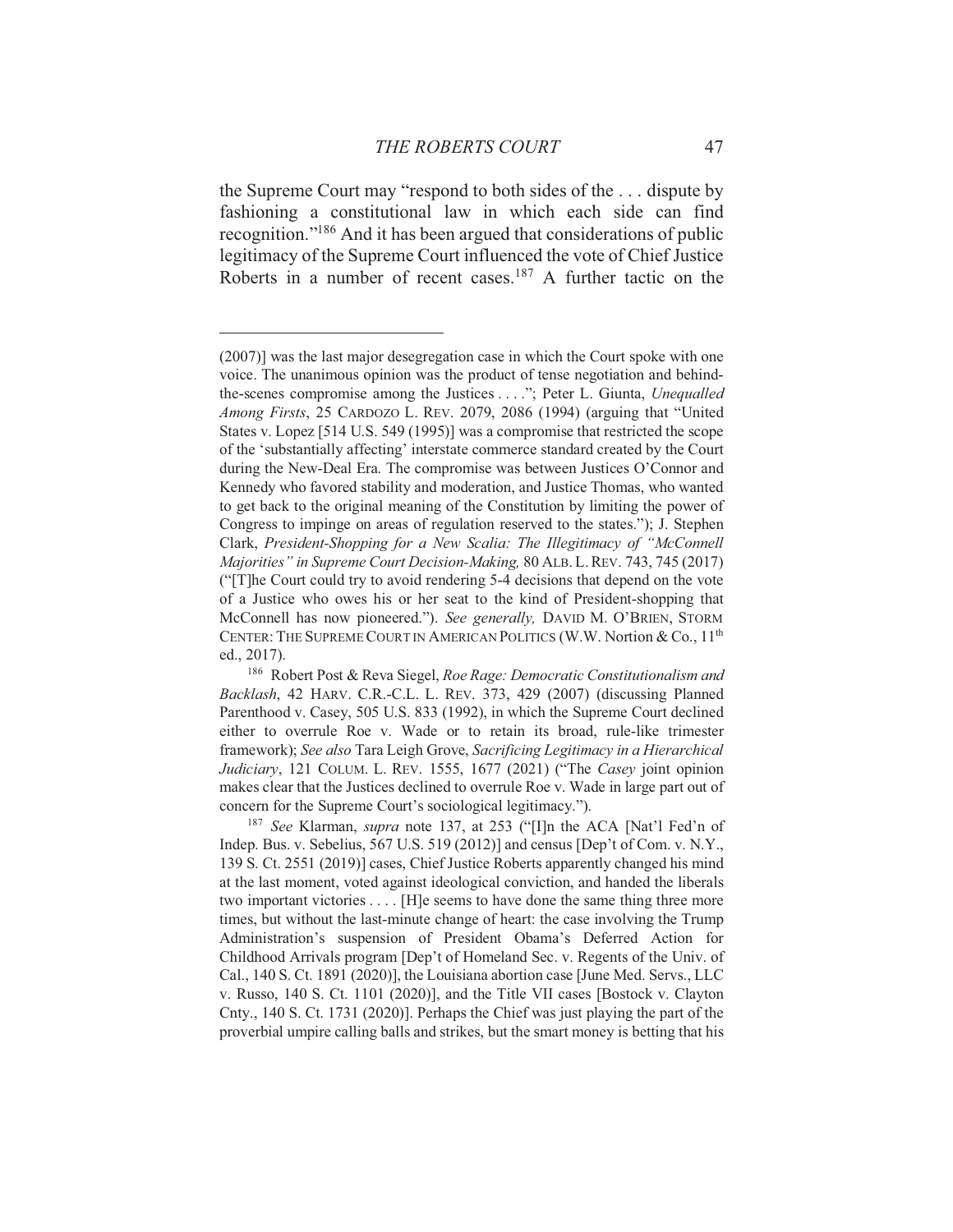the Supreme Court may "respond to both sides of the . . . dispute by fashioning a constitutional law in which each side can find recognition."[186] And it has been argued that considerations of public legitimacy of the Supreme Court influenced the vote of Chief Justice Roberts in a number of recent cases.[187] A further tactic on the

---

(2007)] was the last major desegregation case in which the Court spoke with one voice. The unanimous opinion was the product of tense negotiation and behind-the-scenes compromise among the Justices . . . ."; Peter L. Giunta, *Unequalled Among Firsts*, 25 CARDOZO L. REV. 2079, 2086 (1994) (arguing that "United States v. Lopez [514 U.S. 549 (1995)] was a compromise that restricted the scope of the 'substantially affecting' interstate commerce standard created by the Court during the New-Deal Era. The compromise was between Justices O'Connor and Kennedy who favored stability and moderation, and Justice Thomas, who wanted to get back to the original meaning of the Constitution by limiting the power of Congress to impinge on areas of regulation reserved to the states."); J. Stephen Clark, *President-Shopping for a New Scalia: The Illegitimacy of "McConnell Majorities" in Supreme Court Decision-Making,* 80 ALB. L. REV. 743, 745 (2017) ("[T]he Court could try to avoid rendering 5-4 decisions that depend on the vote of a Justice who owes his or her seat to the kind of President-shopping that McConnell has now pioneered."). *See generally,* DAVID M. O'BRIEN, STORM CENTER: THE SUPREME COURT IN AMERICAN POLITICS (W.W. Nortion & Co., 11th ed., 2017).

[186] Robert Post & Reva Siegel, *Roe Rage: Democratic Constitutionalism and Backlash*, 42 HARV. C.R.-C.L. L. REV. 373, 429 (2007) (discussing Planned Parenthood v. Casey, 505 U.S. 833 (1992), in which the Supreme Court declined either to overrule Roe v. Wade or to retain its broad, rule-like trimester framework); *See also* Tara Leigh Grove, *Sacrificing Legitimacy in a Hierarchical Judiciary*, 121 COLUM. L. REV. 1555, 1677 (2021) ("The *Casey* joint opinion makes clear that the Justices declined to overrule Roe v. Wade in large part out of concern for the Supreme Court's sociological legitimacy.").

[187] *See* Klarman, *supra* note 137, at 253 ("[I]n the ACA [Nat'l Fed'n of Indep. Bus. v. Sebelius, 567 U.S. 519 (2012)] and census [Dep't of Com. v. N.Y., 139 S. Ct. 2551 (2019)] cases, Chief Justice Roberts apparently changed his mind at the last moment, voted against ideological conviction, and handed the liberals two important victories . . . . [H]e seems to have done the same thing three more times, but without the last-minute change of heart: the case involving the Trump Administration's suspension of President Obama's Deferred Action for Childhood Arrivals program [Dep't of Homeland Sec. v. Regents of the Univ. of Cal., 140 S. Ct. 1891 (2020)], the Louisiana abortion case [June Med. Servs., LLC v. Russo, 140 S. Ct. 1101 (2020)], and the Title VII cases [Bostock v. Clayton Cnty., 140 S. Ct. 1731 (2020)]. Perhaps the Chief was just playing the part of the proverbial umpire calling balls and strikes, but the smart money is betting that his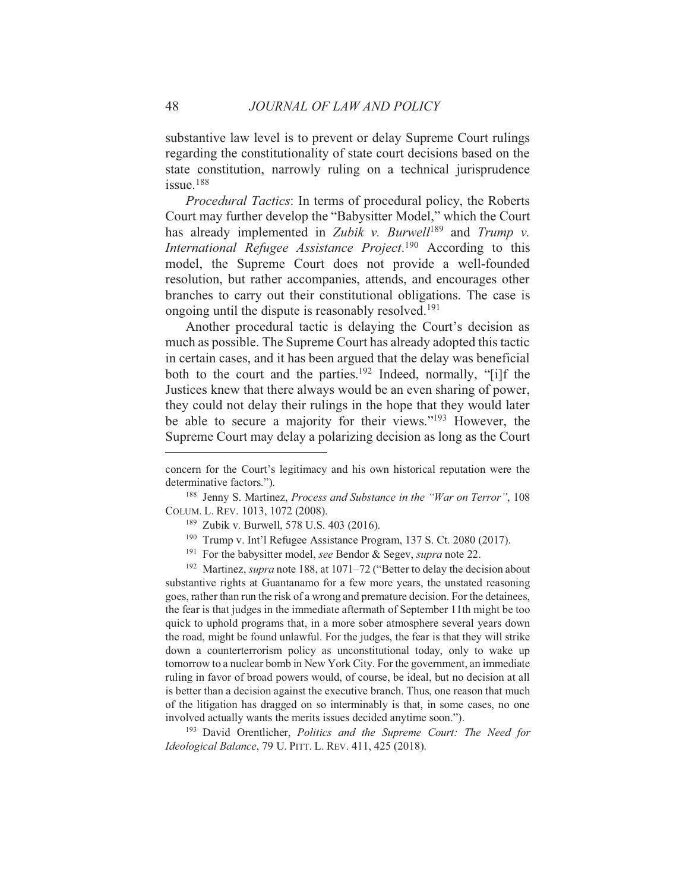substantive law level is to prevent or delay Supreme Court rulings regarding the constitutionality of state court decisions based on the state constitution, narrowly ruling on a technical jurisprudence issue.[188]

*Procedural Tactics*: In terms of procedural policy, the Roberts Court may further develop the "Babysitter Model," which the Court has already implemented in *Zubik v. Burwell*[189] and *Trump v. International Refugee Assistance Project*.[190] According to this model, the Supreme Court does not provide a well-founded resolution, but rather accompanies, attends, and encourages other branches to carry out their constitutional obligations. The case is ongoing until the dispute is reasonably resolved.[191]

Another procedural tactic is delaying the Court's decision as much as possible. The Supreme Court has already adopted this tactic in certain cases, and it has been argued that the delay was beneficial both to the court and the parties.[192] Indeed, normally, "[i]f the Justices knew that there always would be an even sharing of power, they could not delay their rulings in the hope that they would later be able to secure a majority for their views."[193] However, the Supreme Court may delay a polarizing decision as long as the Court

---

concern for the Court's legitimacy and his own historical reputation were the determinative factors.").

[188] Jenny S. Martinez, *Process and Substance in the "War on Terror"*, 108 COLUM. L. REV. 1013, 1072 (2008).

[189] Zubik v. Burwell, 578 U.S. 403 (2016).

[190] Trump v. Int'l Refugee Assistance Program, 137 S. Ct. 2080 (2017).

[191] For the babysitter model, *see* Bendor & Segev, *supra* note 22.

[192] Martinez, *supra* note 188, at 1071–72 ("Better to delay the decision about substantive rights at Guantanamo for a few more years, the unstated reasoning goes, rather than run the risk of a wrong and premature decision. For the detainees, the fear is that judges in the immediate aftermath of September 11th might be too quick to uphold programs that, in a more sober atmosphere several years down the road, might be found unlawful. For the judges, the fear is that they will strike down a counterterrorism policy as unconstitutional today, only to wake up tomorrow to a nuclear bomb in New York City. For the government, an immediate ruling in favor of broad powers would, of course, be ideal, but no decision at all is better than a decision against the executive branch. Thus, one reason that much of the litigation has dragged on so interminably is that, in some cases, no one involved actually wants the merits issues decided anytime soon.").

[193] David Orentlicher, *Politics and the Supreme Court: The Need for Ideological Balance*, 79 U. PITT. L. REV. 411, 425 (2018).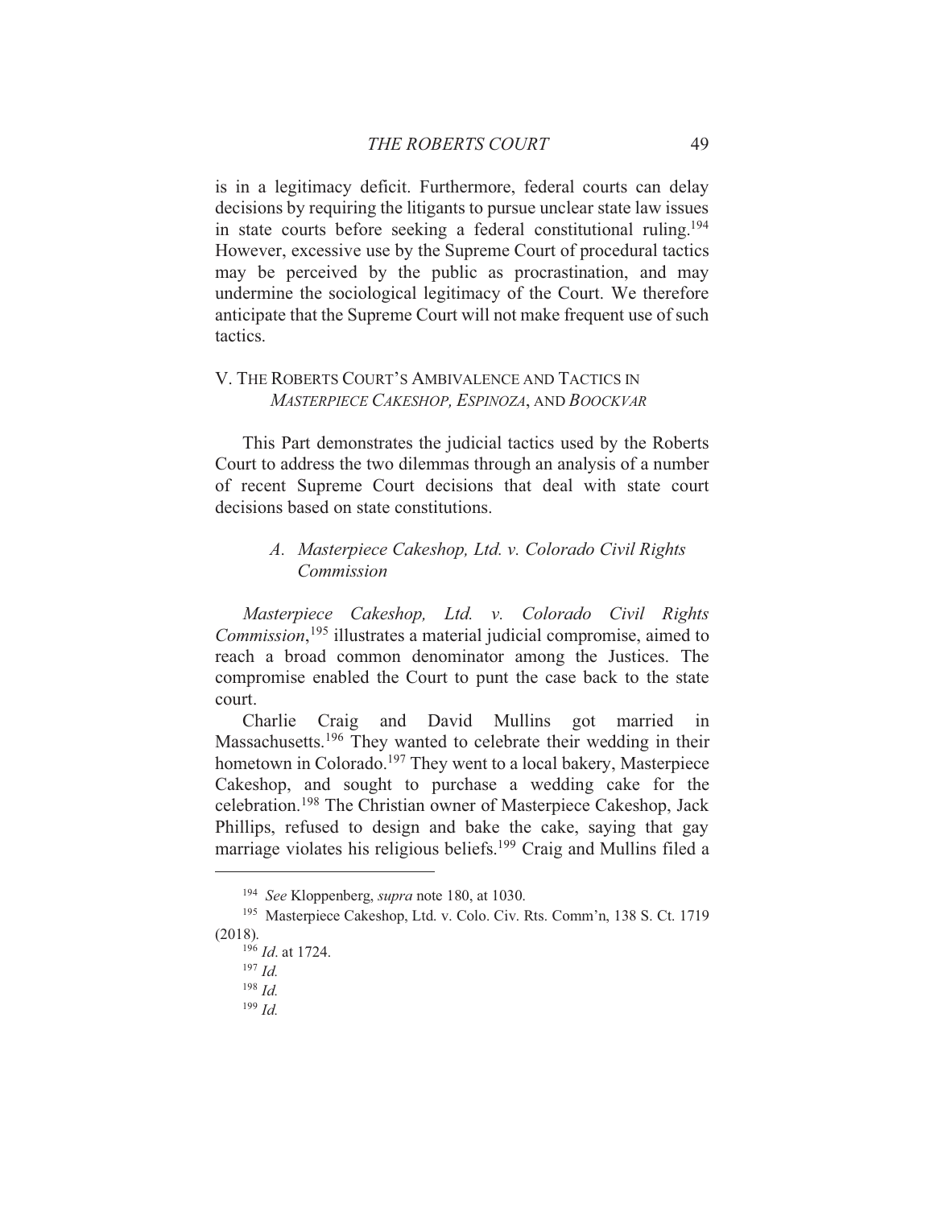is in a legitimacy deficit. Furthermore, federal courts can delay decisions by requiring the litigants to pursue unclear state law issues in state courts before seeking a federal constitutional ruling.[194] However, excessive use by the Supreme Court of procedural tactics may be perceived by the public as procrastination, and may undermine the sociological legitimacy of the Court. We therefore anticipate that the Supreme Court will not make frequent use of such tactics.

## V. The Roberts Court's Ambivalence and Tactics in *Masterpiece Cakeshop, Espinoza*, and *Boockvar*

This Part demonstrates the judicial tactics used by the Roberts Court to address the two dilemmas through an analysis of a number of recent Supreme Court decisions that deal with state court decisions based on state constitutions.

### A. *Masterpiece Cakeshop, Ltd. v. Colorado Civil Rights Commission*

*Masterpiece Cakeshop, Ltd. v. Colorado Civil Rights Commission*,[195] illustrates a material judicial compromise, aimed to reach a broad common denominator among the Justices. The compromise enabled the Court to punt the case back to the state court.

Charlie Craig and David Mullins got married in Massachusetts.[196] They wanted to celebrate their wedding in their hometown in Colorado.[197] They went to a local bakery, Masterpiece Cakeshop, and sought to purchase a wedding cake for the celebration.[198] The Christian owner of Masterpiece Cakeshop, Jack Phillips, refused to design and bake the cake, saying that gay marriage violates his religious beliefs.[199] Craig and Mullins filed a

---

[194] *See* Kloppenberg, *supra* note 180, at 1030.

[195] Masterpiece Cakeshop, Ltd. v. Colo. Civ. Rts. Comm'n, 138 S. Ct. 1719 (2018).

[196] *Id.* at 1724.

[197] *Id.*

[198] *Id.*

[199] *Id.*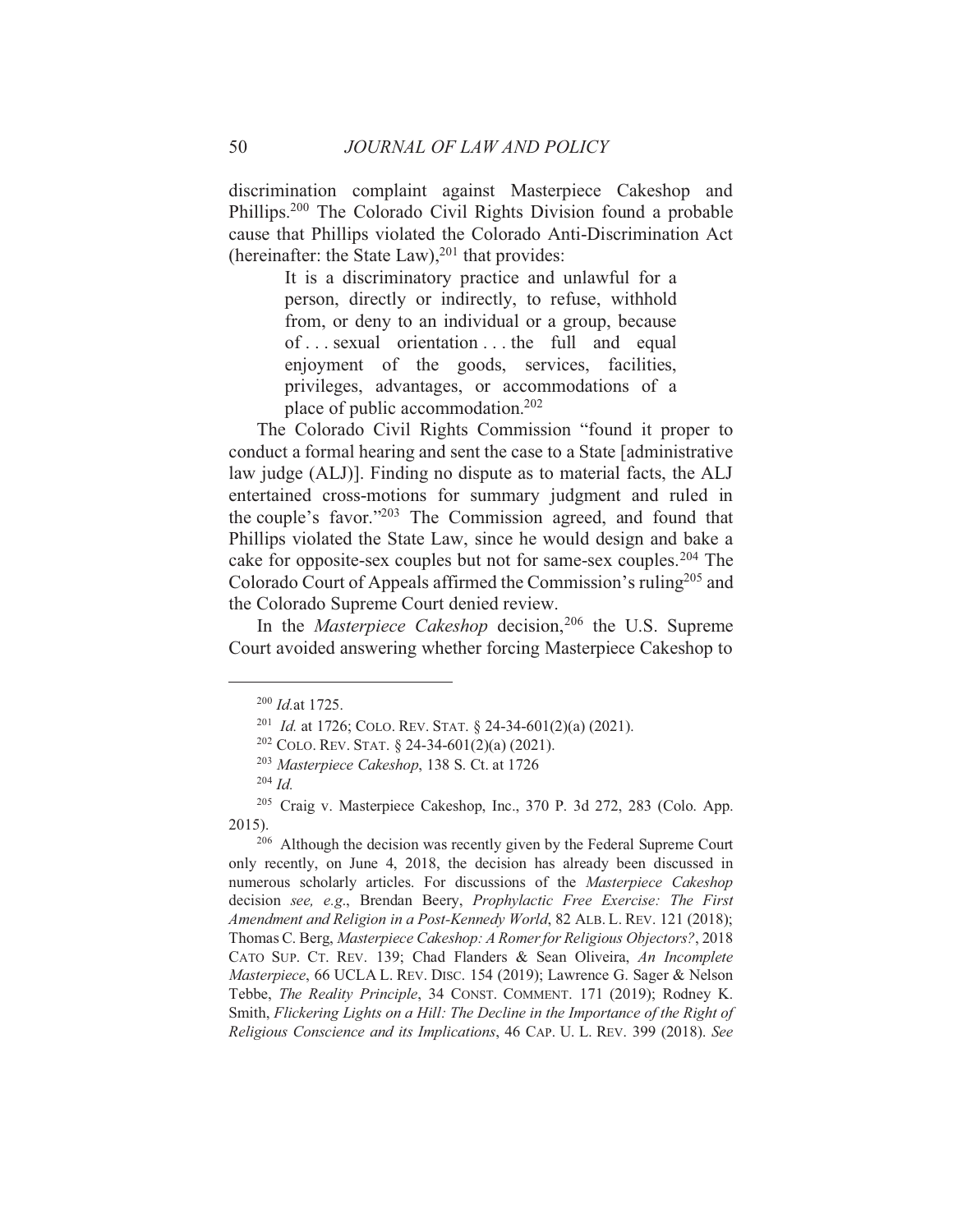discrimination complaint against Masterpiece Cakeshop and Phillips.[200] The Colorado Civil Rights Division found a probable cause that Phillips violated the Colorado Anti-Discrimination Act (hereinafter: the State Law),[201] that provides:

> It is a discriminatory practice and unlawful for a person, directly or indirectly, to refuse, withhold from, or deny to an individual or a group, because of . . . sexual orientation . . . the full and equal enjoyment of the goods, services, facilities, privileges, advantages, or accommodations of a place of public accommodation.[202]

The Colorado Civil Rights Commission "found it proper to conduct a formal hearing and sent the case to a State [administrative law judge (ALJ)]. Finding no dispute as to material facts, the ALJ entertained cross-motions for summary judgment and ruled in the couple's favor."[203] The Commission agreed, and found that Phillips violated the State Law, since he would design and bake a cake for opposite-sex couples but not for same-sex couples.[204] The Colorado Court of Appeals affirmed the Commission's ruling[205] and the Colorado Supreme Court denied review.

In the *Masterpiece Cakeshop* decision,[206] the U.S. Supreme Court avoided answering whether forcing Masterpiece Cakeshop to

---

[200] *Id.* at 1725.

[201] *Id.* at 1726; COLO. REV. STAT. § 24-34-601(2)(a) (2021).

[202] COLO. REV. STAT. § 24-34-601(2)(a) (2021).

[203] *Masterpiece Cakeshop*, 138 S. Ct. at 1726

[204] *Id.*

[205] Craig v. Masterpiece Cakeshop, Inc., 370 P. 3d 272, 283 (Colo. App. 2015).

[206] Although the decision was recently given by the Federal Supreme Court only recently, on June 4, 2018, the decision has already been discussed in numerous scholarly articles. For discussions of the *Masterpiece Cakeshop* decision *see, e.g*., Brendan Beery, *Prophylactic Free Exercise: The First Amendment and Religion in a Post-Kennedy World*, 82 ALB. L. REV. 121 (2018); Thomas C. Berg, *Masterpiece Cakeshop: A Romer for Religious Objectors?*, 2018 CATO SUP. CT. REV. 139; Chad Flanders & Sean Oliveira, *An Incomplete Masterpiece*, 66 UCLA L. REV. DISC. 154 (2019); Lawrence G. Sager & Nelson Tebbe, *The Reality Principle*, 34 CONST. COMMENT. 171 (2019); Rodney K. Smith, *Flickering Lights on a Hill: The Decline in the Importance of the Right of Religious Conscience and its Implications*, 46 CAP. U. L. REV. 399 (2018). *See*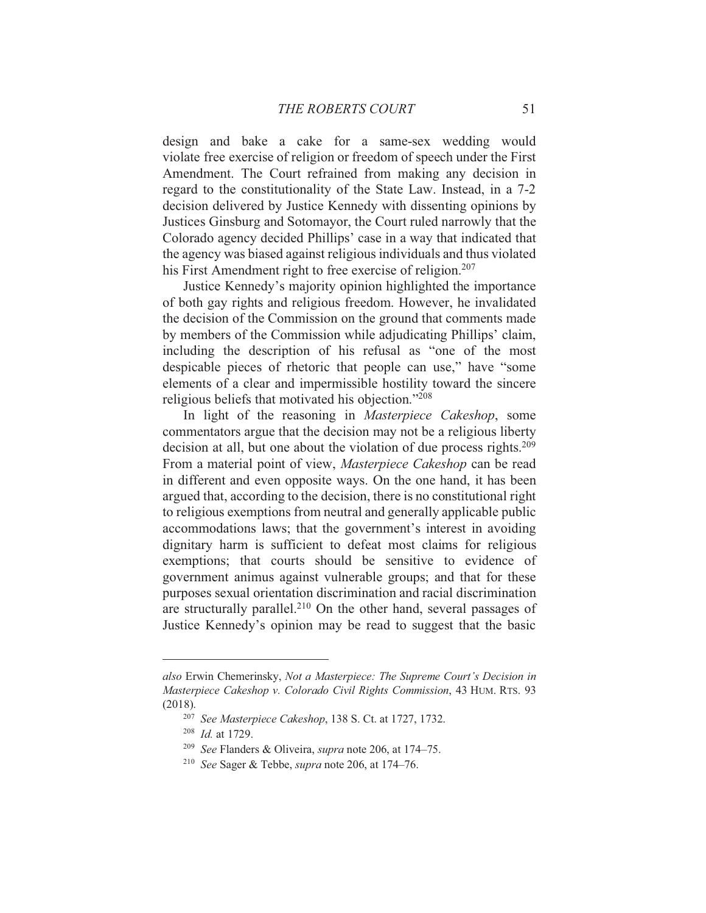design and bake a cake for a same-sex wedding would violate free exercise of religion or freedom of speech under the First Amendment. The Court refrained from making any decision in regard to the constitutionality of the State Law. Instead, in a 7-2 decision delivered by Justice Kennedy with dissenting opinions by Justices Ginsburg and Sotomayor, the Court ruled narrowly that the Colorado agency decided Phillips' case in a way that indicated that the agency was biased against religious individuals and thus violated his First Amendment right to free exercise of religion.[207]

Justice Kennedy's majority opinion highlighted the importance of both gay rights and religious freedom. However, he invalidated the decision of the Commission on the ground that comments made by members of the Commission while adjudicating Phillips' claim, including the description of his refusal as "one of the most despicable pieces of rhetoric that people can use," have "some elements of a clear and impermissible hostility toward the sincere religious beliefs that motivated his objection."[208]

In light of the reasoning in *Masterpiece Cakeshop*, some commentators argue that the decision may not be a religious liberty decision at all, but one about the violation of due process rights.[209] From a material point of view, *Masterpiece Cakeshop* can be read in different and even opposite ways. On the one hand, it has been argued that, according to the decision, there is no constitutional right to religious exemptions from neutral and generally applicable public accommodations laws; that the government's interest in avoiding dignitary harm is sufficient to defeat most claims for religious exemptions; that courts should be sensitive to evidence of government animus against vulnerable groups; and that for these purposes sexual orientation discrimination and racial discrimination are structurally parallel.[210] On the other hand, several passages of Justice Kennedy's opinion may be read to suggest that the basic

---

*also* Erwin Chemerinsky, *Not a Masterpiece: The Supreme Court's Decision in Masterpiece Cakeshop v. Colorado Civil Rights Commission*, 43 HUM. RTS. 93 (2018).

[207] *See Masterpiece Cakeshop*, 138 S. Ct. at 1727, 1732.

[208] *Id.* at 1729.

[209] *See* Flanders & Oliveira, *supra* note 206, at 174–75.

[210] *See* Sager & Tebbe, *supra* note 206, at 174–76.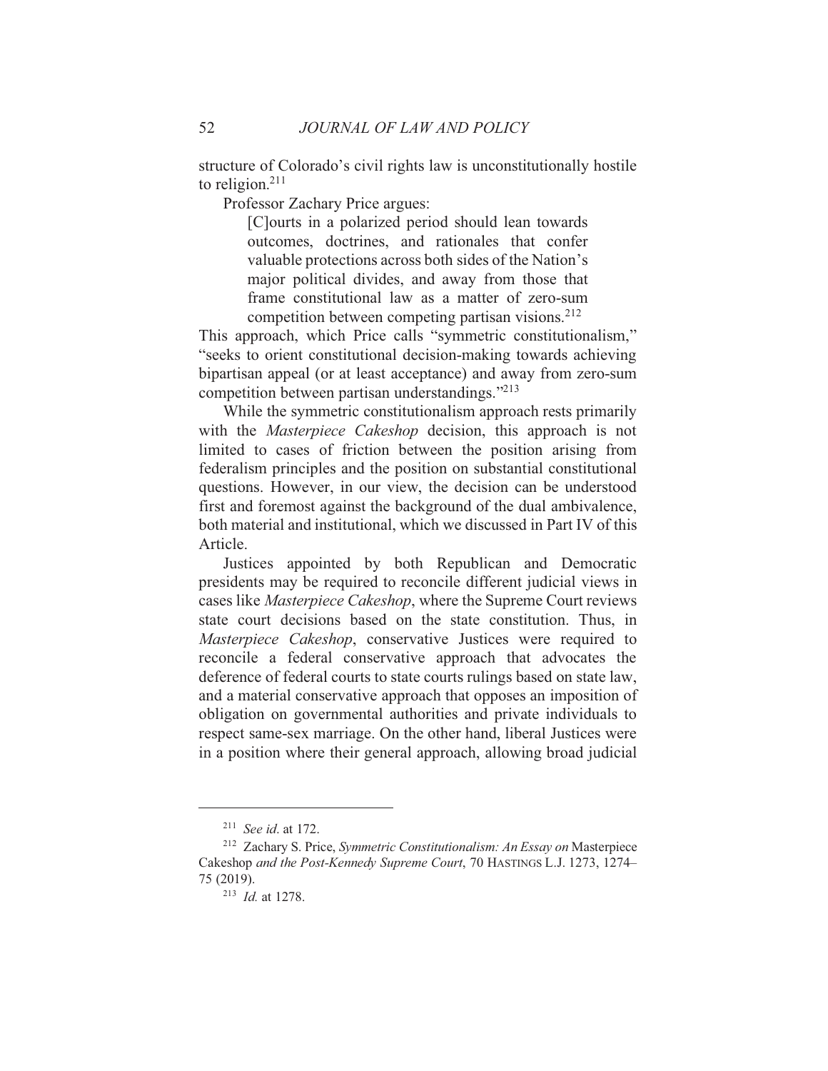structure of Colorado's civil rights law is unconstitutionally hostile to religion.[211]

Professor Zachary Price argues:

> [C]ourts in a polarized period should lean towards outcomes, doctrines, and rationales that confer valuable protections across both sides of the Nation's major political divides, and away from those that frame constitutional law as a matter of zero-sum competition between competing partisan visions.[212]

This approach, which Price calls "symmetric constitutionalism," "seeks to orient constitutional decision-making towards achieving bipartisan appeal (or at least acceptance) and away from zero-sum competition between partisan understandings."[213]

While the symmetric constitutionalism approach rests primarily with the *Masterpiece Cakeshop* decision, this approach is not limited to cases of friction between the position arising from federalism principles and the position on substantial constitutional questions. However, in our view, the decision can be understood first and foremost against the background of the dual ambivalence, both material and institutional, which we discussed in Part IV of this Article.

Justices appointed by both Republican and Democratic presidents may be required to reconcile different judicial views in cases like *Masterpiece Cakeshop*, where the Supreme Court reviews state court decisions based on the state constitution. Thus, in *Masterpiece Cakeshop*, conservative Justices were required to reconcile a federal conservative approach that advocates the deference of federal courts to state courts rulings based on state law, and a material conservative approach that opposes an imposition of obligation on governmental authorities and private individuals to respect same-sex marriage. On the other hand, liberal Justices were in a position where their general approach, allowing broad judicial

---

[211] *See id.* at 172.

[212] Zachary S. Price, *Symmetric Constitutionalism: An Essay on* Masterpiece Cakeshop *and the Post-Kennedy Supreme Court*, 70 HASTINGS L.J. 1273, 1274–75 (2019).

[213] *Id.* at 1278.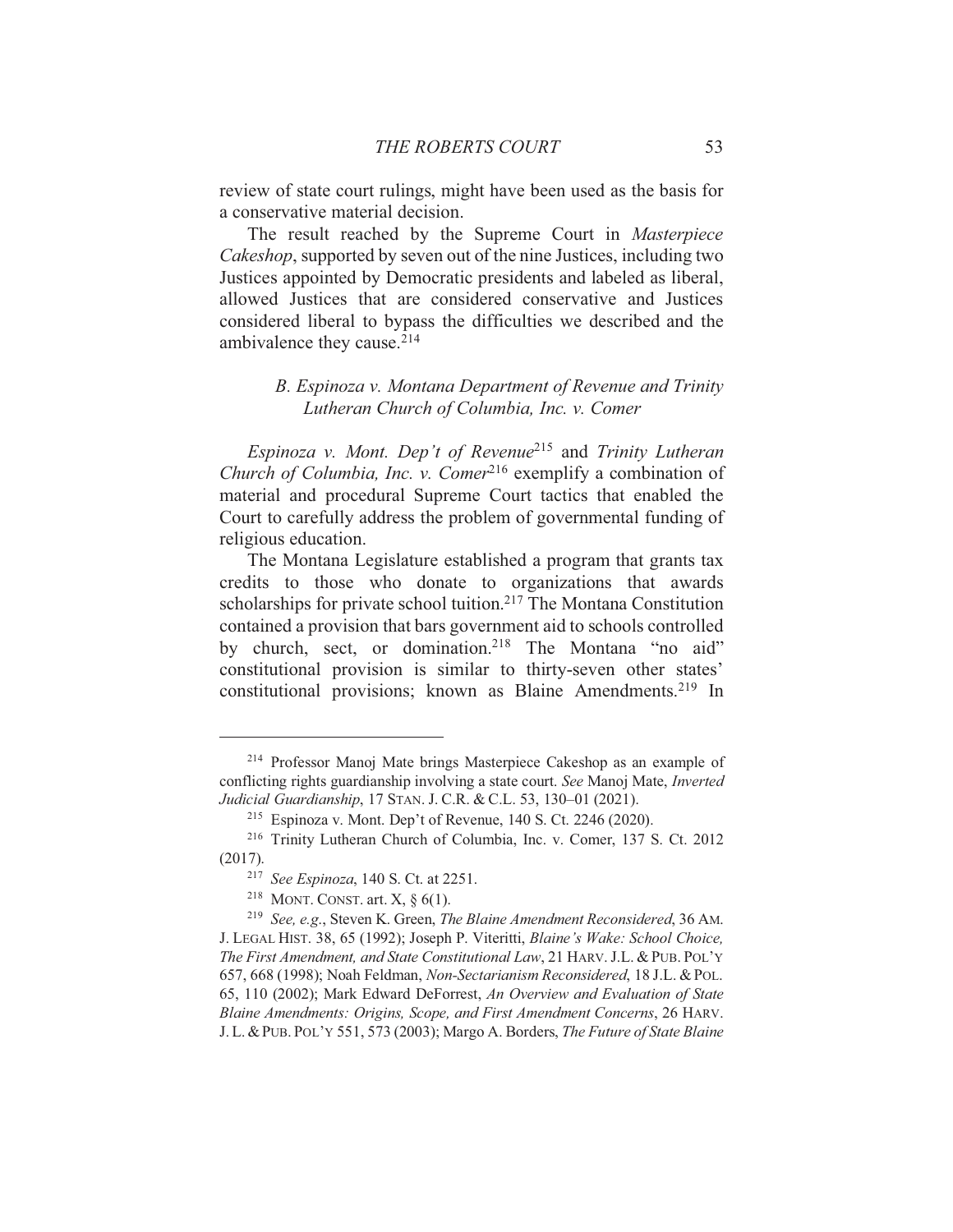review of state court rulings, might have been used as the basis for a conservative material decision.

The result reached by the Supreme Court in *Masterpiece Cakeshop*, supported by seven out of the nine Justices, including two Justices appointed by Democratic presidents and labeled as liberal, allowed Justices that are considered conservative and Justices considered liberal to bypass the difficulties we described and the ambivalence they cause.[214]

### *B. Espinoza v. Montana Department of Revenue and Trinity Lutheran Church of Columbia, Inc. v. Comer*

*Espinoza v. Mont. Dep't of Revenue*[215] and *Trinity Lutheran Church of Columbia, Inc. v. Comer*[216] exemplify a combination of material and procedural Supreme Court tactics that enabled the Court to carefully address the problem of governmental funding of religious education.

The Montana Legislature established a program that grants tax credits to those who donate to organizations that awards scholarships for private school tuition.[217] The Montana Constitution contained a provision that bars government aid to schools controlled by church, sect, or domination.[218] The Montana "no aid" constitutional provision is similar to thirty-seven other states' constitutional provisions; known as Blaine Amendments.[219] In

---

[214] Professor Manoj Mate brings Masterpiece Cakeshop as an example of conflicting rights guardianship involving a state court. *See* Manoj Mate, *Inverted Judicial Guardianship*, 17 STAN. J. C.R. & C.L. 53, 130–01 (2021).

[215] Espinoza v. Mont. Dep't of Revenue, 140 S. Ct. 2246 (2020).

[216] Trinity Lutheran Church of Columbia, Inc. v. Comer, 137 S. Ct. 2012 (2017).

[217] *See Espinoza*, 140 S. Ct. at 2251.

[218] MONT. CONST. art. X, § 6(1).

[219] *See, e.g.*, Steven K. Green, *The Blaine Amendment Reconsidered*, 36 AM. J. LEGAL HIST. 38, 65 (1992); Joseph P. Viteritti, *Blaine's Wake: School Choice, The First Amendment, and State Constitutional Law*, 21 HARV. J.L. & PUB. POL'Y 657, 668 (1998); Noah Feldman, *Non-Sectarianism Reconsidered*, 18 J.L. & POL. 65, 110 (2002); Mark Edward DeForrest, *An Overview and Evaluation of State Blaine Amendments: Origins, Scope, and First Amendment Concerns*, 26 HARV. J. L. & PUB. POL'Y 551, 573 (2003); Margo A. Borders, *The Future of State Blaine*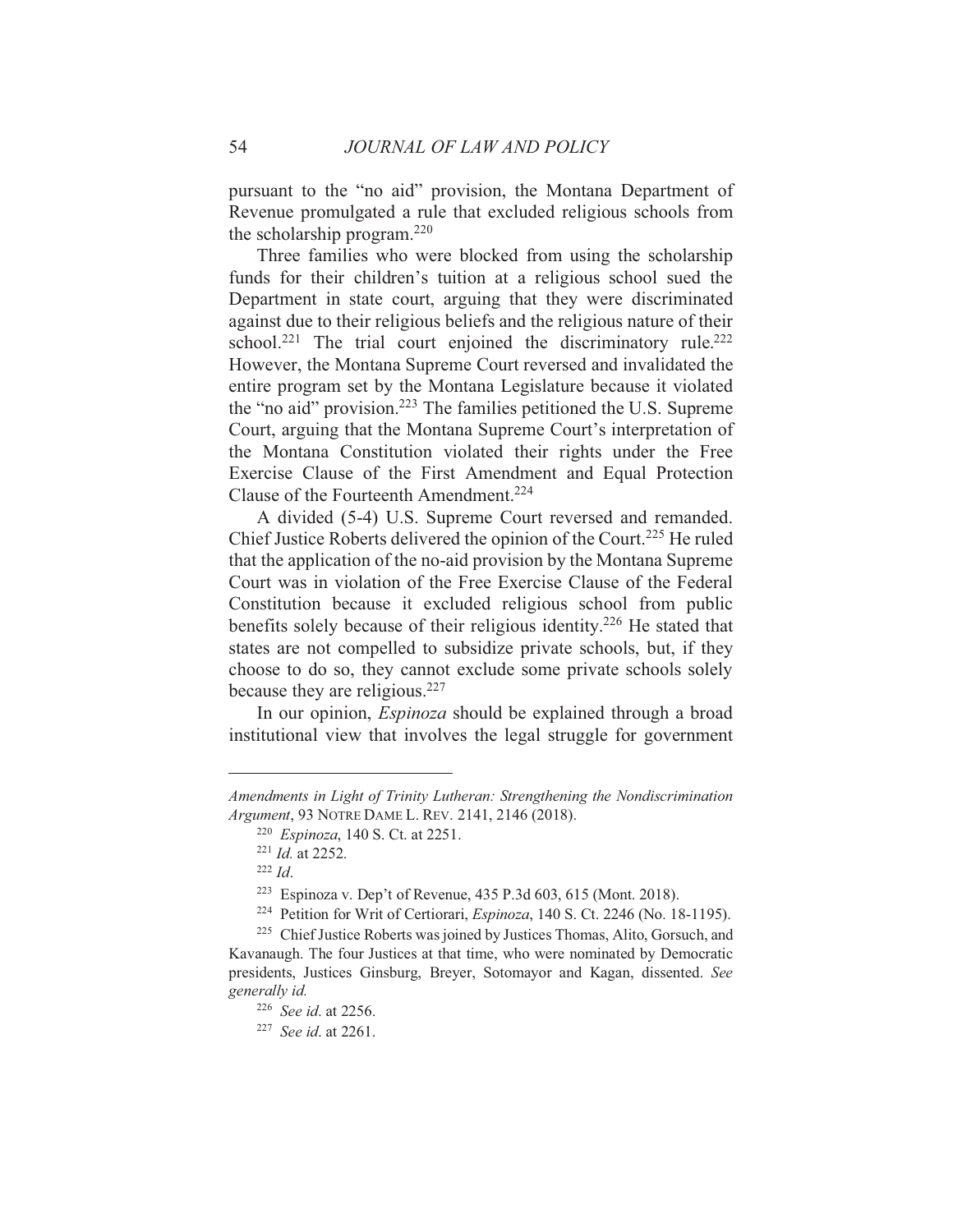pursuant to the "no aid" provision, the Montana Department of Revenue promulgated a rule that excluded religious schools from the scholarship program.[220]

Three families who were blocked from using the scholarship funds for their children's tuition at a religious school sued the Department in state court, arguing that they were discriminated against due to their religious beliefs and the religious nature of their school.[221] The trial court enjoined the discriminatory rule.[222] However, the Montana Supreme Court reversed and invalidated the entire program set by the Montana Legislature because it violated the "no aid" provision.[223] The families petitioned the U.S. Supreme Court, arguing that the Montana Supreme Court's interpretation of the Montana Constitution violated their rights under the Free Exercise Clause of the First Amendment and Equal Protection Clause of the Fourteenth Amendment.[224]

A divided (5-4) U.S. Supreme Court reversed and remanded. Chief Justice Roberts delivered the opinion of the Court.[225] He ruled that the application of the no-aid provision by the Montana Supreme Court was in violation of the Free Exercise Clause of the Federal Constitution because it excluded religious school from public benefits solely because of their religious identity.[226] He stated that states are not compelled to subsidize private schools, but, if they choose to do so, they cannot exclude some private schools solely because they are religious.[227]

In our opinion, *Espinoza* should be explained through a broad institutional view that involves the legal struggle for government

---

*Amendments in Light of Trinity Lutheran: Strengthening the Nondiscrimination Argument*, 93 NOTRE DAME L. REV. 2141, 2146 (2018).

[220] *Espinoza*, 140 S. Ct. at 2251.

[221] *Id.* at 2252.

[222] *Id*.

[223] Espinoza v. Dep't of Revenue, 435 P.3d 603, 615 (Mont. 2018).

[224] Petition for Writ of Certiorari, *Espinoza*, 140 S. Ct. 2246 (No. 18-1195).

[225] Chief Justice Roberts was joined by Justices Thomas, Alito, Gorsuch, and Kavanaugh. The four Justices at that time, who were nominated by Democratic presidents, Justices Ginsburg, Breyer, Sotomayor and Kagan, dissented. *See generally id.*

[226] *See id*. at 2256.

[227] *See id*. at 2261.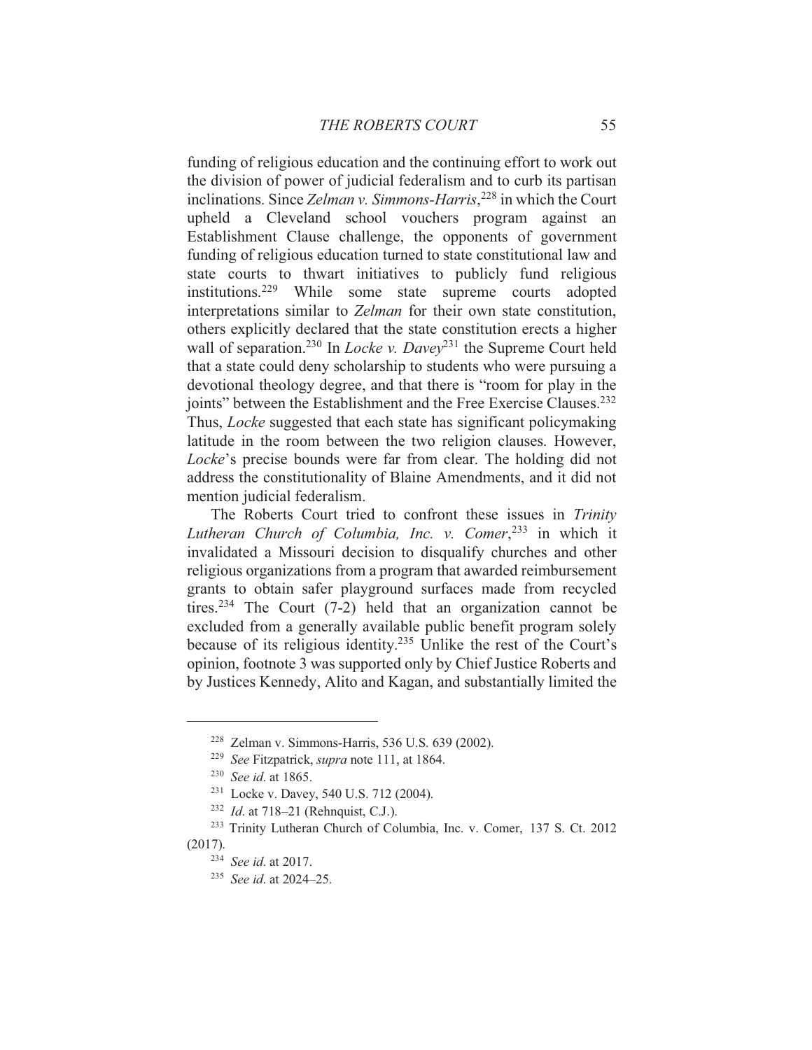funding of religious education and the continuing effort to work out the division of power of judicial federalism and to curb its partisan inclinations. Since *Zelman v. Simmons-Harris*,[228] in which the Court upheld a Cleveland school vouchers program against an Establishment Clause challenge, the opponents of government funding of religious education turned to state constitutional law and state courts to thwart initiatives to publicly fund religious institutions.[229] While some state supreme courts adopted interpretations similar to *Zelman* for their own state constitution, others explicitly declared that the state constitution erects a higher wall of separation.[230] In *Locke v. Davey*[231] the Supreme Court held that a state could deny scholarship to students who were pursuing a devotional theology degree, and that there is "room for play in the joints" between the Establishment and the Free Exercise Clauses.[232] Thus, *Locke* suggested that each state has significant policymaking latitude in the room between the two religion clauses. However, *Locke*'s precise bounds were far from clear. The holding did not address the constitutionality of Blaine Amendments, and it did not mention judicial federalism.

The Roberts Court tried to confront these issues in *Trinity Lutheran Church of Columbia, Inc. v. Comer*,[233] in which it invalidated a Missouri decision to disqualify churches and other religious organizations from a program that awarded reimbursement grants to obtain safer playground surfaces made from recycled tires.[234] The Court (7-2) held that an organization cannot be excluded from a generally available public benefit program solely because of its religious identity.[235] Unlike the rest of the Court's opinion, footnote 3 was supported only by Chief Justice Roberts and by Justices Kennedy, Alito and Kagan, and substantially limited the

---

[228] Zelman v. Simmons-Harris, 536 U.S. 639 (2002).

[229] *See* Fitzpatrick, *supra* note 111, at 1864.

[230] *See id.* at 1865.

[231] Locke v. Davey, 540 U.S. 712 (2004).

[232] *Id.* at 718–21 (Rehnquist, C.J.).

[233] Trinity Lutheran Church of Columbia, Inc. v. Comer, 137 S. Ct. 2012 (2017).

[234] *See id.* at 2017.

[235] *See id.* at 2024–25.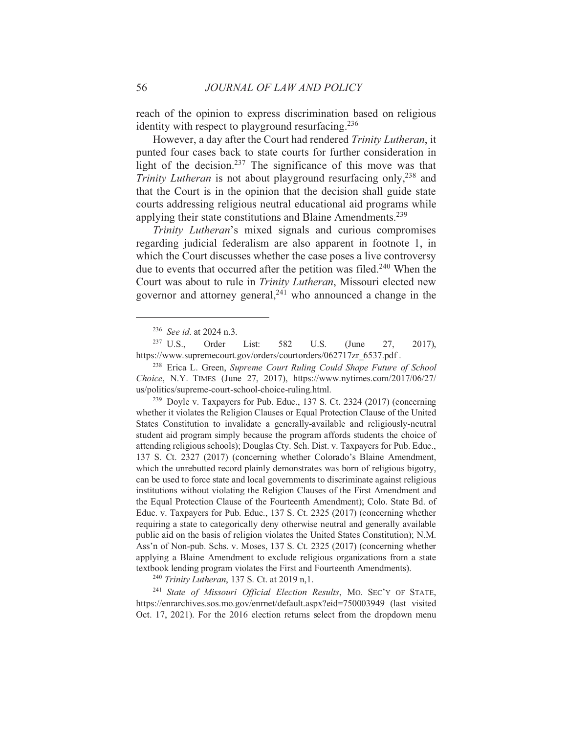reach of the opinion to express discrimination based on religious identity with respect to playground resurfacing.[236]

However, a day after the Court had rendered *Trinity Lutheran*, it punted four cases back to state courts for further consideration in light of the decision.[237] The significance of this move was that *Trinity Lutheran* is not about playground resurfacing only,[238] and that the Court is in the opinion that the decision shall guide state courts addressing religious neutral educational aid programs while applying their state constitutions and Blaine Amendments.[239]

*Trinity Lutheran*'s mixed signals and curious compromises regarding judicial federalism are also apparent in footnote 1, in which the Court discusses whether the case poses a live controversy due to events that occurred after the petition was filed.[240] When the Court was about to rule in *Trinity Lutheran*, Missouri elected new governor and attorney general,[241] who announced a change in the

---

[236] *See id*. at 2024 n.3.

[237] U.S., Order List: 582 U.S. (June 27, 2017), https://www.supremecourt.gov/orders/courtorders/062717zr_6537.pdf .

[238] Erica L. Green, *Supreme Court Ruling Could Shape Future of School Choice*, N.Y. TIMES (June 27, 2017), https://www.nytimes.com/2017/06/27/us/politics/supreme-court-school-choice-ruling.html.

[239] Doyle v. Taxpayers for Pub. Educ., 137 S. Ct. 2324 (2017) (concerning whether it violates the Religion Clauses or Equal Protection Clause of the United States Constitution to invalidate a generally-available and religiously-neutral student aid program simply because the program affords students the choice of attending religious schools); Douglas Cty. Sch. Dist. v. Taxpayers for Pub. Educ., 137 S. Ct. 2327 (2017) (concerning whether Colorado's Blaine Amendment, which the unrebutted record plainly demonstrates was born of religious bigotry, can be used to force state and local governments to discriminate against religious institutions without violating the Religion Clauses of the First Amendment and the Equal Protection Clause of the Fourteenth Amendment); Colo. State Bd. of Educ. v. Taxpayers for Pub. Educ., 137 S. Ct. 2325 (2017) (concerning whether requiring a state to categorically deny otherwise neutral and generally available public aid on the basis of religion violates the United States Constitution); N.M. Ass'n of Non-pub. Schs. v. Moses, 137 S. Ct. 2325 (2017) (concerning whether applying a Blaine Amendment to exclude religious organizations from a state textbook lending program violates the First and Fourteenth Amendments).

[240] *Trinity Lutheran*, 137 S. Ct. at 2019 n,1.

[241] *State of Missouri Official Election Results*, MO. SEC'Y OF STATE, https://enrarchives.sos.mo.gov/enrnet/default.aspx?eid=750003949 (last visited Oct. 17, 2021). For the 2016 election returns select from the dropdown menu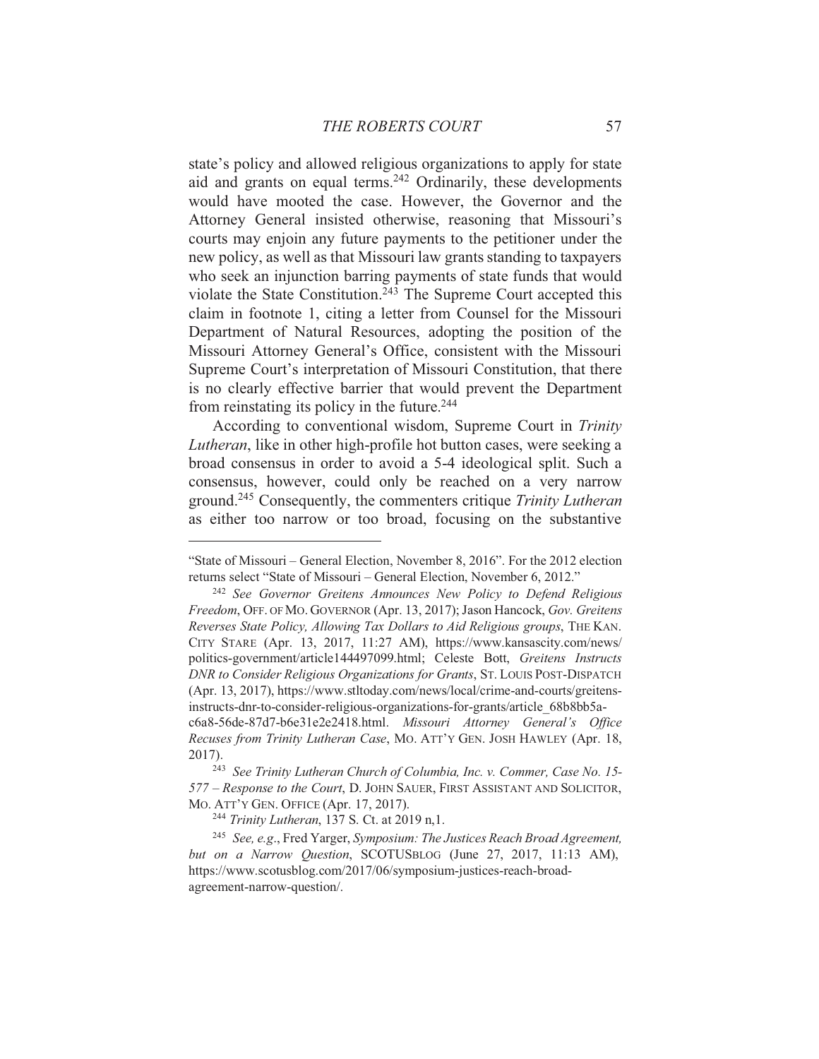state's policy and allowed religious organizations to apply for state aid and grants on equal terms.[242] Ordinarily, these developments would have mooted the case. However, the Governor and the Attorney General insisted otherwise, reasoning that Missouri's courts may enjoin any future payments to the petitioner under the new policy, as well as that Missouri law grants standing to taxpayers who seek an injunction barring payments of state funds that would violate the State Constitution.[243] The Supreme Court accepted this claim in footnote 1, citing a letter from Counsel for the Missouri Department of Natural Resources, adopting the position of the Missouri Attorney General's Office, consistent with the Missouri Supreme Court's interpretation of Missouri Constitution, that there is no clearly effective barrier that would prevent the Department from reinstating its policy in the future.[244]

According to conventional wisdom, Supreme Court in *Trinity Lutheran*, like in other high-profile hot button cases, were seeking a broad consensus in order to avoid a 5-4 ideological split. Such a consensus, however, could only be reached on a very narrow ground.[245] Consequently, the commenters critique *Trinity Lutheran* as either too narrow or too broad, focusing on the substantive

---

"State of Missouri – General Election, November 8, 2016". For the 2012 election returns select "State of Missouri – General Election, November 6, 2012."

[242] *See Governor Greitens Announces New Policy to Defend Religious Freedom*, OFF. OF MO. GOVERNOR (Apr. 13, 2017); Jason Hancock, *Gov. Greitens Reverses State Policy, Allowing Tax Dollars to Aid Religious groups*, THE KAN. CITY STARE (Apr. 13, 2017, 11:27 AM), https://www.kansascity.com/news/politics-government/article144497099.html; Celeste Bott, *Greitens Instructs DNR to Consider Religious Organizations for Grants*, ST. LOUIS POST-DISPATCH (Apr. 13, 2017), https://www.stltoday.com/news/local/crime-and-courts/greitens-instructs-dnr-to-consider-religious-organizations-for-grants/article_68b8bb5a-c6a8-56de-87d7-b6e31e2e2418.html. *Missouri Attorney General's Office Recuses from Trinity Lutheran Case*, MO. ATT'Y GEN. JOSH HAWLEY (Apr. 18, 2017).

[243] *See Trinity Lutheran Church of Columbia, Inc. v. Commer, Case No. 15-577 – Response to the Court*, D. JOHN SAUER, FIRST ASSISTANT AND SOLICITOR, MO. ATT'Y GEN. OFFICE (Apr. 17, 2017).

[244] *Trinity Lutheran*, 137 S. Ct. at 2019 n,1.

[245] *See, e.g.*, Fred Yarger, *Symposium: The Justices Reach Broad Agreement, but on a Narrow Question*, SCOTUSBLOG (June 27, 2017, 11:13 AM), https://www.scotusblog.com/2017/06/symposium-justices-reach-broad-agreement-narrow-question/.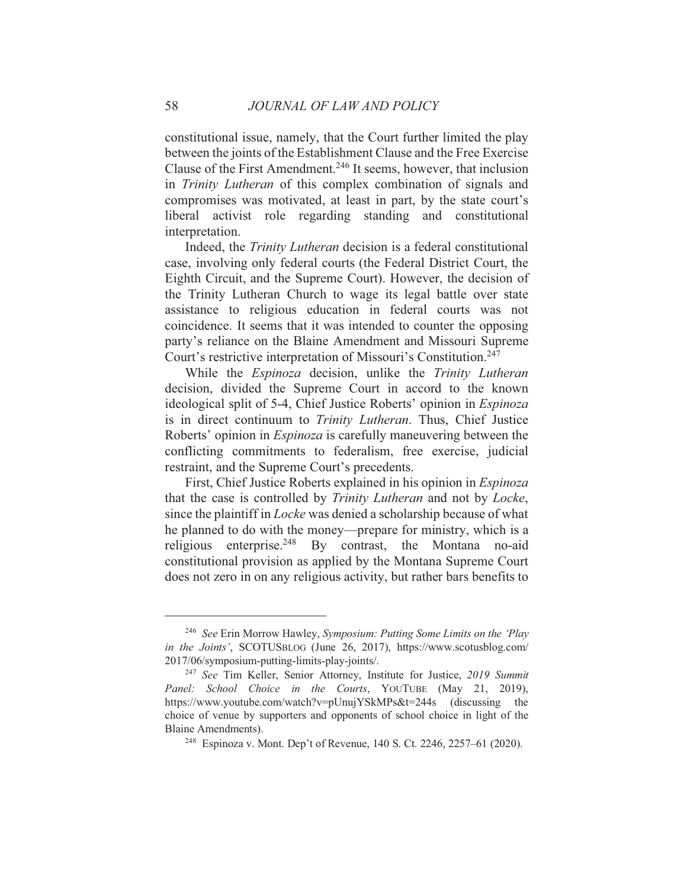constitutional issue, namely, that the Court further limited the play between the joints of the Establishment Clause and the Free Exercise Clause of the First Amendment.[246] It seems, however, that inclusion in *Trinity Lutheran* of this complex combination of signals and compromises was motivated, at least in part, by the state court's liberal activist role regarding standing and constitutional interpretation.

Indeed, the *Trinity Lutheran* decision is a federal constitutional case, involving only federal courts (the Federal District Court, the Eighth Circuit, and the Supreme Court). However, the decision of the Trinity Lutheran Church to wage its legal battle over state assistance to religious education in federal courts was not coincidence. It seems that it was intended to counter the opposing party's reliance on the Blaine Amendment and Missouri Supreme Court's restrictive interpretation of Missouri's Constitution.[247]

While the *Espinoza* decision, unlike the *Trinity Lutheran* decision, divided the Supreme Court in accord to the known ideological split of 5-4, Chief Justice Roberts' opinion in *Espinoza* is in direct continuum to *Trinity Lutheran*. Thus, Chief Justice Roberts' opinion in *Espinoza* is carefully maneuvering between the conflicting commitments to federalism, free exercise, judicial restraint, and the Supreme Court's precedents.

First, Chief Justice Roberts explained in his opinion in *Espinoza* that the case is controlled by *Trinity Lutheran* and not by *Locke*, since the plaintiff in *Locke* was denied a scholarship because of what he planned to do with the money—prepare for ministry, which is a religious enterprise.[248] By contrast, the Montana no-aid constitutional provision as applied by the Montana Supreme Court does not zero in on any religious activity, but rather bars benefits to

---

[246] *See* Erin Morrow Hawley, *Symposium: Putting Some Limits on the 'Play in the Joints'*, SCOTUSBLOG (June 26, 2017), https://www.scotusblog.com/2017/06/symposium-putting-limits-play-joints/.

[247] *See* Tim Keller, Senior Attorney, Institute for Justice, *2019 Summit Panel: School Choice in the Courts*, YOUTUBE (May 21, 2019), https://www.youtube.com/watch?v=pUnujYSkMPs&t=244s (discussing the choice of venue by supporters and opponents of school choice in light of the Blaine Amendments).

[248] Espinoza v. Mont. Dep't of Revenue, 140 S. Ct. 2246, 2257–61 (2020).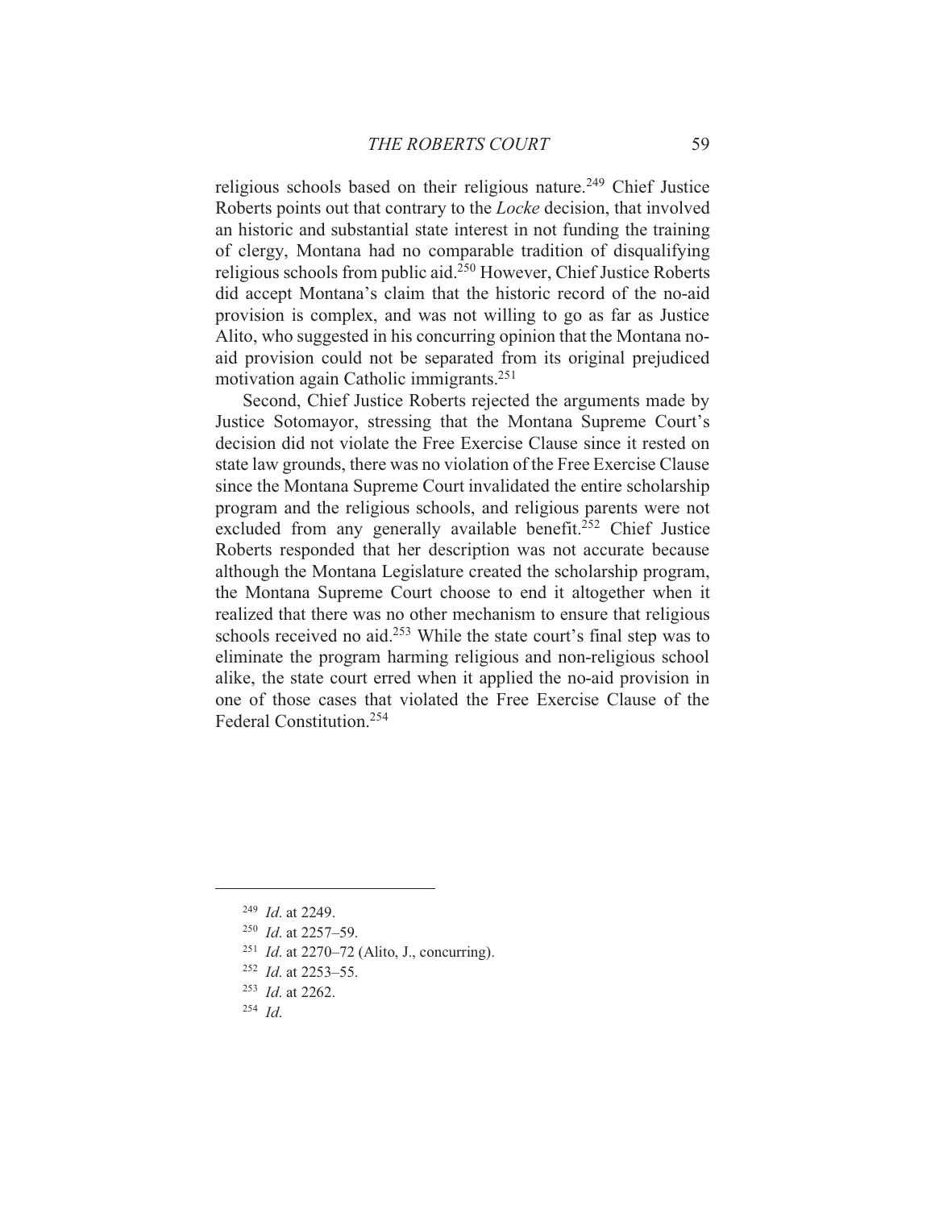religious schools based on their religious nature.[249] Chief Justice Roberts points out that contrary to the *Locke* decision, that involved an historic and substantial state interest in not funding the training of clergy, Montana had no comparable tradition of disqualifying religious schools from public aid.[250] However, Chief Justice Roberts did accept Montana's claim that the historic record of the no-aid provision is complex, and was not willing to go as far as Justice Alito, who suggested in his concurring opinion that the Montana no-aid provision could not be separated from its original prejudiced motivation again Catholic immigrants.[251]

Second, Chief Justice Roberts rejected the arguments made by Justice Sotomayor, stressing that the Montana Supreme Court's decision did not violate the Free Exercise Clause since it rested on state law grounds, there was no violation of the Free Exercise Clause since the Montana Supreme Court invalidated the entire scholarship program and the religious schools, and religious parents were not excluded from any generally available benefit.[252] Chief Justice Roberts responded that her description was not accurate because although the Montana Legislature created the scholarship program, the Montana Supreme Court choose to end it altogether when it realized that there was no other mechanism to ensure that religious schools received no aid.[253] While the state court's final step was to eliminate the program harming religious and non-religious school alike, the state court erred when it applied the no-aid provision in one of those cases that violated the Free Exercise Clause of the Federal Constitution.[254]

---

[249] *Id.* at 2249.

[250] *Id.* at 2257–59.

[251] *Id.* at 2270–72 (Alito, J., concurring).

[252] *Id.* at 2253–55.

[253] *Id.* at 2262.

[254] *Id.*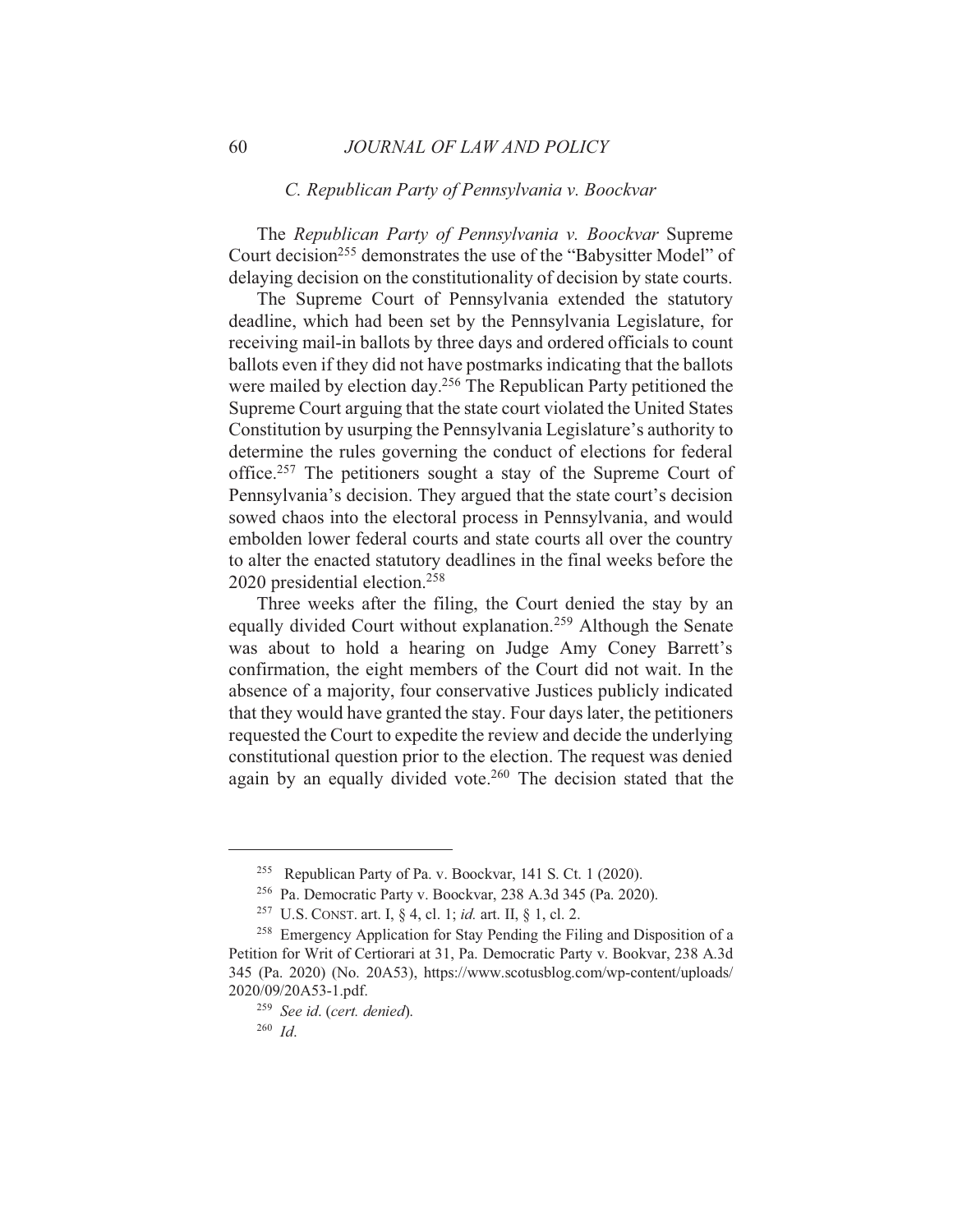### C. *Republican Party of Pennsylvania v. Boockvar*

The *Republican Party of Pennsylvania v. Boockvar* Supreme Court decision[255] demonstrates the use of the "Babysitter Model" of delaying decision on the constitutionality of decision by state courts.

The Supreme Court of Pennsylvania extended the statutory deadline, which had been set by the Pennsylvania Legislature, for receiving mail-in ballots by three days and ordered officials to count ballots even if they did not have postmarks indicating that the ballots were mailed by election day.[256] The Republican Party petitioned the Supreme Court arguing that the state court violated the United States Constitution by usurping the Pennsylvania Legislature's authority to determine the rules governing the conduct of elections for federal office.[257] The petitioners sought a stay of the Supreme Court of Pennsylvania's decision. They argued that the state court's decision sowed chaos into the electoral process in Pennsylvania, and would embolden lower federal courts and state courts all over the country to alter the enacted statutory deadlines in the final weeks before the 2020 presidential election.[258]

Three weeks after the filing, the Court denied the stay by an equally divided Court without explanation.[259] Although the Senate was about to hold a hearing on Judge Amy Coney Barrett's confirmation, the eight members of the Court did not wait. In the absence of a majority, four conservative Justices publicly indicated that they would have granted the stay. Four days later, the petitioners requested the Court to expedite the review and decide the underlying constitutional question prior to the election. The request was denied again by an equally divided vote.[260] The decision stated that the

---

[255] Republican Party of Pa. v. Boockvar, 141 S. Ct. 1 (2020).

[256] Pa. Democratic Party v. Boockvar, 238 A.3d 345 (Pa. 2020).

[257] U.S. CONST. art. I, § 4, cl. 1; *id.* art. II, § 1, cl. 2.

[258] Emergency Application for Stay Pending the Filing and Disposition of a Petition for Writ of Certiorari at 31, Pa. Democratic Party v. Bookvar, 238 A.3d 345 (Pa. 2020) (No. 20A53), https://www.scotusblog.com/wp-content/uploads/2020/09/20A53-1.pdf.

[259] *See id.* (*cert. denied*).

[260] *Id.*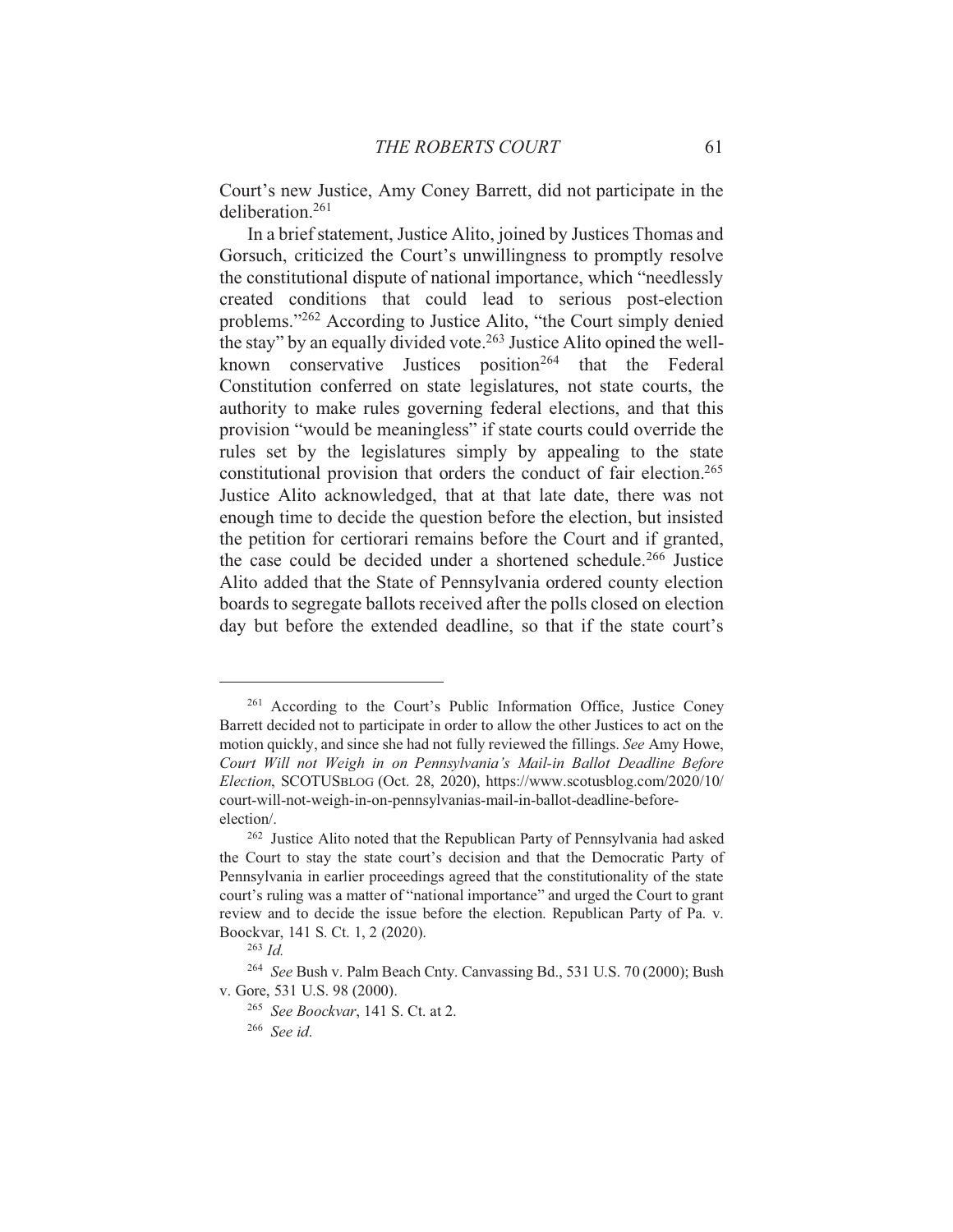Court's new Justice, Amy Coney Barrett, did not participate in the deliberation.[261]

In a brief statement, Justice Alito, joined by Justices Thomas and Gorsuch, criticized the Court's unwillingness to promptly resolve the constitutional dispute of national importance, which "needlessly created conditions that could lead to serious post-election problems."[262] According to Justice Alito, "the Court simply denied the stay" by an equally divided vote.[263] Justice Alito opined the well-known conservative Justices position[264] that the Federal Constitution conferred on state legislatures, not state courts, the authority to make rules governing federal elections, and that this provision "would be meaningless" if state courts could override the rules set by the legislatures simply by appealing to the state constitutional provision that orders the conduct of fair election.[265] Justice Alito acknowledged, that at that late date, there was not enough time to decide the question before the election, but insisted the petition for certiorari remains before the Court and if granted, the case could be decided under a shortened schedule.[266] Justice Alito added that the State of Pennsylvania ordered county election boards to segregate ballots received after the polls closed on election day but before the extended deadline, so that if the state court's

---

[261] According to the Court's Public Information Office, Justice Coney Barrett decided not to participate in order to allow the other Justices to act on the motion quickly, and since she had not fully reviewed the fillings. *See* Amy Howe, *Court Will not Weigh in on Pennsylvania's Mail-in Ballot Deadline Before Election*, SCOTUSBLOG (Oct. 28, 2020), https://www.scotusblog.com/2020/10/court-will-not-weigh-in-on-pennsylvanias-mail-in-ballot-deadline-before-election/.

[262] Justice Alito noted that the Republican Party of Pennsylvania had asked the Court to stay the state court's decision and that the Democratic Party of Pennsylvania in earlier proceedings agreed that the constitutionality of the state court's ruling was a matter of "national importance" and urged the Court to grant review and to decide the issue before the election. Republican Party of Pa. v. Boockvar, 141 S. Ct. 1, 2 (2020).

[263] *Id.*

[264] *See* Bush v. Palm Beach Cnty. Canvassing Bd., 531 U.S. 70 (2000); Bush v. Gore, 531 U.S. 98 (2000).

[265] *See Boockvar*, 141 S. Ct. at 2.

[266] *See id.*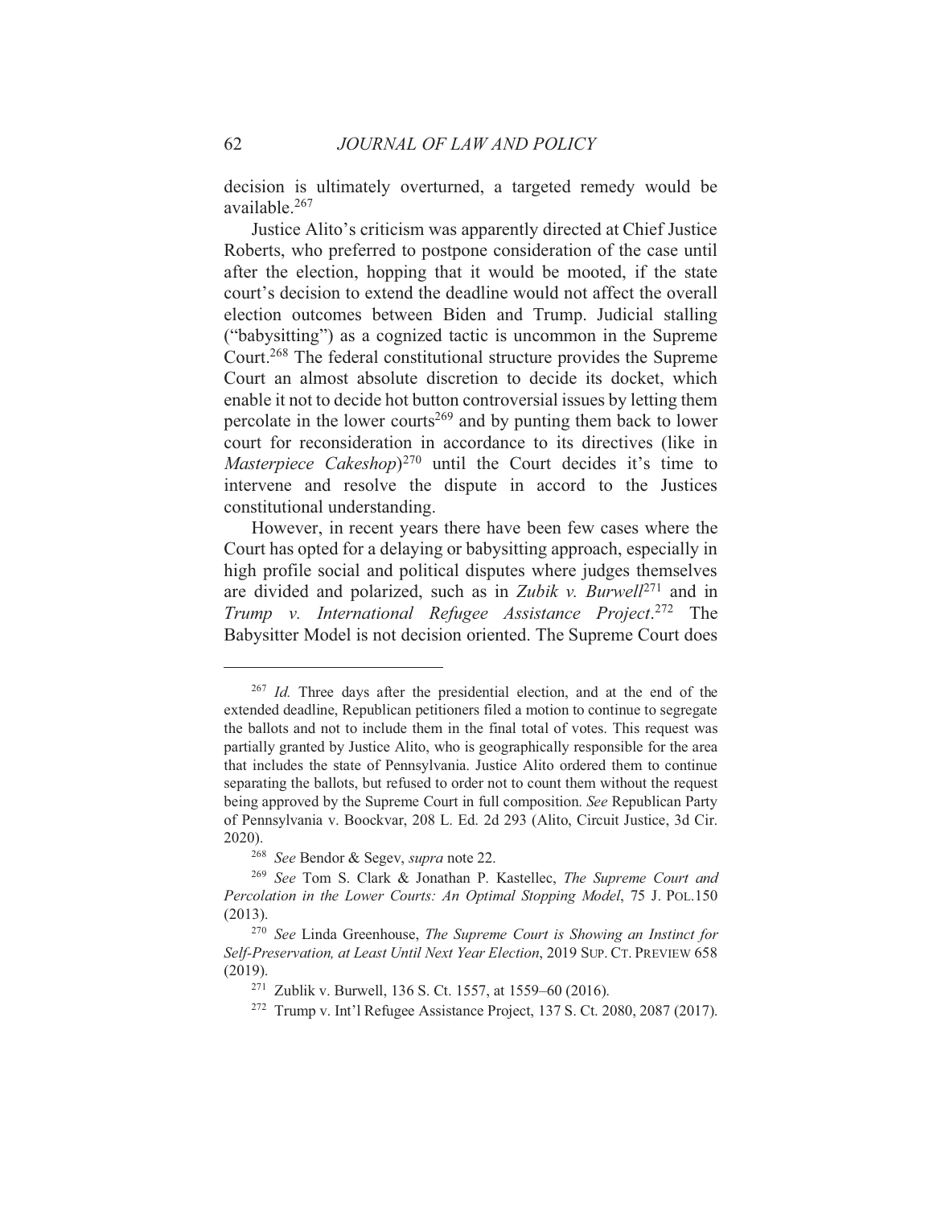decision is ultimately overturned, a targeted remedy would be available.[267]

Justice Alito's criticism was apparently directed at Chief Justice Roberts, who preferred to postpone consideration of the case until after the election, hopping that it would be mooted, if the state court's decision to extend the deadline would not affect the overall election outcomes between Biden and Trump. Judicial stalling ("babysitting") as a cognized tactic is uncommon in the Supreme Court.[268] The federal constitutional structure provides the Supreme Court an almost absolute discretion to decide its docket, which enable it not to decide hot button controversial issues by letting them percolate in the lower courts[269] and by punting them back to lower court for reconsideration in accordance to its directives (like in *Masterpiece Cakeshop*)[270] until the Court decides it's time to intervene and resolve the dispute in accord to the Justices constitutional understanding.

However, in recent years there have been few cases where the Court has opted for a delaying or babysitting approach, especially in high profile social and political disputes where judges themselves are divided and polarized, such as in *Zubik v. Burwell*[271] and in *Trump v. International Refugee Assistance Project*.[272] The Babysitter Model is not decision oriented. The Supreme Court does

---

[267] *Id.* Three days after the presidential election, and at the end of the extended deadline, Republican petitioners filed a motion to continue to segregate the ballots and not to include them in the final total of votes. This request was partially granted by Justice Alito, who is geographically responsible for the area that includes the state of Pennsylvania. Justice Alito ordered them to continue separating the ballots, but refused to order not to count them without the request being approved by the Supreme Court in full composition. *See* Republican Party of Pennsylvania v. Boockvar, 208 L. Ed. 2d 293 (Alito, Circuit Justice, 3d Cir. 2020).

[268] *See* Bendor & Segev, *supra* note 22.

[269] *See* Tom S. Clark & Jonathan P. Kastellec, *The Supreme Court and Percolation in the Lower Courts: An Optimal Stopping Model*, 75 J. POL.150 (2013).

[270] *See* Linda Greenhouse, *The Supreme Court is Showing an Instinct for Self-Preservation, at Least Until Next Year Election*, 2019 SUP. CT. PREVIEW 658 (2019).

[271] Zublik v. Burwell, 136 S. Ct. 1557, at 1559–60 (2016).

[272] Trump v. Int'l Refugee Assistance Project, 137 S. Ct. 2080, 2087 (2017).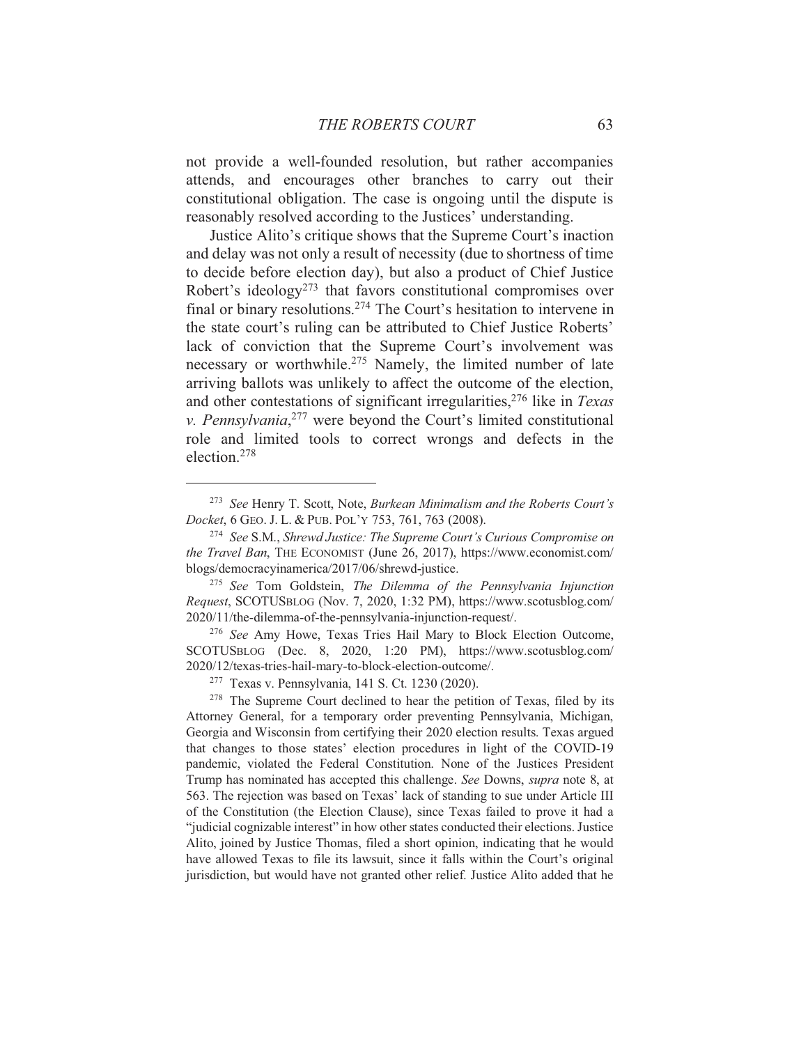not provide a well-founded resolution, but rather accompanies attends, and encourages other branches to carry out their constitutional obligation. The case is ongoing until the dispute is reasonably resolved according to the Justices' understanding.

Justice Alito's critique shows that the Supreme Court's inaction and delay was not only a result of necessity (due to shortness of time to decide before election day), but also a product of Chief Justice Robert's ideology[273] that favors constitutional compromises over final or binary resolutions.[274] The Court's hesitation to intervene in the state court's ruling can be attributed to Chief Justice Roberts' lack of conviction that the Supreme Court's involvement was necessary or worthwhile.[275] Namely, the limited number of late arriving ballots was unlikely to affect the outcome of the election, and other contestations of significant irregularities,[276] like in *Texas v. Pennsylvania*,[277] were beyond the Court's limited constitutional role and limited tools to correct wrongs and defects in the election.[278]

---

[273] *See* Henry T. Scott, Note, *Burkean Minimalism and the Roberts Court's Docket*, 6 GEO. J. L. & PUB. POL'Y 753, 761, 763 (2008).

[274] *See* S.M., *Shrewd Justice: The Supreme Court's Curious Compromise on the Travel Ban*, THE ECONOMIST (June 26, 2017), https://www.economist.com/blogs/democracyinamerica/2017/06/shrewd-justice.

[275] *See* Tom Goldstein, *The Dilemma of the Pennsylvania Injunction Request*, SCOTUSBLOG (Nov. 7, 2020, 1:32 PM), https://www.scotusblog.com/2020/11/the-dilemma-of-the-pennsylvania-injunction-request/.

[276] *See* Amy Howe, Texas Tries Hail Mary to Block Election Outcome, SCOTUSBLOG (Dec. 8, 2020, 1:20 PM), https://www.scotusblog.com/2020/12/texas-tries-hail-mary-to-block-election-outcome/.

[277] Texas v. Pennsylvania, 141 S. Ct. 1230 (2020).

[278] The Supreme Court declined to hear the petition of Texas, filed by its Attorney General, for a temporary order preventing Pennsylvania, Michigan, Georgia and Wisconsin from certifying their 2020 election results. Texas argued that changes to those states' election procedures in light of the COVID-19 pandemic, violated the Federal Constitution. None of the Justices President Trump has nominated has accepted this challenge. *See* Downs, *supra* note 8, at 563. The rejection was based on Texas' lack of standing to sue under Article III of the Constitution (the Election Clause), since Texas failed to prove it had a "judicial cognizable interest" in how other states conducted their elections. Justice Alito, joined by Justice Thomas, filed a short opinion, indicating that he would have allowed Texas to file its lawsuit, since it falls within the Court's original jurisdiction, but would have not granted other relief. Justice Alito added that he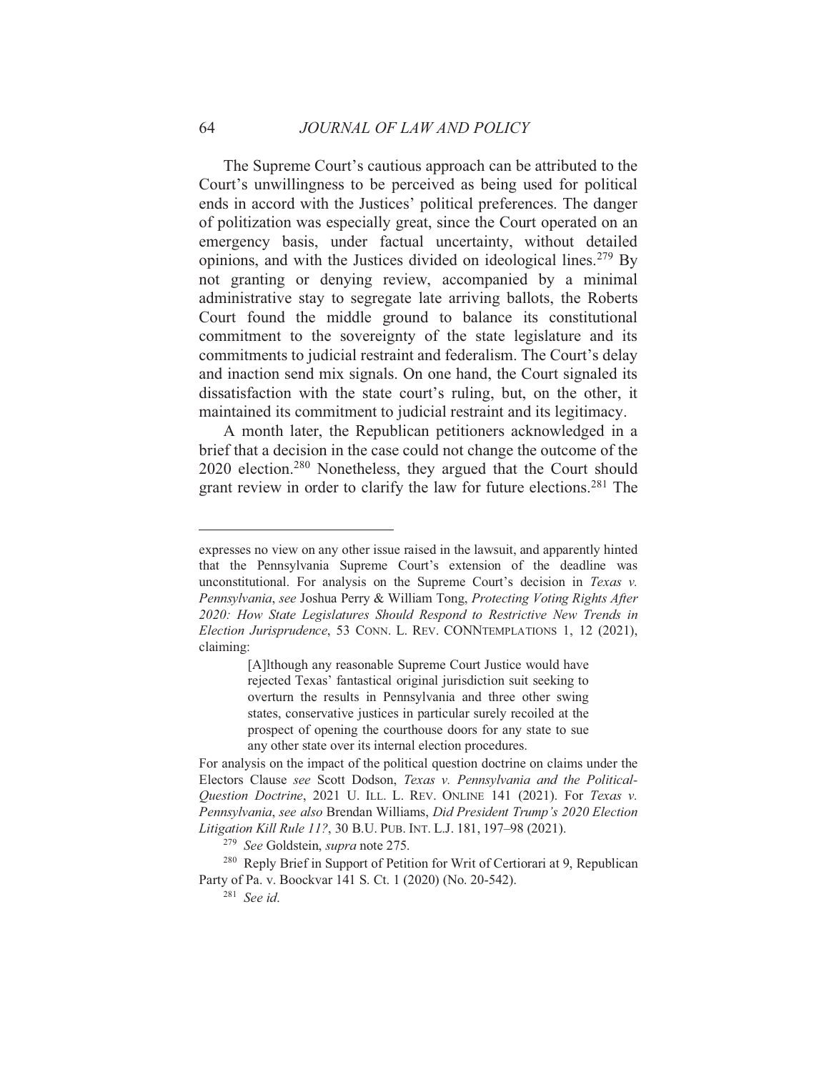The Supreme Court's cautious approach can be attributed to the Court's unwillingness to be perceived as being used for political ends in accord with the Justices' political preferences. The danger of politization was especially great, since the Court operated on an emergency basis, under factual uncertainty, without detailed opinions, and with the Justices divided on ideological lines.[279] By not granting or denying review, accompanied by a minimal administrative stay to segregate late arriving ballots, the Roberts Court found the middle ground to balance its constitutional commitment to the sovereignty of the state legislature and its commitments to judicial restraint and federalism. The Court's delay and inaction send mix signals. On one hand, the Court signaled its dissatisfaction with the state court's ruling, but, on the other, it maintained its commitment to judicial restraint and its legitimacy.

A month later, the Republican petitioners acknowledged in a brief that a decision in the case could not change the outcome of the 2020 election.[280] Nonetheless, they argued that the Court should grant review in order to clarify the law for future elections.[281] The

---

expresses no view on any other issue raised in the lawsuit, and apparently hinted that the Pennsylvania Supreme Court's extension of the deadline was unconstitutional. For analysis on the Supreme Court's decision in *Texas v. Pennsylvania*, *see* Joshua Perry & William Tong, *Protecting Voting Rights After 2020: How State Legislatures Should Respond to Restrictive New Trends in Election Jurisprudence*, 53 CONN. L. REV. CONNTEMPLATIONS 1, 12 (2021), claiming:

> [A]lthough any reasonable Supreme Court Justice would have rejected Texas' fantastical original jurisdiction suit seeking to overturn the results in Pennsylvania and three other swing states, conservative justices in particular surely recoiled at the prospect of opening the courthouse doors for any state to sue any other state over its internal election procedures.

For analysis on the impact of the political question doctrine on claims under the Electors Clause *see* Scott Dodson, *Texas v. Pennsylvania and the Political-Question Doctrine*, 2021 U. ILL. L. REV. ONLINE 141 (2021). For *Texas v. Pennsylvania*, *see also* Brendan Williams, *Did President Trump's 2020 Election Litigation Kill Rule 11?*, 30 B.U. PUB. INT. L.J. 181, 197–98 (2021).

[279] *See* Goldstein, *supra* note 275.

[280] Reply Brief in Support of Petition for Writ of Certiorari at 9, Republican Party of Pa. v. Boockvar 141 S. Ct. 1 (2020) (No. 20-542).

[281] *See id.*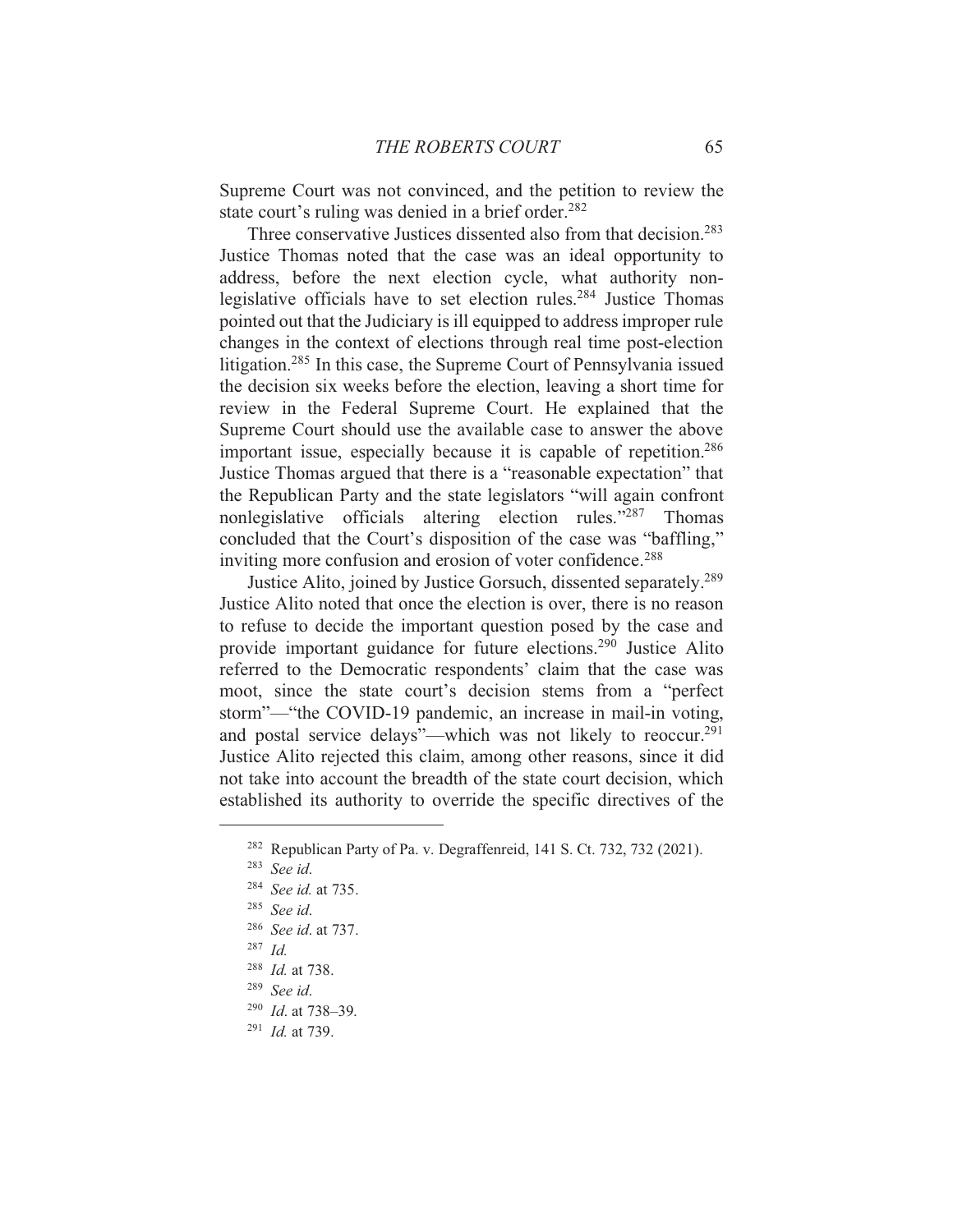Supreme Court was not convinced, and the petition to review the state court's ruling was denied in a brief order.[282]

Three conservative Justices dissented also from that decision.[283] Justice Thomas noted that the case was an ideal opportunity to address, before the next election cycle, what authority non-legislative officials have to set election rules.[284] Justice Thomas pointed out that the Judiciary is ill equipped to address improper rule changes in the context of elections through real time post-election litigation.[285] In this case, the Supreme Court of Pennsylvania issued the decision six weeks before the election, leaving a short time for review in the Federal Supreme Court. He explained that the Supreme Court should use the available case to answer the above important issue, especially because it is capable of repetition.[286] Justice Thomas argued that there is a "reasonable expectation" that the Republican Party and the state legislators "will again confront nonlegislative officials altering election rules."[287] Thomas concluded that the Court's disposition of the case was "baffling," inviting more confusion and erosion of voter confidence.[288]

Justice Alito, joined by Justice Gorsuch, dissented separately.[289] Justice Alito noted that once the election is over, there is no reason to refuse to decide the important question posed by the case and provide important guidance for future elections.[290] Justice Alito referred to the Democratic respondents' claim that the case was moot, since the state court's decision stems from a "perfect storm"—"the COVID-19 pandemic, an increase in mail-in voting, and postal service delays"—which was not likely to reoccur.[291] Justice Alito rejected this claim, among other reasons, since it did not take into account the breadth of the state court decision, which established its authority to override the specific directives of the

---

[282] Republican Party of Pa. v. Degraffenreid, 141 S. Ct. 732, 732 (2021).

[283] *See id.*

[284] *See id.* at 735.

[285] *See id.*

[286] *See id*. at 737.

[287] *Id.*

[288] *Id.* at 738.

[289] *See id.*

[290] *Id*. at 738–39.

[291] *Id.* at 739.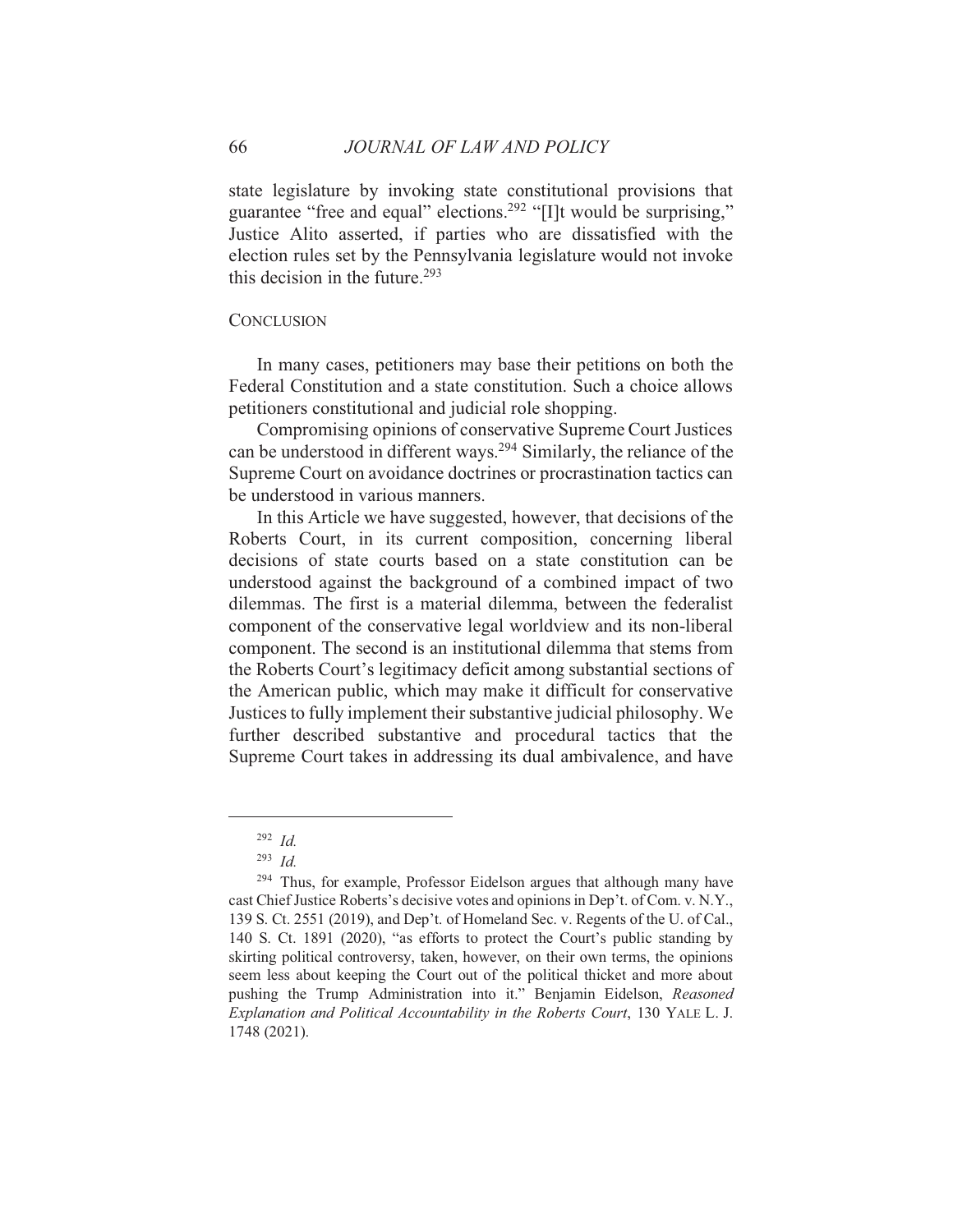state legislature by invoking state constitutional provisions that guarantee "free and equal" elections.[292] "[I]t would be surprising," Justice Alito asserted, if parties who are dissatisfied with the election rules set by the Pennsylvania legislature would not invoke this decision in the future.[293]

## CONCLUSION

In many cases, petitioners may base their petitions on both the Federal Constitution and a state constitution. Such a choice allows petitioners constitutional and judicial role shopping.

Compromising opinions of conservative Supreme Court Justices can be understood in different ways.[294] Similarly, the reliance of the Supreme Court on avoidance doctrines or procrastination tactics can be understood in various manners.

In this Article we have suggested, however, that decisions of the Roberts Court, in its current composition, concerning liberal decisions of state courts based on a state constitution can be understood against the background of a combined impact of two dilemmas. The first is a material dilemma, between the federalist component of the conservative legal worldview and its non-liberal component. The second is an institutional dilemma that stems from the Roberts Court's legitimacy deficit among substantial sections of the American public, which may make it difficult for conservative Justices to fully implement their substantive judicial philosophy. We further described substantive and procedural tactics that the Supreme Court takes in addressing its dual ambivalence, and have

---

[292] *Id.*

[293] *Id.*

[294] Thus, for example, Professor Eidelson argues that although many have cast Chief Justice Roberts's decisive votes and opinions in Dep't. of Com. v. N.Y., 139 S. Ct. 2551 (2019), and Dep't. of Homeland Sec. v. Regents of the U. of Cal., 140 S. Ct. 1891 (2020), "as efforts to protect the Court's public standing by skirting political controversy, taken, however, on their own terms, the opinions seem less about keeping the Court out of the political thicket and more about pushing the Trump Administration into it." Benjamin Eidelson, *Reasoned Explanation and Political Accountability in the Roberts Court*, 130 YALE L. J. 1748 (2021).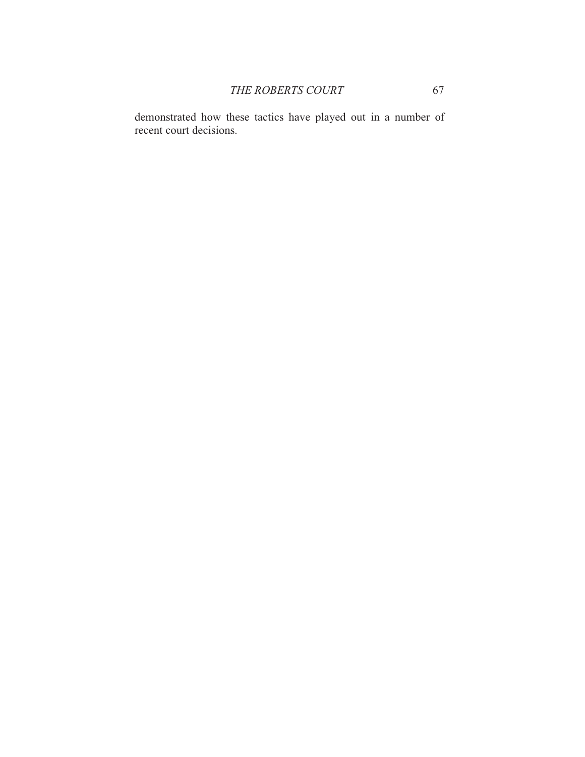demonstrated how these tactics have played out in a number of recent court decisions.